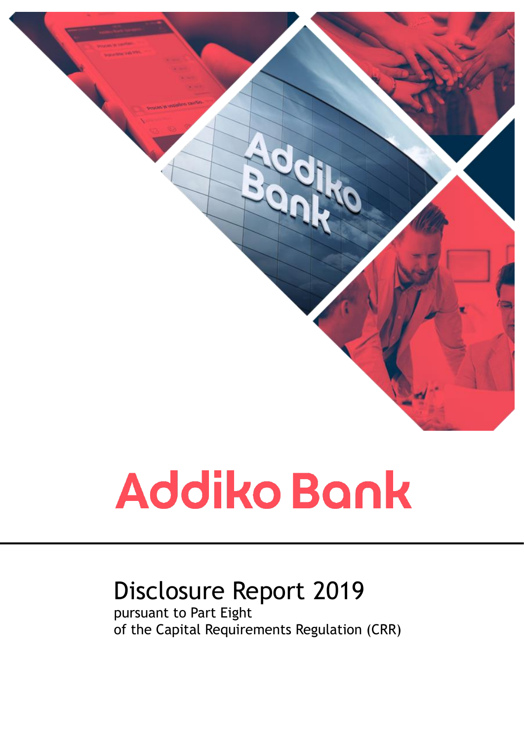# Addiko Bank

## Disclosure Report 2019

pursuant to Part Eight
of the Capital Requirements Regulation (CRR)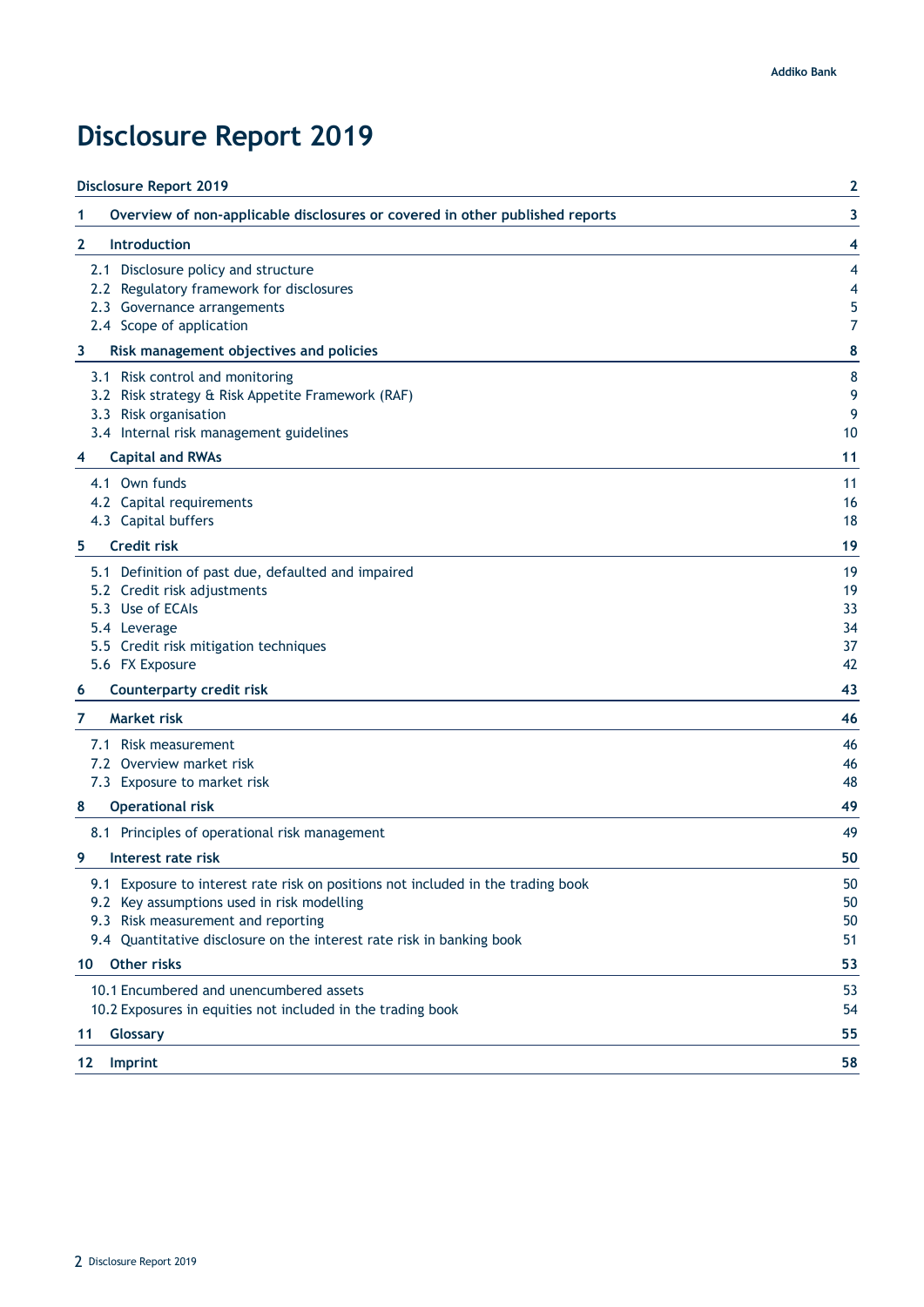# Disclosure Report 2019

| Section | Page |
|---|---|
| **Disclosure Report 2019** | **2** |
| **1 Overview of non-applicable disclosures or covered in other published reports** | **3** |
| **2 Introduction** | **4** |
| 2.1 Disclosure policy and structure | 4 |
| 2.2 Regulatory framework for disclosures | 4 |
| 2.3 Governance arrangements | 5 |
| 2.4 Scope of application | 7 |
| **3 Risk management objectives and policies** | **8** |
| 3.1 Risk control and monitoring | 8 |
| 3.2 Risk strategy & Risk Appetite Framework (RAF) | 9 |
| 3.3 Risk organisation | 9 |
| 3.4 Internal risk management guidelines | 10 |
| **4 Capital and RWAs** | **11** |
| 4.1 Own funds | 11 |
| 4.2 Capital requirements | 16 |
| 4.3 Capital buffers | 18 |
| **5 Credit risk** | **19** |
| 5.1 Definition of past due, defaulted and impaired | 19 |
| 5.2 Credit risk adjustments | 19 |
| 5.3 Use of ECAIs | 33 |
| 5.4 Leverage | 34 |
| 5.5 Credit risk mitigation techniques | 37 |
| 5.6 FX Exposure | 42 |
| **6 Counterparty credit risk** | **43** |
| **7 Market risk** | **46** |
| 7.1 Risk measurement | 46 |
| 7.2 Overview market risk | 46 |
| 7.3 Exposure to market risk | 48 |
| **8 Operational risk** | **49** |
| 8.1 Principles of operational risk management | 49 |
| **9 Interest rate risk** | **50** |
| 9.1 Exposure to interest rate risk on positions not included in the trading book | 50 |
| 9.2 Key assumptions used in risk modelling | 50 |
| 9.3 Risk measurement and reporting | 50 |
| 9.4 Quantitative disclosure on the interest rate risk in banking book | 51 |
| **10 Other risks** | **53** |
| 10.1 Encumbered and unencumbered assets | 53 |
| 10.2 Exposures in equities not included in the trading book | 54 |
| **11 Glossary** | **55** |
| **12 Imprint** | **58** |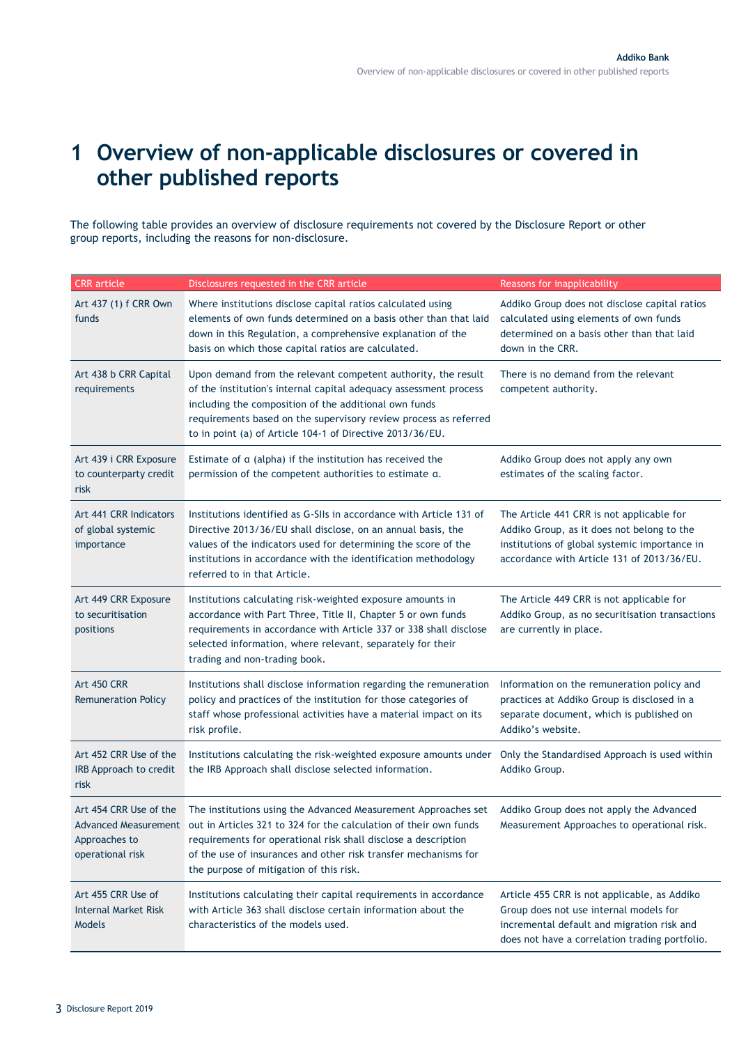# 1 Overview of non-applicable disclosures or covered in other published reports

The following table provides an overview of disclosure requirements not covered by the Disclosure Report or other group reports, including the reasons for non-disclosure.

| CRR article | Disclosures requested in the CRR article | Reasons for inapplicability |
|---|---|---|
| Art 437 (1) f CRR Own funds | Where institutions disclose capital ratios calculated using elements of own funds determined on a basis other than that laid down in this Regulation, a comprehensive explanation of the basis on which those capital ratios are calculated. | Addiko Group does not disclose capital ratios calculated using elements of own funds determined on a basis other than that laid down in the CRR. |
| Art 438 b CRR Capital requirements | Upon demand from the relevant competent authority, the result of the institution's internal capital adequacy assessment process including the composition of the additional own funds requirements based on the supervisory review process as referred to in point (a) of Article 104-1 of Directive 2013/36/EU. | There is no demand from the relevant competent authority. |
| Art 439 i CRR Exposure to counterparty credit risk | Estimate of α (alpha) if the institution has received the permission of the competent authorities to estimate α. | Addiko Group does not apply any own estimates of the scaling factor. |
| Art 441 CRR Indicators of global systemic importance | Institutions identified as G-SIIs in accordance with Article 131 of Directive 2013/36/EU shall disclose, on an annual basis, the values of the indicators used for determining the score of the institutions in accordance with the identification methodology referred to in that Article. | The Article 441 CRR is not applicable for Addiko Group, as it does not belong to the institutions of global systemic importance in accordance with Article 131 of 2013/36/EU. |
| Art 449 CRR Exposure to securitisation positions | Institutions calculating risk-weighted exposure amounts in accordance with Part Three, Title II, Chapter 5 or own funds requirements in accordance with Article 337 or 338 shall disclose selected information, where relevant, separately for their trading and non-trading book. | The Article 449 CRR is not applicable for Addiko Group, as no securitisation transactions are currently in place. |
| Art 450 CRR Remuneration Policy | Institutions shall disclose information regarding the remuneration policy and practices of the institution for those categories of staff whose professional activities have a material impact on its risk profile. | Information on the remuneration policy and practices at Addiko Group is disclosed in a separate document, which is published on Addiko's website. |
| Art 452 CRR Use of the IRB Approach to credit risk | Institutions calculating the risk-weighted exposure amounts under the IRB Approach shall disclose selected information. | Only the Standardised Approach is used within Addiko Group. |
| Art 454 CRR Use of the Advanced Measurement Approaches to operational risk | The institutions using the Advanced Measurement Approaches set out in Articles 321 to 324 for the calculation of their own funds requirements for operational risk shall disclose a description of the use of insurances and other risk transfer mechanisms for the purpose of mitigation of this risk. | Addiko Group does not apply the Advanced Measurement Approaches to operational risk. |
| Art 455 CRR Use of Internal Market Risk Models | Institutions calculating their capital requirements in accordance with Article 363 shall disclose certain information about the characteristics of the models used. | Article 455 CRR is not applicable, as Addiko Group does not use internal models for incremental default and migration risk and does not have a correlation trading portfolio. |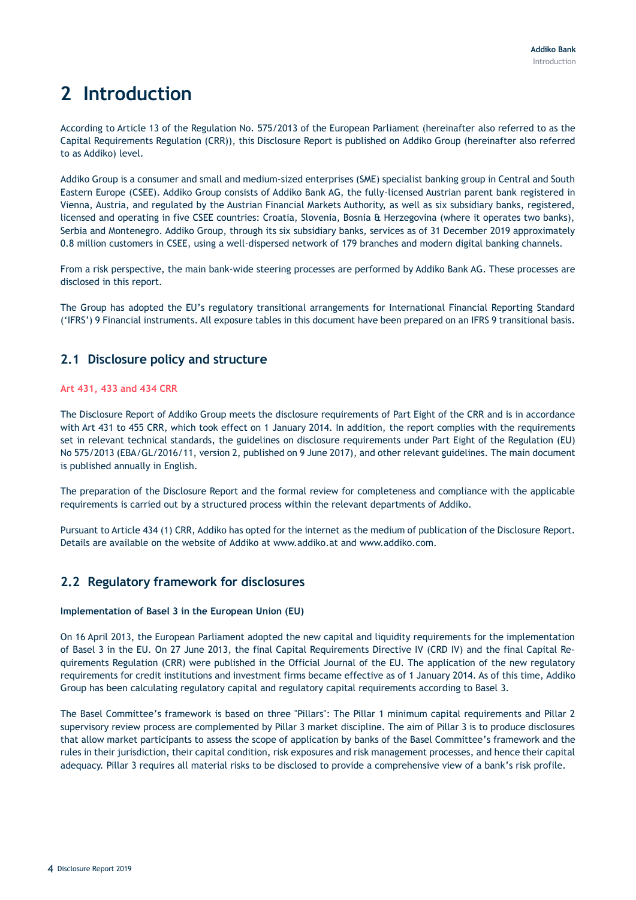# 2 Introduction

According to Article 13 of the Regulation No. 575/2013 of the European Parliament (hereinafter also referred to as the Capital Requirements Regulation (CRR)), this Disclosure Report is published on Addiko Group (hereinafter also referred to as Addiko) level.

Addiko Group is a consumer and small and medium-sized enterprises (SME) specialist banking group in Central and South Eastern Europe (CSEE). Addiko Group consists of Addiko Bank AG, the fully-licensed Austrian parent bank registered in Vienna, Austria, and regulated by the Austrian Financial Markets Authority, as well as six subsidiary banks, registered, licensed and operating in five CSEE countries: Croatia, Slovenia, Bosnia & Herzegovina (where it operates two banks), Serbia and Montenegro. Addiko Group, through its six subsidiary banks, services as of 31 December 2019 approximately 0.8 million customers in CSEE, using a well-dispersed network of 179 branches and modern digital banking channels.

From a risk perspective, the main bank-wide steering processes are performed by Addiko Bank AG. These processes are disclosed in this report.

The Group has adopted the EU's regulatory transitional arrangements for International Financial Reporting Standard ('IFRS') 9 Financial instruments. All exposure tables in this document have been prepared on an IFRS 9 transitional basis.

## 2.1 Disclosure policy and structure

**Art 431, 433 and 434 CRR**

The Disclosure Report of Addiko Group meets the disclosure requirements of Part Eight of the CRR and is in accordance with Art 431 to 455 CRR, which took effect on 1 January 2014. In addition, the report complies with the requirements set in relevant technical standards, the guidelines on disclosure requirements under Part Eight of the Regulation (EU) No 575/2013 (EBA/GL/2016/11, version 2, published on 9 June 2017), and other relevant guidelines. The main document is published annually in English.

The preparation of the Disclosure Report and the formal review for completeness and compliance with the applicable requirements is carried out by a structured process within the relevant departments of Addiko.

Pursuant to Article 434 (1) CRR, Addiko has opted for the internet as the medium of publication of the Disclosure Report. Details are available on the website of Addiko at www.addiko.at and www.addiko.com.

## 2.2 Regulatory framework for disclosures

**Implementation of Basel 3 in the European Union (EU)**

On 16 April 2013, the European Parliament adopted the new capital and liquidity requirements for the implementation of Basel 3 in the EU. On 27 June 2013, the final Capital Requirements Directive IV (CRD IV) and the final Capital Requirements Regulation (CRR) were published in the Official Journal of the EU. The application of the new regulatory requirements for credit institutions and investment firms became effective as of 1 January 2014. As of this time, Addiko Group has been calculating regulatory capital and regulatory capital requirements according to Basel 3.

The Basel Committee's framework is based on three "Pillars": The Pillar 1 minimum capital requirements and Pillar 2 supervisory review process are complemented by Pillar 3 market discipline. The aim of Pillar 3 is to produce disclosures that allow market participants to assess the scope of application by banks of the Basel Committee's framework and the rules in their jurisdiction, their capital condition, risk exposures and risk management processes, and hence their capital adequacy. Pillar 3 requires all material risks to be disclosed to provide a comprehensive view of a bank's risk profile.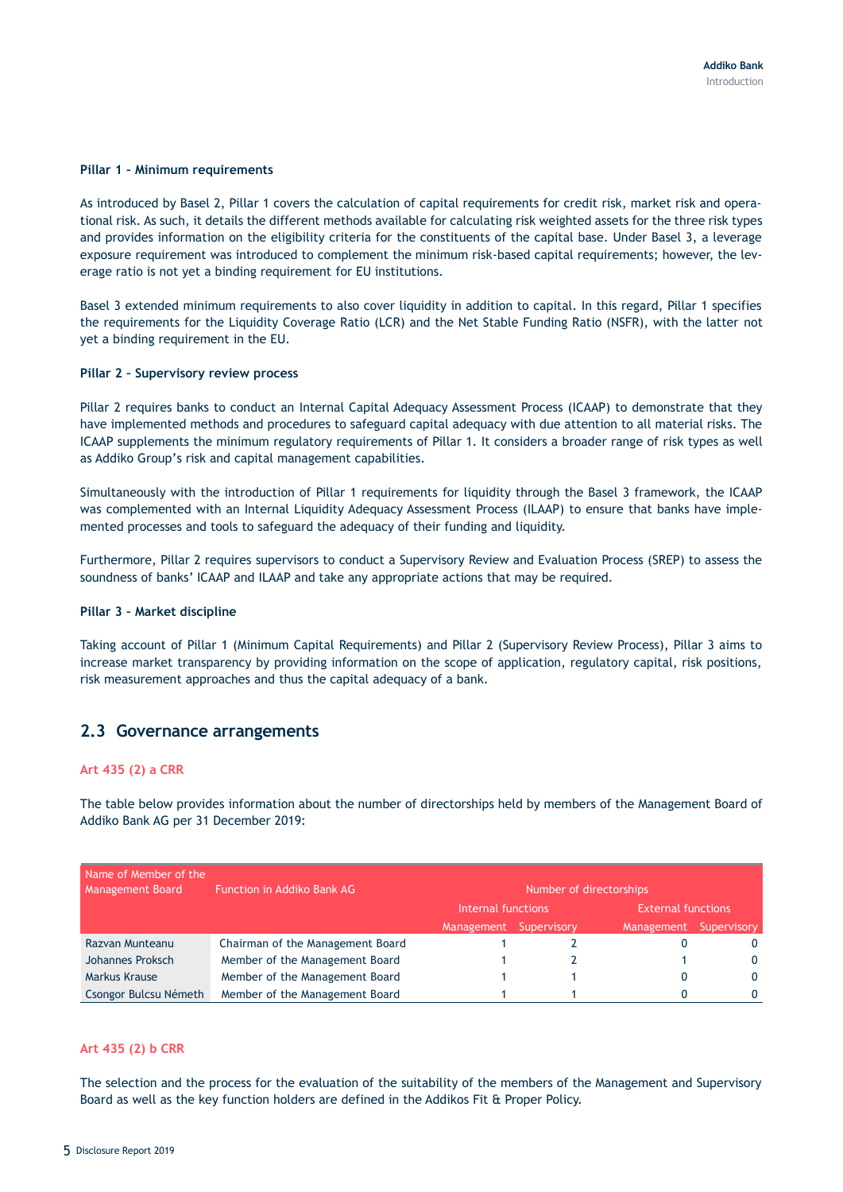**Pillar 1 – Minimum requirements**

As introduced by Basel 2, Pillar 1 covers the calculation of capital requirements for credit risk, market risk and operational risk. As such, it details the different methods available for calculating risk weighted assets for the three risk types and provides information on the eligibility criteria for the constituents of the capital base. Under Basel 3, a leverage exposure requirement was introduced to complement the minimum risk-based capital requirements; however, the leverage ratio is not yet a binding requirement for EU institutions.

Basel 3 extended minimum requirements to also cover liquidity in addition to capital. In this regard, Pillar 1 specifies the requirements for the Liquidity Coverage Ratio (LCR) and the Net Stable Funding Ratio (NSFR), with the latter not yet a binding requirement in the EU.

**Pillar 2 – Supervisory review process**

Pillar 2 requires banks to conduct an Internal Capital Adequacy Assessment Process (ICAAP) to demonstrate that they have implemented methods and procedures to safeguard capital adequacy with due attention to all material risks. The ICAAP supplements the minimum regulatory requirements of Pillar 1. It considers a broader range of risk types as well as Addiko Group's risk and capital management capabilities.

Simultaneously with the introduction of Pillar 1 requirements for liquidity through the Basel 3 framework, the ICAAP was complemented with an Internal Liquidity Adequacy Assessment Process (ILAAP) to ensure that banks have implemented processes and tools to safeguard the adequacy of their funding and liquidity.

Furthermore, Pillar 2 requires supervisors to conduct a Supervisory Review and Evaluation Process (SREP) to assess the soundness of banks' ICAAP and ILAAP and take any appropriate actions that may be required.

**Pillar 3 – Market discipline**

Taking account of Pillar 1 (Minimum Capital Requirements) and Pillar 2 (Supervisory Review Process), Pillar 3 aims to increase market transparency by providing information on the scope of application, regulatory capital, risk positions, risk measurement approaches and thus the capital adequacy of a bank.

## 2.3 Governance arrangements

**Art 435 (2) a CRR**

The table below provides information about the number of directorships held by members of the Management Board of Addiko Bank AG per 31 December 2019:

| Name of Member of the Management Board | Function in Addiko Bank AG | Number of directorships | | | |
|---|---|---|---|---|---|
| | | Internal functions | | External functions | |
| | | Management | Supervisory | Management | Supervisory |
| Razvan Munteanu | Chairman of the Management Board | 1 | 2 | 0 | 0 |
| Johannes Proksch | Member of the Management Board | 1 | 2 | 1 | 0 |
| Markus Krause | Member of the Management Board | 1 | 1 | 0 | 0 |
| Csongor Bulcsu Németh | Member of the Management Board | 1 | 1 | 0 | 0 |

**Art 435 (2) b CRR**

The selection and the process for the evaluation of the suitability of the members of the Management and Supervisory Board as well as the key function holders are defined in the Addikos Fit & Proper Policy.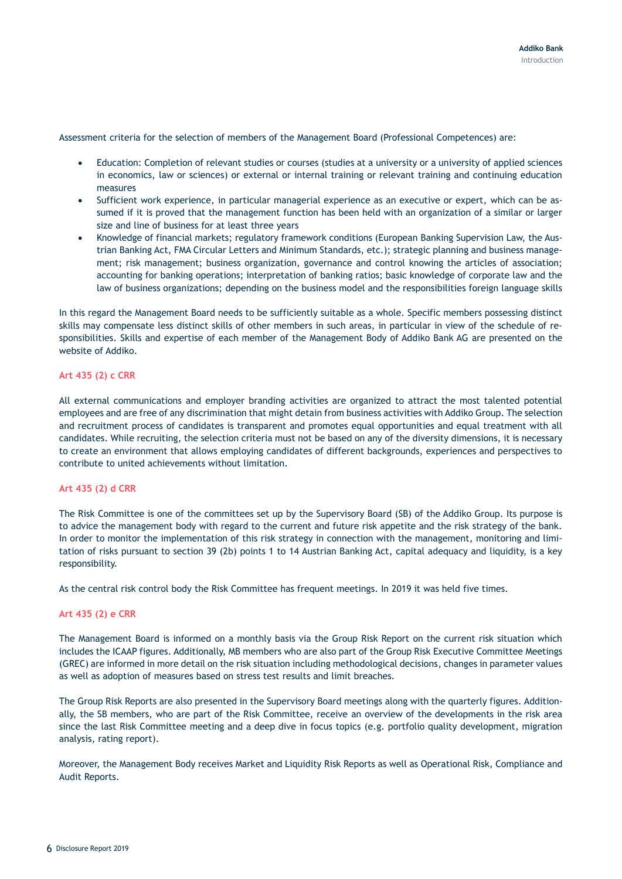Assessment criteria for the selection of members of the Management Board (Professional Competences) are:

- Education: Completion of relevant studies or courses (studies at a university or a university of applied sciences in economics, law or sciences) or external or internal training or relevant training and continuing education measures
- Sufficient work experience, in particular managerial experience as an executive or expert, which can be assumed if it is proved that the management function has been held with an organization of a similar or larger size and line of business for at least three years
- Knowledge of financial markets; regulatory framework conditions (European Banking Supervision Law, the Austrian Banking Act, FMA Circular Letters and Minimum Standards, etc.); strategic planning and business management; risk management; business organization, governance and control knowing the articles of association; accounting for banking operations; interpretation of banking ratios; basic knowledge of corporate law and the law of business organizations; depending on the business model and the responsibilities foreign language skills

In this regard the Management Board needs to be sufficiently suitable as a whole. Specific members possessing distinct skills may compensate less distinct skills of other members in such areas, in particular in view of the schedule of responsibilities. Skills and expertise of each member of the Management Body of Addiko Bank AG are presented on the website of Addiko.

### Art 435 (2) c CRR

All external communications and employer branding activities are organized to attract the most talented potential employees and are free of any discrimination that might detain from business activities with Addiko Group. The selection and recruitment process of candidates is transparent and promotes equal opportunities and equal treatment with all candidates. While recruiting, the selection criteria must not be based on any of the diversity dimensions, it is necessary to create an environment that allows employing candidates of different backgrounds, experiences and perspectives to contribute to united achievements without limitation.

### Art 435 (2) d CRR

The Risk Committee is one of the committees set up by the Supervisory Board (SB) of the Addiko Group. Its purpose is to advice the management body with regard to the current and future risk appetite and the risk strategy of the bank. In order to monitor the implementation of this risk strategy in connection with the management, monitoring and limitation of risks pursuant to section 39 (2b) points 1 to 14 Austrian Banking Act, capital adequacy and liquidity, is a key responsibility.

As the central risk control body the Risk Committee has frequent meetings. In 2019 it was held five times.

### Art 435 (2) e CRR

The Management Board is informed on a monthly basis via the Group Risk Report on the current risk situation which includes the ICAAP figures. Additionally, MB members who are also part of the Group Risk Executive Committee Meetings (GREC) are informed in more detail on the risk situation including methodological decisions, changes in parameter values as well as adoption of measures based on stress test results and limit breaches.

The Group Risk Reports are also presented in the Supervisory Board meetings along with the quarterly figures. Additionally, the SB members, who are part of the Risk Committee, receive an overview of the developments in the risk area since the last Risk Committee meeting and a deep dive in focus topics (e.g. portfolio quality development, migration analysis, rating report).

Moreover, the Management Body receives Market and Liquidity Risk Reports as well as Operational Risk, Compliance and Audit Reports.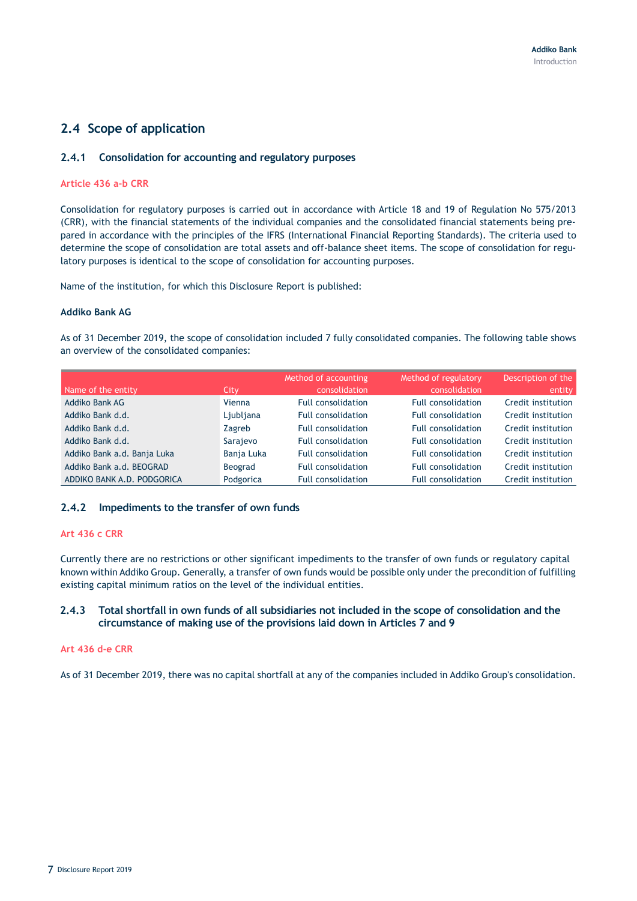## 2.4 Scope of application

### 2.4.1 Consolidation for accounting and regulatory purposes

**Article 436 a-b CRR**

Consolidation for regulatory purposes is carried out in accordance with Article 18 and 19 of Regulation No 575/2013 (CRR), with the financial statements of the individual companies and the consolidated financial statements being prepared in accordance with the principles of the IFRS (International Financial Reporting Standards). The criteria used to determine the scope of consolidation are total assets and off-balance sheet items. The scope of consolidation for regulatory purposes is identical to the scope of consolidation for accounting purposes.

Name of the institution, for which this Disclosure Report is published:

**Addiko Bank AG**

As of 31 December 2019, the scope of consolidation included 7 fully consolidated companies. The following table shows an overview of the consolidated companies:

| Name of the entity | City | Method of accounting consolidation | Method of regulatory consolidation | Description of the entity |
|---|---|---|---|---|
| Addiko Bank AG | Vienna | Full consolidation | Full consolidation | Credit institution |
| Addiko Bank d.d. | Ljubljana | Full consolidation | Full consolidation | Credit institution |
| Addiko Bank d.d. | Zagreb | Full consolidation | Full consolidation | Credit institution |
| Addiko Bank d.d. | Sarajevo | Full consolidation | Full consolidation | Credit institution |
| Addiko Bank a.d. Banja Luka | Banja Luka | Full consolidation | Full consolidation | Credit institution |
| Addiko Bank a.d. BEOGRAD | Beograd | Full consolidation | Full consolidation | Credit institution |
| ADDIKO BANK A.D. PODGORICA | Podgorica | Full consolidation | Full consolidation | Credit institution |

### 2.4.2 Impediments to the transfer of own funds

**Art 436 c CRR**

Currently there are no restrictions or other significant impediments to the transfer of own funds or regulatory capital known within Addiko Group. Generally, a transfer of own funds would be possible only under the precondition of fulfilling existing capital minimum ratios on the level of the individual entities.

### 2.4.3 Total shortfall in own funds of all subsidiaries not included in the scope of consolidation and the circumstance of making use of the provisions laid down in Articles 7 and 9

**Art 436 d-e CRR**

As of 31 December 2019, there was no capital shortfall at any of the companies included in Addiko Group's consolidation.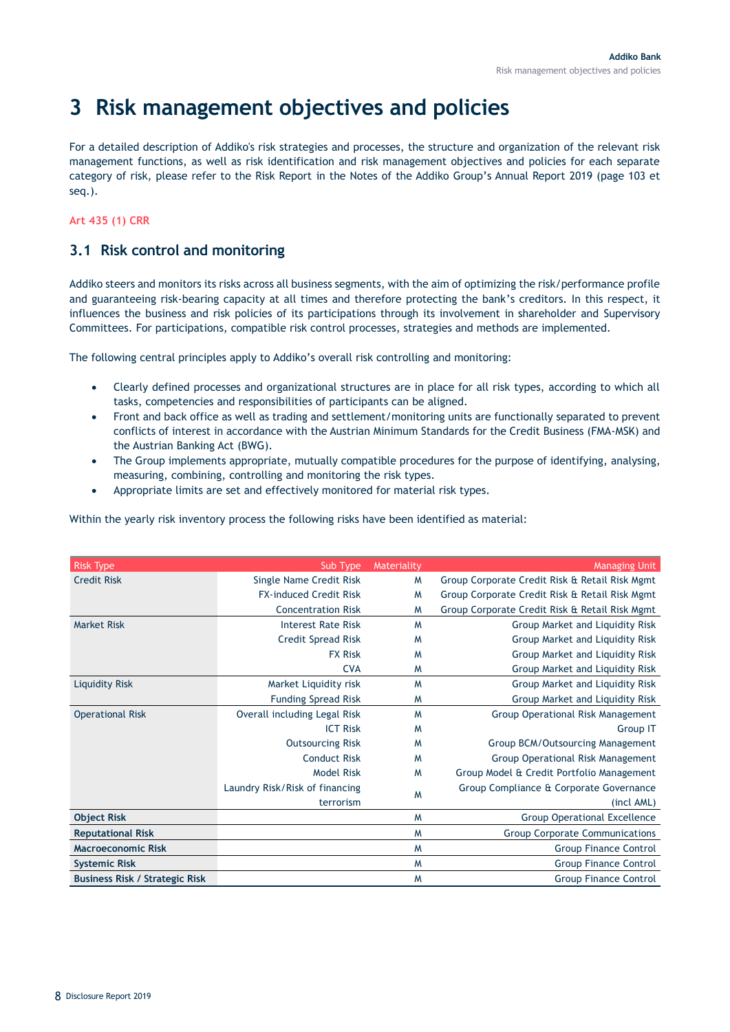# 3 Risk management objectives and policies

For a detailed description of Addiko's risk strategies and processes, the structure and organization of the relevant risk management functions, as well as risk identification and risk management objectives and policies for each separate category of risk, please refer to the Risk Report in the Notes of the Addiko Group's Annual Report 2019 (page 103 et seq.).

Art 435 (1) CRR

## 3.1 Risk control and monitoring

Addiko steers and monitors its risks across all business segments, with the aim of optimizing the risk/performance profile and guaranteeing risk-bearing capacity at all times and therefore protecting the bank's creditors. In this respect, it influences the business and risk policies of its participations through its involvement in shareholder and Supervisory Committees. For participations, compatible risk control processes, strategies and methods are implemented.

The following central principles apply to Addiko's overall risk controlling and monitoring:

- Clearly defined processes and organizational structures are in place for all risk types, according to which all tasks, competencies and responsibilities of participants can be aligned.
- Front and back office as well as trading and settlement/monitoring units are functionally separated to prevent conflicts of interest in accordance with the Austrian Minimum Standards for the Credit Business (FMA-MSK) and the Austrian Banking Act (BWG).
- The Group implements appropriate, mutually compatible procedures for the purpose of identifying, analysing, measuring, combining, controlling and monitoring the risk types.
- Appropriate limits are set and effectively monitored for material risk types.

Within the yearly risk inventory process the following risks have been identified as material:

| Risk Type | Sub Type | Materiality | Managing Unit |
|---|---|---|---|
| Credit Risk | Single Name Credit Risk | M | Group Corporate Credit Risk & Retail Risk Mgmt |
| | FX-induced Credit Risk | M | Group Corporate Credit Risk & Retail Risk Mgmt |
| | Concentration Risk | M | Group Corporate Credit Risk & Retail Risk Mgmt |
| Market Risk | Interest Rate Risk | M | Group Market and Liquidity Risk |
| | Credit Spread Risk | M | Group Market and Liquidity Risk |
| | FX Risk | M | Group Market and Liquidity Risk |
| | CVA | M | Group Market and Liquidity Risk |
| Liquidity Risk | Market Liquidity risk | M | Group Market and Liquidity Risk |
| | Funding Spread Risk | M | Group Market and Liquidity Risk |
| Operational Risk | Overall including Legal Risk | M | Group Operational Risk Management |
| | ICT Risk | M | Group IT |
| | Outsourcing Risk | M | Group BCM/Outsourcing Management |
| | Conduct Risk | M | Group Operational Risk Management |
| | Model Risk | M | Group Model & Credit Portfolio Management |
| | Laundry Risk/Risk of financing terrorism | M | Group Compliance & Corporate Governance (incl AML) |
| **Object Risk** | | M | Group Operational Excellence |
| **Reputational Risk** | | M | Group Corporate Communications |
| **Macroeconomic Risk** | | M | Group Finance Control |
| **Systemic Risk** | | M | Group Finance Control |
| **Business Risk / Strategic Risk** | | M | Group Finance Control |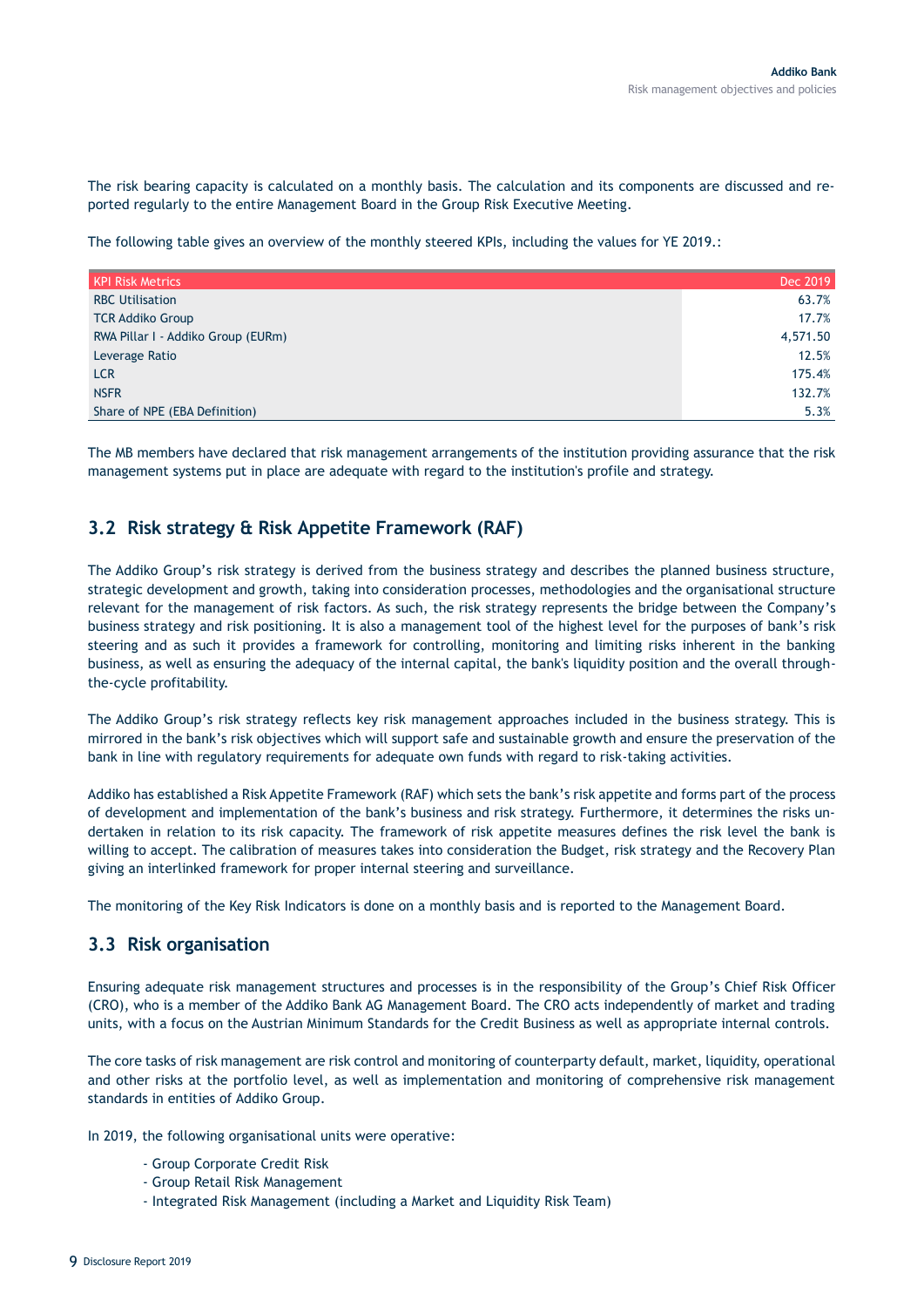The risk bearing capacity is calculated on a monthly basis. The calculation and its components are discussed and reported regularly to the entire Management Board in the Group Risk Executive Meeting.

The following table gives an overview of the monthly steered KPIs, including the values for YE 2019.:

| KPI Risk Metrics | Dec 2019 |
|---|---|
| RBC Utilisation | 63.7% |
| TCR Addiko Group | 17.7% |
| RWA Pillar I - Addiko Group (EURm) | 4,571.50 |
| Leverage Ratio | 12.5% |
| LCR | 175.4% |
| NSFR | 132.7% |
| Share of NPE (EBA Definition) | 5.3% |

The MB members have declared that risk management arrangements of the institution providing assurance that the risk management systems put in place are adequate with regard to the institution's profile and strategy.

## 3.2 Risk strategy & Risk Appetite Framework (RAF)

The Addiko Group's risk strategy is derived from the business strategy and describes the planned business structure, strategic development and growth, taking into consideration processes, methodologies and the organisational structure relevant for the management of risk factors. As such, the risk strategy represents the bridge between the Company's business strategy and risk positioning. It is also a management tool of the highest level for the purposes of bank's risk steering and as such it provides a framework for controlling, monitoring and limiting risks inherent in the banking business, as well as ensuring the adequacy of the internal capital, the bank's liquidity position and the overall through-the-cycle profitability.

The Addiko Group's risk strategy reflects key risk management approaches included in the business strategy. This is mirrored in the bank's risk objectives which will support safe and sustainable growth and ensure the preservation of the bank in line with regulatory requirements for adequate own funds with regard to risk-taking activities.

Addiko has established a Risk Appetite Framework (RAF) which sets the bank's risk appetite and forms part of the process of development and implementation of the bank's business and risk strategy. Furthermore, it determines the risks undertaken in relation to its risk capacity. The framework of risk appetite measures defines the risk level the bank is willing to accept. The calibration of measures takes into consideration the Budget, risk strategy and the Recovery Plan giving an interlinked framework for proper internal steering and surveillance.

The monitoring of the Key Risk Indicators is done on a monthly basis and is reported to the Management Board.

## 3.3 Risk organisation

Ensuring adequate risk management structures and processes is in the responsibility of the Group's Chief Risk Officer (CRO), who is a member of the Addiko Bank AG Management Board. The CRO acts independently of market and trading units, with a focus on the Austrian Minimum Standards for the Credit Business as well as appropriate internal controls.

The core tasks of risk management are risk control and monitoring of counterparty default, market, liquidity, operational and other risks at the portfolio level, as well as implementation and monitoring of comprehensive risk management standards in entities of Addiko Group.

In 2019, the following organisational units were operative:

- Group Corporate Credit Risk
- Group Retail Risk Management
- Integrated Risk Management (including a Market and Liquidity Risk Team)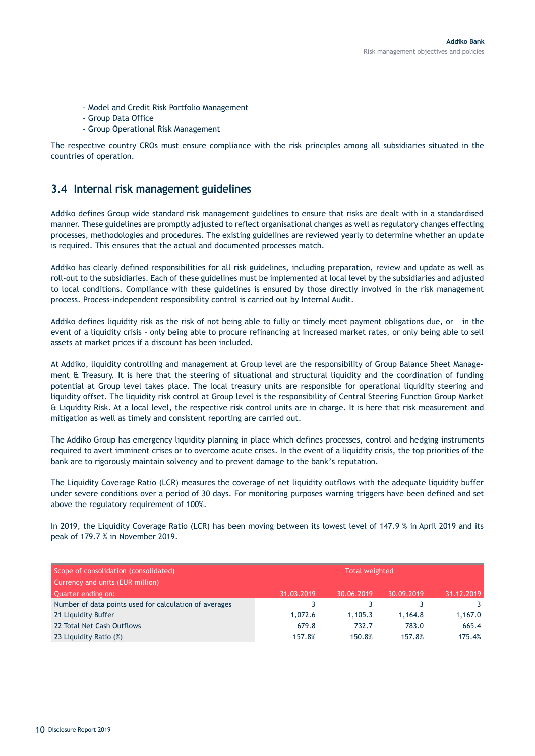- Model and Credit Risk Portfolio Management
- Group Data Office
- Group Operational Risk Management

The respective country CROs must ensure compliance with the risk principles among all subsidiaries situated in the countries of operation.

## 3.4 Internal risk management guidelines

Addiko defines Group wide standard risk management guidelines to ensure that risks are dealt with in a standardised manner. These guidelines are promptly adjusted to reflect organisational changes as well as regulatory changes effecting processes, methodologies and procedures. The existing guidelines are reviewed yearly to determine whether an update is required. This ensures that the actual and documented processes match.

Addiko has clearly defined responsibilities for all risk guidelines, including preparation, review and update as well as roll-out to the subsidiaries. Each of these guidelines must be implemented at local level by the subsidiaries and adjusted to local conditions. Compliance with these guidelines is ensured by those directly involved in the risk management process. Process-independent responsibility control is carried out by Internal Audit.

Addiko defines liquidity risk as the risk of not being able to fully or timely meet payment obligations due, or – in the event of a liquidity crisis – only being able to procure refinancing at increased market rates, or only being able to sell assets at market prices if a discount has been included.

At Addiko, liquidity controlling and management at Group level are the responsibility of Group Balance Sheet Management & Treasury. It is here that the steering of situational and structural liquidity and the coordination of funding potential at Group level takes place. The local treasury units are responsible for operational liquidity steering and liquidity offset. The liquidity risk control at Group level is the responsibility of Central Steering Function Group Market & Liquidity Risk. At a local level, the respective risk control units are in charge. It is here that risk measurement and mitigation as well as timely and consistent reporting are carried out.

The Addiko Group has emergency liquidity planning in place which defines processes, control and hedging instruments required to avert imminent crises or to overcome acute crises. In the event of a liquidity crisis, the top priorities of the bank are to rigorously maintain solvency and to prevent damage to the bank's reputation.

The Liquidity Coverage Ratio (LCR) measures the coverage of net liquidity outflows with the adequate liquidity buffer under severe conditions over a period of 30 days. For monitoring purposes warning triggers have been defined and set above the regulatory requirement of 100%.

In 2019, the Liquidity Coverage Ratio (LCR) has been moving between its lowest level of 147.9 % in April 2019 and its peak of 179.7 % in November 2019.

| Scope of consolidation (consolidated) | Total weighted | | | |
|---|---|---|---|---|
| Currency and units (EUR million) | | | | |
| Quarter ending on: | 31.03.2019 | 30.06.2019 | 30.09.2019 | 31.12.2019 |
| Number of data points used for calculation of averages | 3 | 3 | 3 | 3 |
| 21 Liquidity Buffer | 1,072.6 | 1,105.3 | 1,164.8 | 1,167.0 |
| 22 Total Net Cash Outflows | 679.8 | 732.7 | 783.0 | 665.4 |
| 23 Liquidity Ratio (%) | 157.8% | 150.8% | 157.8% | 175.4% |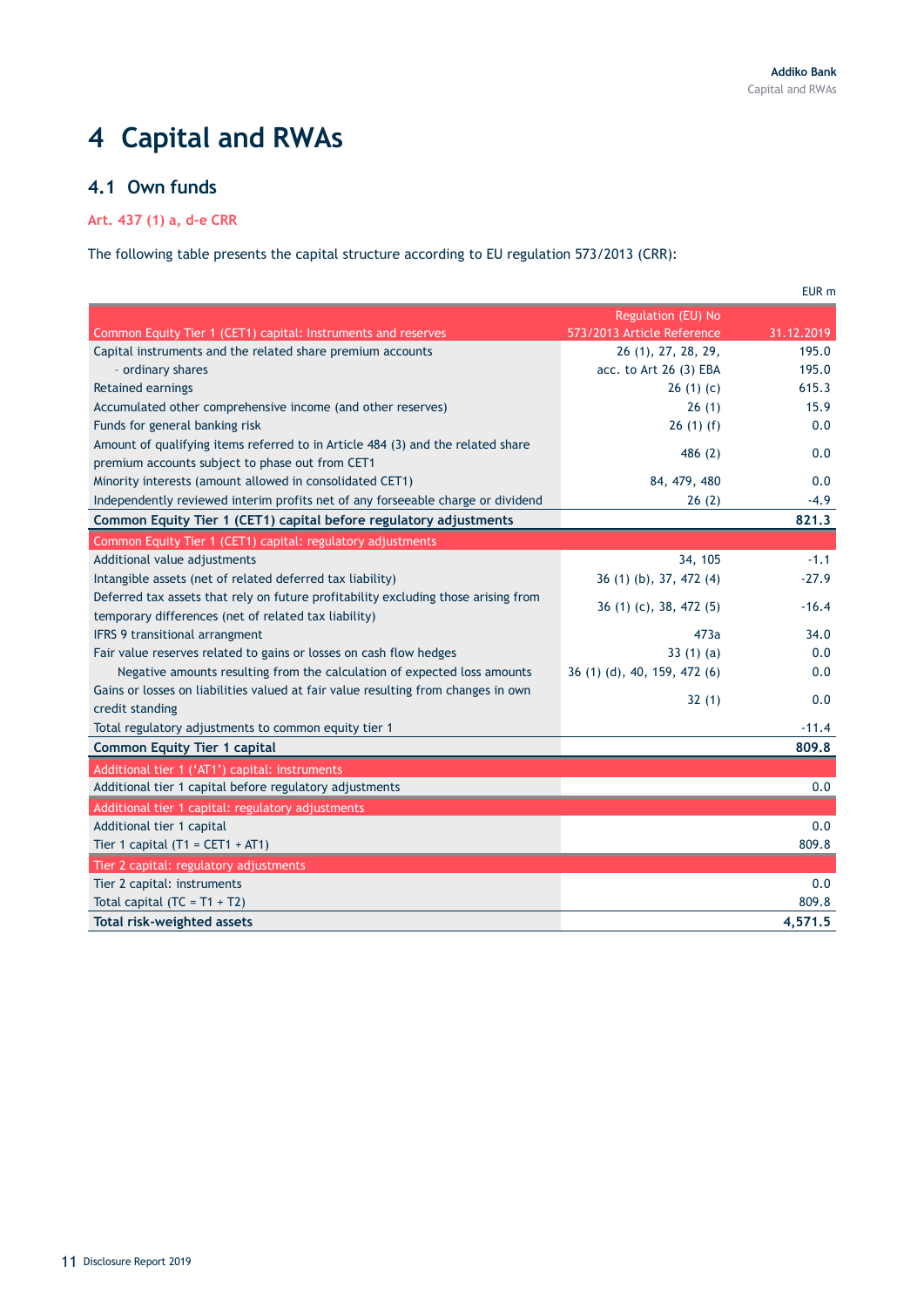# 4 Capital and RWAs

## 4.1 Own funds

**Art. 437 (1) a, d-e CRR**

The following table presents the capital structure according to EU regulation 573/2013 (CRR):

EUR m

| Common Equity Tier 1 (CET1) capital: Instruments and reserves | Regulation (EU) No 573/2013 Article Reference | 31.12.2019 |
|---|---|---|
| Capital instruments and the related share premium accounts | 26 (1), 27, 28, 29, | 195.0 |
| - ordinary shares | acc. to Art 26 (3) EBA | 195.0 |
| Retained earnings | 26 (1) (c) | 615.3 |
| Accumulated other comprehensive income (and other reserves) | 26 (1) | 15.9 |
| Funds for general banking risk | 26 (1) (f) | 0.0 |
| Amount of qualifying items referred to in Article 484 (3) and the related share premium accounts subject to phase out from CET1 | 486 (2) | 0.0 |
| Minority interests (amount allowed in consolidated CET1) | 84, 479, 480 | 0.0 |
| Independently reviewed interim profits net of any forseeable charge or dividend | 26 (2) | -4.9 |
| **Common Equity Tier 1 (CET1) capital before regulatory adjustments** | | **821.3** |
| Common Equity Tier 1 (CET1) capital: regulatory adjustments | | |
| Additional value adjustments | 34, 105 | -1.1 |
| Intangible assets (net of related deferred tax liability) | 36 (1) (b), 37, 472 (4) | -27.9 |
| Deferred tax assets that rely on future profitability excluding those arising from temporary differences (net of related tax liability) | 36 (1) (c), 38, 472 (5) | -16.4 |
| IFRS 9 transitional arrangment | 473a | 34.0 |
| Fair value reserves related to gains or losses on cash flow hedges | 33 (1) (a) | 0.0 |
| Negative amounts resulting from the calculation of expected loss amounts | 36 (1) (d), 40, 159, 472 (6) | 0.0 |
| Gains or losses on liabilities valued at fair value resulting from changes in own credit standing | 32 (1) | 0.0 |
| Total regulatory adjustments to common equity tier 1 | | -11.4 |
| **Common Equity Tier 1 capital** | | **809.8** |
| Additional tier 1 ('AT1') capital: instruments | | |
| Additional tier 1 capital before regulatory adjustments | | 0.0 |
| Additional tier 1 capital: regulatory adjustments | | |
| Additional tier 1 capital | | 0.0 |
| Tier 1 capital (T1 = CET1 + AT1) | | 809.8 |
| Tier 2 capital: regulatory adjustments | | |
| Tier 2 capital: instruments | | 0.0 |
| Total capital (TC = T1 + T2) | | 809.8 |
| **Total risk-weighted assets** | | **4,571.5** |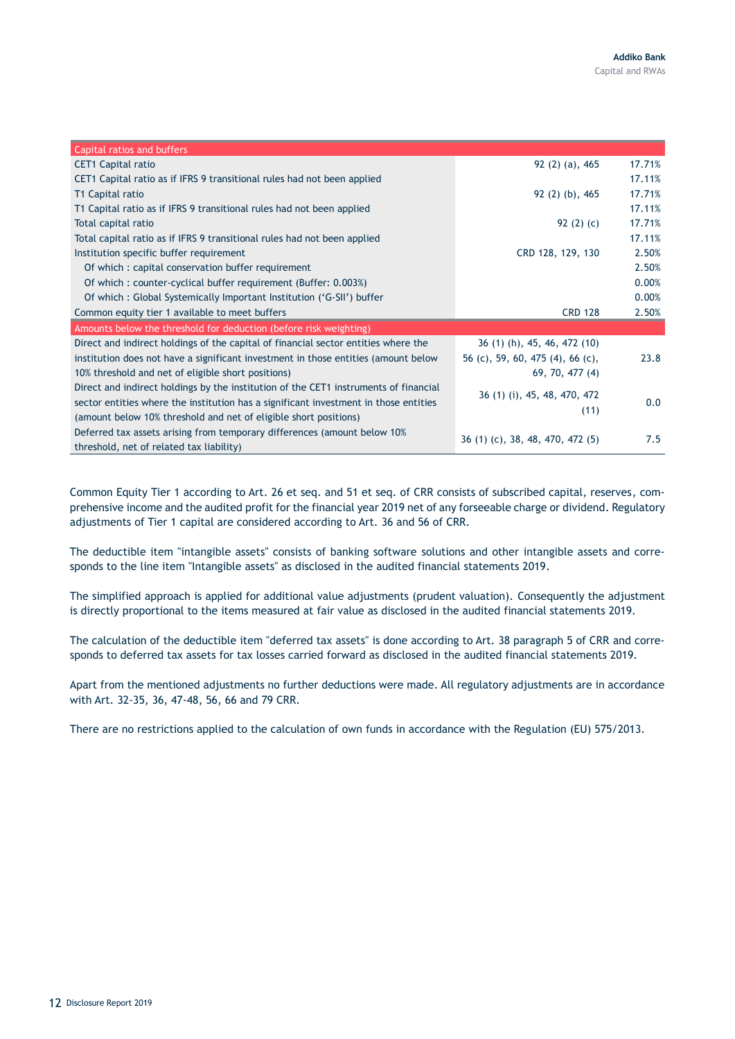| Capital ratios and buffers | | |
|---|---|---|
| CET1 Capital ratio | 92 (2) (a), 465 | 17.71% |
| CET1 Capital ratio as if IFRS 9 transitional rules had not been applied | | 17.11% |
| T1 Capital ratio | 92 (2) (b), 465 | 17.71% |
| T1 Capital ratio as if IFRS 9 transitional rules had not been applied | | 17.11% |
| Total capital ratio | 92 (2) (c) | 17.71% |
| Total capital ratio as if IFRS 9 transitional rules had not been applied | | 17.11% |
| Institution specific buffer requirement | CRD 128, 129, 130 | 2.50% |
| Of which : capital conservation buffer requirement | | 2.50% |
| Of which : counter-cyclical buffer requirement (Buffer: 0.003%) | | 0.00% |
| Of which : Global Systemically Important Institution ('G-SII') buffer | | 0.00% |
| Common equity tier 1 available to meet buffers | CRD 128 | 2.50% |
| **Amounts below the threshold for deduction (before risk weighting)** | | |
| Direct and indirect holdings of the capital of financial sector entities where the institution does not have a significant investment in those entities (amount below 10% threshold and net of eligible short positions) | 36 (1) (h), 45, 46, 472 (10) 56 (c), 59, 60, 475 (4), 66 (c), 69, 70, 477 (4) | 23.8 |
| Direct and indirect holdings by the institution of the CET1 instruments of financial sector entities where the institution has a significant investment in those entities (amount below 10% threshold and net of eligible short positions) | 36 (1) (i), 45, 48, 470, 472 (11) | 0.0 |
| Deferred tax assets arising from temporary differences (amount below 10% threshold, net of related tax liability) | 36 (1) (c), 38, 48, 470, 472 (5) | 7.5 |

Common Equity Tier 1 according to Art. 26 et seq. and 51 et seq. of CRR consists of subscribed capital, reserves, comprehensive income and the audited profit for the financial year 2019 net of any forseeable charge or dividend. Regulatory adjustments of Tier 1 capital are considered according to Art. 36 and 56 of CRR.

The deductible item "intangible assets" consists of banking software solutions and other intangible assets and corresponds to the line item "Intangible assets" as disclosed in the audited financial statements 2019.

The simplified approach is applied for additional value adjustments (prudent valuation). Consequently the adjustment is directly proportional to the items measured at fair value as disclosed in the audited financial statements 2019.

The calculation of the deductible item "deferred tax assets" is done according to Art. 38 paragraph 5 of CRR and corresponds to deferred tax assets for tax losses carried forward as disclosed in the audited financial statements 2019.

Apart from the mentioned adjustments no further deductions were made. All regulatory adjustments are in accordance with Art. 32-35, 36, 47-48, 56, 66 and 79 CRR.

There are no restrictions applied to the calculation of own funds in accordance with the Regulation (EU) 575/2013.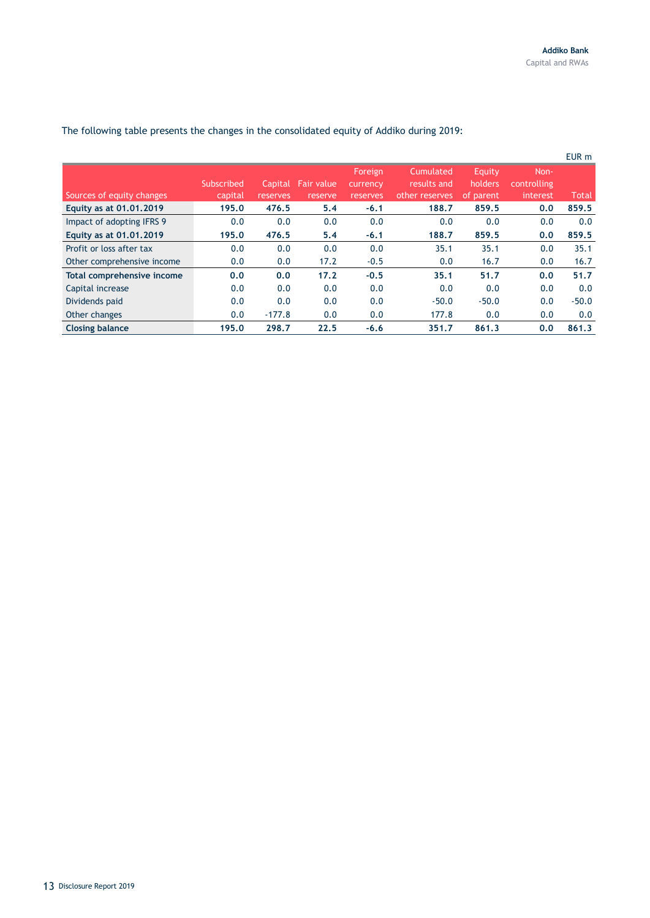The following table presents the changes in the consolidated equity of Addiko during 2019:

EUR m

| Sources of equity changes | Subscribed capital | Capital reserves | Fair value reserve | Foreign currency reserves | Cumulated results and other reserves | Equity holders of parent | Non-controlling interest | Total |
|---|---|---|---|---|---|---|---|---|
| **Equity as at 01.01.2019** | **195.0** | **476.5** | **5.4** | **-6.1** | **188.7** | **859.5** | **0.0** | **859.5** |
| Impact of adopting IFRS 9 | 0.0 | 0.0 | 0.0 | 0.0 | 0.0 | 0.0 | 0.0 | 0.0 |
| **Equity as at 01.01.2019** | **195.0** | **476.5** | **5.4** | **-6.1** | **188.7** | **859.5** | **0.0** | **859.5** |
| Profit or loss after tax | 0.0 | 0.0 | 0.0 | 0.0 | 35.1 | 35.1 | 0.0 | 35.1 |
| Other comprehensive income | 0.0 | 0.0 | 17.2 | -0.5 | 0.0 | 16.7 | 0.0 | 16.7 |
| **Total comprehensive income** | **0.0** | **0.0** | **17.2** | **-0.5** | **35.1** | **51.7** | **0.0** | **51.7** |
| Capital increase | 0.0 | 0.0 | 0.0 | 0.0 | 0.0 | 0.0 | 0.0 | 0.0 |
| Dividends paid | 0.0 | 0.0 | 0.0 | 0.0 | -50.0 | -50.0 | 0.0 | -50.0 |
| Other changes | 0.0 | -177.8 | 0.0 | 0.0 | 177.8 | 0.0 | 0.0 | 0.0 |
| **Closing balance** | **195.0** | **298.7** | **22.5** | **-6.6** | **351.7** | **861.3** | **0.0** | **861.3** |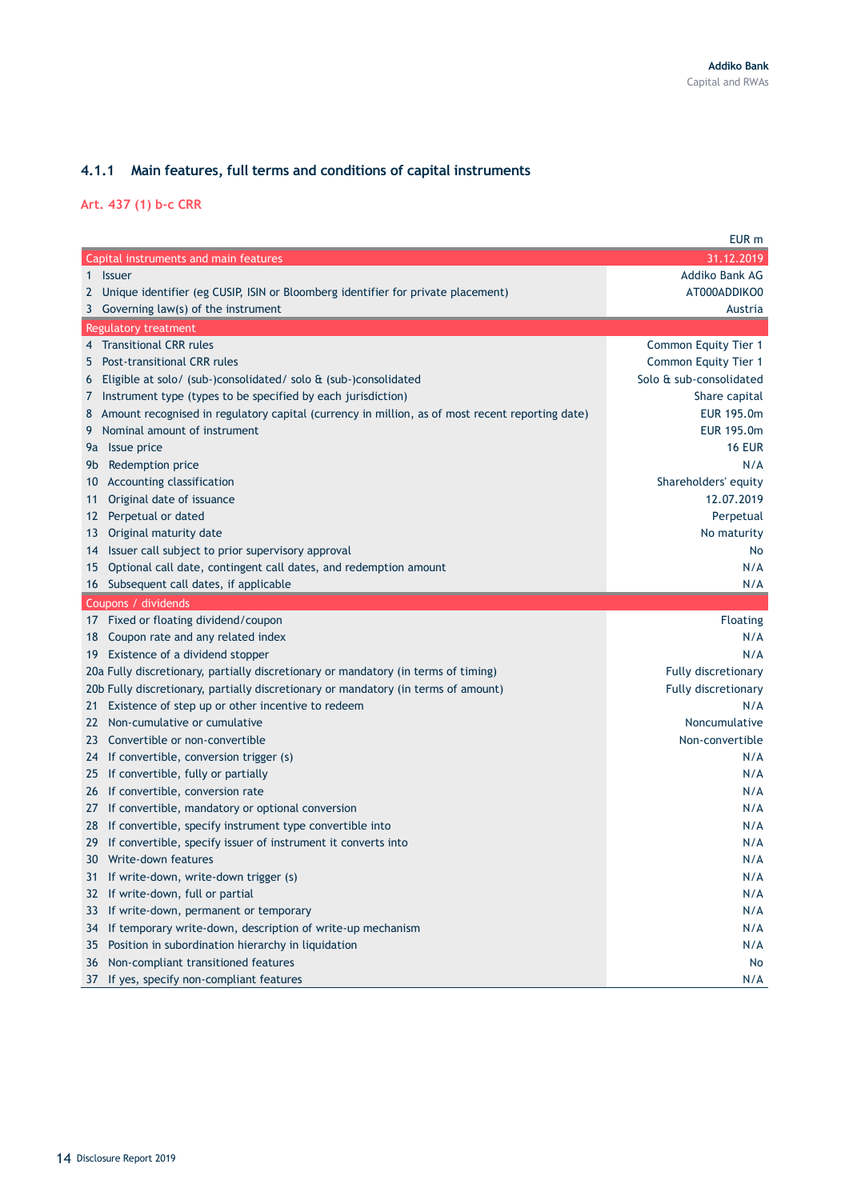### 4.1.1 Main features, full terms and conditions of capital instruments

**Art. 437 (1) b-c CRR**

EUR m

| Capital instruments and main features | 31.12.2019 |
|---|---|
| 1 Issuer | Addiko Bank AG |
| 2 Unique identifier (eg CUSIP, ISIN or Bloomberg identifier for private placement) | AT000ADDIKO0 |
| 3 Governing law(s) of the instrument | Austria |
| **Regulatory treatment** | |
| 4 Transitional CRR rules | Common Equity Tier 1 |
| 5 Post-transitional CRR rules | Common Equity Tier 1 |
| 6 Eligible at solo/ (sub-)consolidated/ solo & (sub-)consolidated | Solo & sub-consolidated |
| 7 Instrument type (types to be specified by each jurisdiction) | Share capital |
| 8 Amount recognised in regulatory capital (currency in million, as of most recent reporting date) | EUR 195.0m |
| 9 Nominal amount of instrument | EUR 195.0m |
| 9a Issue price | 16 EUR |
| 9b Redemption price | N/A |
| 10 Accounting classification | Shareholders' equity |
| 11 Original date of issuance | 12.07.2019 |
| 12 Perpetual or dated | Perpetual |
| 13 Original maturity date | No maturity |
| 14 Issuer call subject to prior supervisory approval | No |
| 15 Optional call date, contingent call dates, and redemption amount | N/A |
| 16 Subsequent call dates, if applicable | N/A |
| **Coupons / dividends** | |
| 17 Fixed or floating dividend/coupon | Floating |
| 18 Coupon rate and any related index | N/A |
| 19 Existence of a dividend stopper | N/A |
| 20a Fully discretionary, partially discretionary or mandatory (in terms of timing) | Fully discretionary |
| 20b Fully discretionary, partially discretionary or mandatory (in terms of amount) | Fully discretionary |
| 21 Existence of step up or other incentive to redeem | N/A |
| 22 Non-cumulative or cumulative | Noncumulative |
| 23 Convertible or non-convertible | Non-convertible |
| 24 If convertible, conversion trigger (s) | N/A |
| 25 If convertible, fully or partially | N/A |
| 26 If convertible, conversion rate | N/A |
| 27 If convertible, mandatory or optional conversion | N/A |
| 28 If convertible, specify instrument type convertible into | N/A |
| 29 If convertible, specify issuer of instrument it converts into | N/A |
| 30 Write-down features | N/A |
| 31 If write-down, write-down trigger (s) | N/A |
| 32 If write-down, full or partial | N/A |
| 33 If write-down, permanent or temporary | N/A |
| 34 If temporary write-down, description of write-up mechanism | N/A |
| 35 Position in subordination hierarchy in liquidation | N/A |
| 36 Non-compliant transitioned features | No |
| 37 If yes, specify non-compliant features | N/A |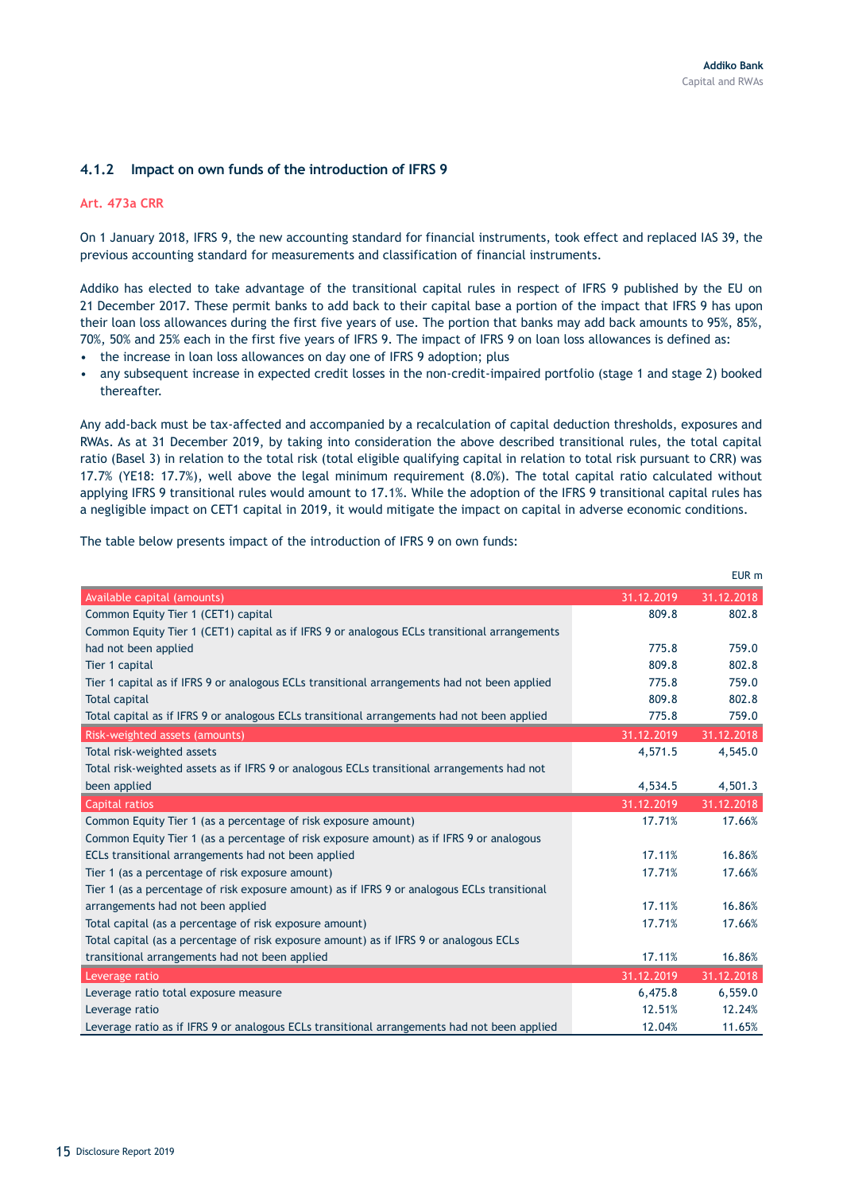### 4.1.2 Impact on own funds of the introduction of IFRS 9

**Art. 473a CRR**

On 1 January 2018, IFRS 9, the new accounting standard for financial instruments, took effect and replaced IAS 39, the previous accounting standard for measurements and classification of financial instruments.

Addiko has elected to take advantage of the transitional capital rules in respect of IFRS 9 published by the EU on 21 December 2017. These permit banks to add back to their capital base a portion of the impact that IFRS 9 has upon their loan loss allowances during the first five years of use. The portion that banks may add back amounts to 95%, 85%, 70%, 50% and 25% each in the first five years of IFRS 9. The impact of IFRS 9 on loan loss allowances is defined as:

- the increase in loan loss allowances on day one of IFRS 9 adoption; plus
- any subsequent increase in expected credit losses in the non-credit-impaired portfolio (stage 1 and stage 2) booked thereafter.

Any add-back must be tax-affected and accompanied by a recalculation of capital deduction thresholds, exposures and RWAs. As at 31 December 2019, by taking into consideration the above described transitional rules, the total capital ratio (Basel 3) in relation to the total risk (total eligible qualifying capital in relation to total risk pursuant to CRR) was 17.7% (YE18: 17.7%), well above the legal minimum requirement (8.0%). The total capital ratio calculated without applying IFRS 9 transitional rules would amount to 17.1%. While the adoption of the IFRS 9 transitional capital rules has a negligible impact on CET1 capital in 2019, it would mitigate the impact on capital in adverse economic conditions.

The table below presents impact of the introduction of IFRS 9 on own funds:

EUR m

| Available capital (amounts) | 31.12.2019 | 31.12.2018 |
|---|---|---|
| Common Equity Tier 1 (CET1) capital | 809.8 | 802.8 |
| Common Equity Tier 1 (CET1) capital as if IFRS 9 or analogous ECLs transitional arrangements had not been applied | 775.8 | 759.0 |
| Tier 1 capital | 809.8 | 802.8 |
| Tier 1 capital as if IFRS 9 or analogous ECLs transitional arrangements had not been applied | 775.8 | 759.0 |
| Total capital | 809.8 | 802.8 |
| Total capital as if IFRS 9 or analogous ECLs transitional arrangements had not been applied | 775.8 | 759.0 |
| **Risk-weighted assets (amounts)** | **31.12.2019** | **31.12.2018** |
| Total risk-weighted assets | 4,571.5 | 4,545.0 |
| Total risk-weighted assets as if IFRS 9 or analogous ECLs transitional arrangements had not been applied | 4,534.5 | 4,501.3 |
| **Capital ratios** | **31.12.2019** | **31.12.2018** |
| Common Equity Tier 1 (as a percentage of risk exposure amount) | 17.71% | 17.66% |
| Common Equity Tier 1 (as a percentage of risk exposure amount) as if IFRS 9 or analogous ECLs transitional arrangements had not been applied | 17.11% | 16.86% |
| Tier 1 (as a percentage of risk exposure amount) | 17.71% | 17.66% |
| Tier 1 (as a percentage of risk exposure amount) as if IFRS 9 or analogous ECLs transitional arrangements had not been applied | 17.11% | 16.86% |
| Total capital (as a percentage of risk exposure amount) | 17.71% | 17.66% |
| Total capital (as a percentage of risk exposure amount) as if IFRS 9 or analogous ECLs transitional arrangements had not been applied | 17.11% | 16.86% |
| **Leverage ratio** | **31.12.2019** | **31.12.2018** |
| Leverage ratio total exposure measure | 6,475.8 | 6,559.0 |
| Leverage ratio | 12.51% | 12.24% |
| Leverage ratio as if IFRS 9 or analogous ECLs transitional arrangements had not been applied | 12.04% | 11.65% |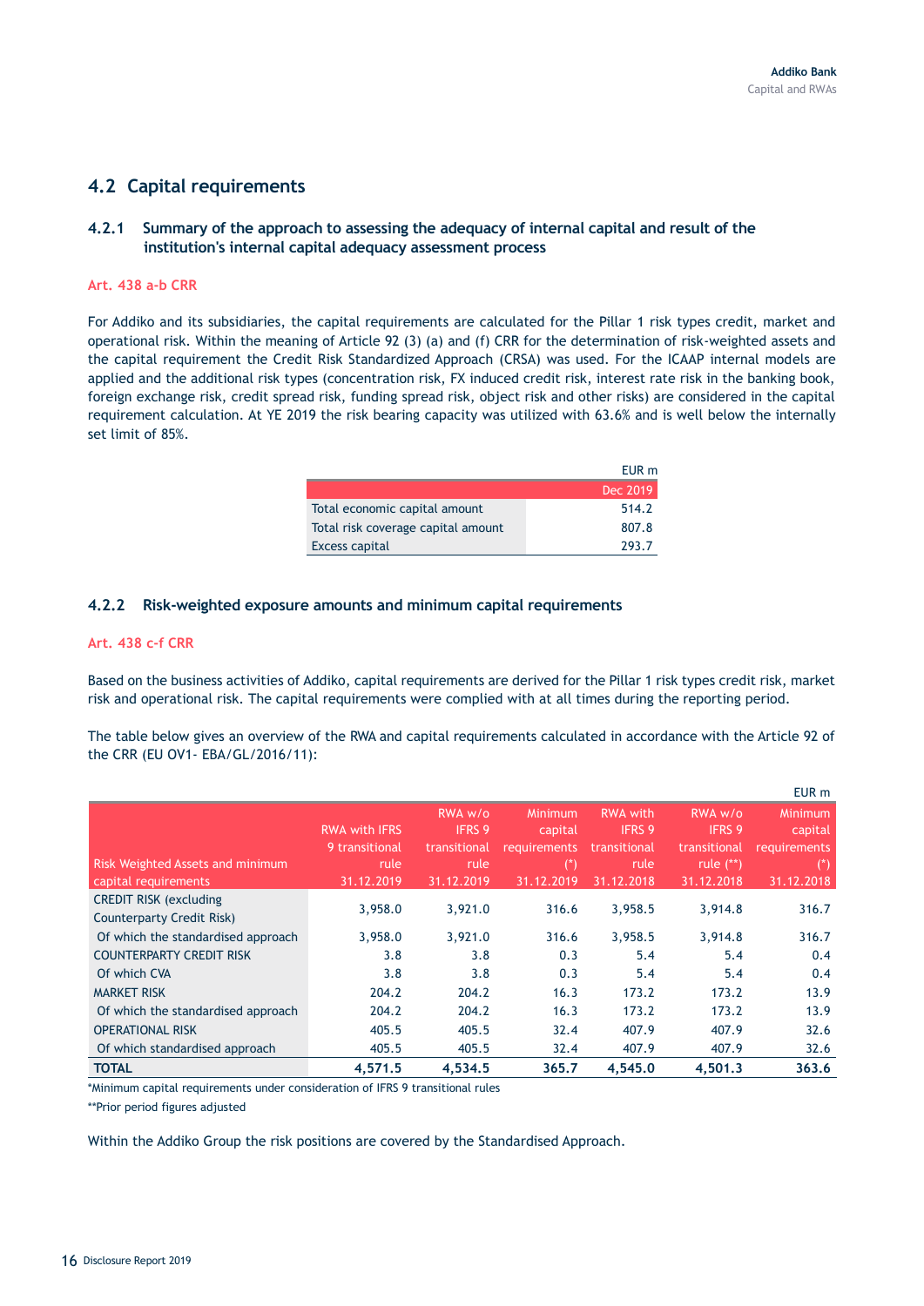## 4.2 Capital requirements

### 4.2.1 Summary of the approach to assessing the adequacy of internal capital and result of the institution's internal capital adequacy assessment process

**Art. 438 a-b CRR**

For Addiko and its subsidiaries, the capital requirements are calculated for the Pillar 1 risk types credit, market and operational risk. Within the meaning of Article 92 (3) (a) and (f) CRR for the determination of risk-weighted assets and the capital requirement the Credit Risk Standardized Approach (CRSA) was used. For the ICAAP internal models are applied and the additional risk types (concentration risk, FX induced credit risk, interest rate risk in the banking book, foreign exchange risk, credit spread risk, funding spread risk, object risk and other risks) are considered in the capital requirement calculation. At YE 2019 the risk bearing capacity was utilized with 63.6% and is well below the internally set limit of 85%.

EUR m

| | Dec 2019 |
|---|---|
| Total economic capital amount | 514.2 |
| Total risk coverage capital amount | 807.8 |
| Excess capital | 293.7 |

### 4.2.2 Risk-weighted exposure amounts and minimum capital requirements

**Art. 438 c-f CRR**

Based on the business activities of Addiko, capital requirements are derived for the Pillar 1 risk types credit risk, market risk and operational risk. The capital requirements were complied with at all times during the reporting period.

The table below gives an overview of the RWA and capital requirements calculated in accordance with the Article 92 of the CRR (EU OV1- EBA/GL/2016/11):

EUR m

| Risk Weighted Assets and minimum capital requirements | RWA with IFRS 9 transitional rule 31.12.2019 | RWA w/o IFRS 9 transitional rule 31.12.2019 | Minimum capital requirements (*) 31.12.2019 | RWA with IFRS 9 transitional rule 31.12.2018 | RWA w/o IFRS 9 transitional rule (**) 31.12.2018 | Minimum capital requirements (*) 31.12.2018 |
|---|---|---|---|---|---|---|
| CREDIT RISK (excluding Counterparty Credit Risk) | 3,958.0 | 3,921.0 | 316.6 | 3,958.5 | 3,914.8 | 316.7 |
| Of which the standardised approach | 3,958.0 | 3,921.0 | 316.6 | 3,958.5 | 3,914.8 | 316.7 |
| COUNTERPARTY CREDIT RISK | 3.8 | 3.8 | 0.3 | 5.4 | 5.4 | 0.4 |
| Of which CVA | 3.8 | 3.8 | 0.3 | 5.4 | 5.4 | 0.4 |
| MARKET RISK | 204.2 | 204.2 | 16.3 | 173.2 | 173.2 | 13.9 |
| Of which the standardised approach | 204.2 | 204.2 | 16.3 | 173.2 | 173.2 | 13.9 |
| OPERATIONAL RISK | 405.5 | 405.5 | 32.4 | 407.9 | 407.9 | 32.6 |
| Of which standardised approach | 405.5 | 405.5 | 32.4 | 407.9 | 407.9 | 32.6 |
| **TOTAL** | **4,571.5** | **4,534.5** | **365.7** | **4,545.0** | **4,501.3** | **363.6** |

*Minimum capital requirements under consideration of IFRS 9 transitional rules

**Prior period figures adjusted

Within the Addiko Group the risk positions are covered by the Standardised Approach.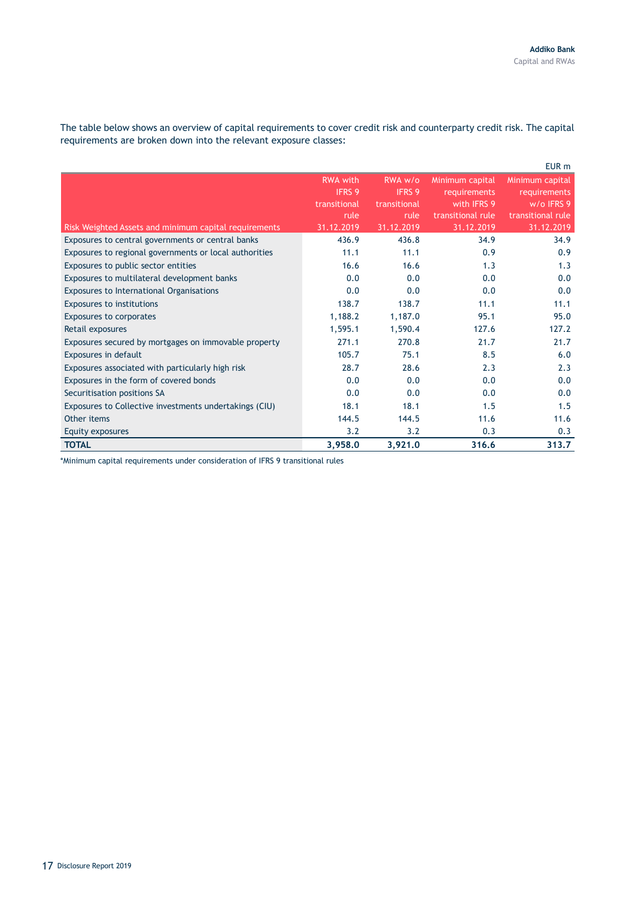The table below shows an overview of capital requirements to cover credit risk and counterparty credit risk. The capital requirements are broken down into the relevant exposure classes:

EUR m

| Risk Weighted Assets and minimum capital requirements | RWA with IFRS 9 transitional rule 31.12.2019 | RWA w/o IFRS 9 transitional rule 31.12.2019 | Minimum capital requirements with IFRS 9 transitional rule 31.12.2019 | Minimum capital requirements w/o IFRS 9 transitional rule 31.12.2019 |
|---|---|---|---|---|
| Exposures to central governments or central banks | 436.9 | 436.8 | 34.9 | 34.9 |
| Exposures to regional governments or local authorities | 11.1 | 11.1 | 0.9 | 0.9 |
| Exposures to public sector entities | 16.6 | 16.6 | 1.3 | 1.3 |
| Exposures to multilateral development banks | 0.0 | 0.0 | 0.0 | 0.0 |
| Exposures to International Organisations | 0.0 | 0.0 | 0.0 | 0.0 |
| Exposures to institutions | 138.7 | 138.7 | 11.1 | 11.1 |
| Exposures to corporates | 1,188.2 | 1,187.0 | 95.1 | 95.0 |
| Retail exposures | 1,595.1 | 1,590.4 | 127.6 | 127.2 |
| Exposures secured by mortgages on immovable property | 271.1 | 270.8 | 21.7 | 21.7 |
| Exposures in default | 105.7 | 75.1 | 8.5 | 6.0 |
| Exposures associated with particularly high risk | 28.7 | 28.6 | 2.3 | 2.3 |
| Exposures in the form of covered bonds | 0.0 | 0.0 | 0.0 | 0.0 |
| Securitisation positions SA | 0.0 | 0.0 | 0.0 | 0.0 |
| Exposures to Collective investments undertakings (CIU) | 18.1 | 18.1 | 1.5 | 1.5 |
| Other items | 144.5 | 144.5 | 11.6 | 11.6 |
| Equity exposures | 3.2 | 3.2 | 0.3 | 0.3 |
| **TOTAL** | **3,958.0** | **3,921.0** | **316.6** | **313.7** |

*Minimum capital requirements under consideration of IFRS 9 transitional rules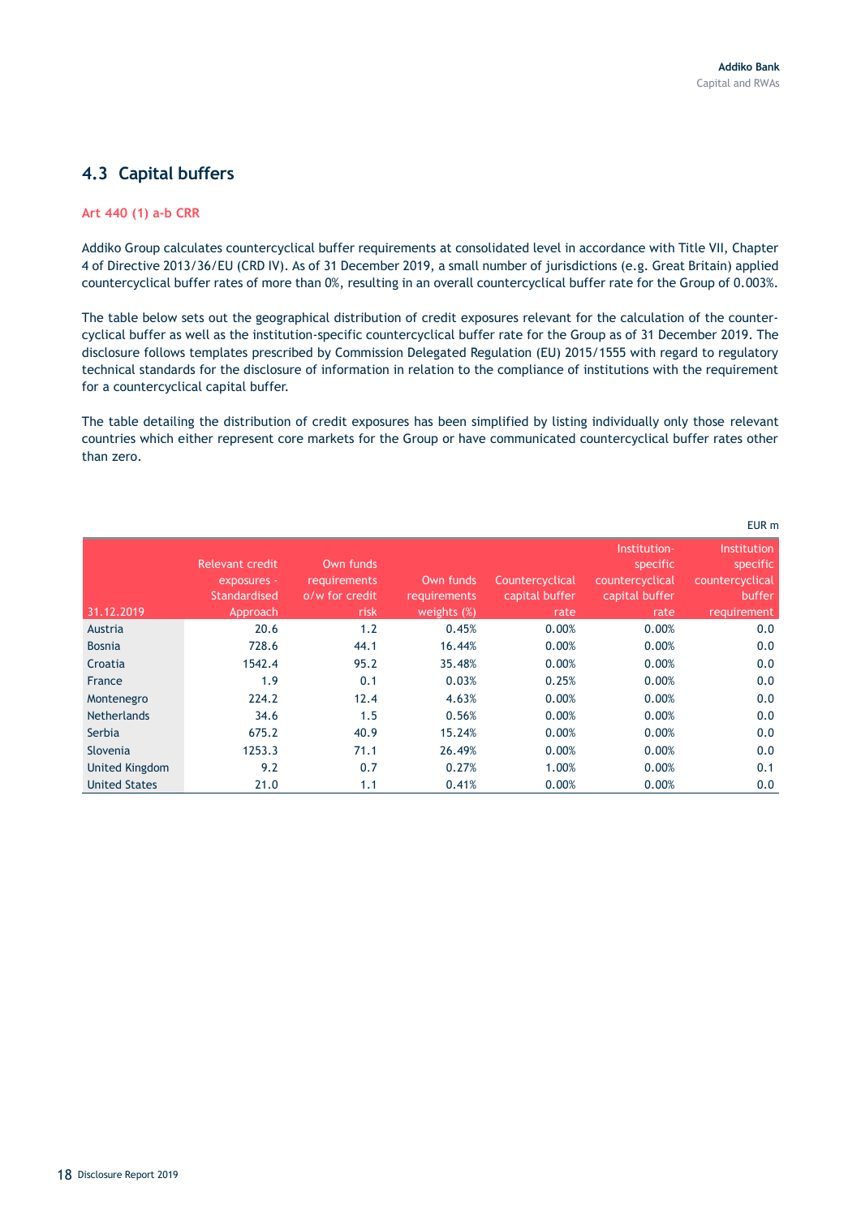## 4.3 Capital buffers

**Art 440 (1) a-b CRR**

Addiko Group calculates countercyclical buffer requirements at consolidated level in accordance with Title VII, Chapter 4 of Directive 2013/36/EU (CRD IV). As of 31 December 2019, a small number of jurisdictions (e.g. Great Britain) applied countercyclical buffer rates of more than 0%, resulting in an overall countercyclical buffer rate for the Group of 0.003%.

The table below sets out the geographical distribution of credit exposures relevant for the calculation of the countercyclical buffer as well as the institution-specific countercyclical buffer rate for the Group as of 31 December 2019. The disclosure follows templates prescribed by Commission Delegated Regulation (EU) 2015/1555 with regard to regulatory technical standards for the disclosure of information in relation to the compliance of institutions with the requirement for a countercyclical capital buffer.

The table detailing the distribution of credit exposures has been simplified by listing individually only those relevant countries which either represent core markets for the Group or have communicated countercyclical buffer rates other than zero.

EUR m

| 31.12.2019 | Relevant credit exposures - Standardised Approach | Own funds requirements o/w for credit risk | Own funds requirements weights (%) | Countercyclical capital buffer rate | Institution-specific countercyclical capital buffer rate | Institution specific countercyclical buffer requirement |
|---|---|---|---|---|---|---|
| Austria | 20.6 | 1.2 | 0.45% | 0.00% | 0.00% | 0.0 |
| Bosnia | 728.6 | 44.1 | 16.44% | 0.00% | 0.00% | 0.0 |
| Croatia | 1542.4 | 95.2 | 35.48% | 0.00% | 0.00% | 0.0 |
| France | 1.9 | 0.1 | 0.03% | 0.25% | 0.00% | 0.0 |
| Montenegro | 224.2 | 12.4 | 4.63% | 0.00% | 0.00% | 0.0 |
| Netherlands | 34.6 | 1.5 | 0.56% | 0.00% | 0.00% | 0.0 |
| Serbia | 675.2 | 40.9 | 15.24% | 0.00% | 0.00% | 0.0 |
| Slovenia | 1253.3 | 71.1 | 26.49% | 0.00% | 0.00% | 0.0 |
| United Kingdom | 9.2 | 0.7 | 0.27% | 1.00% | 0.00% | 0.1 |
| United States | 21.0 | 1.1 | 0.41% | 0.00% | 0.00% | 0.0 |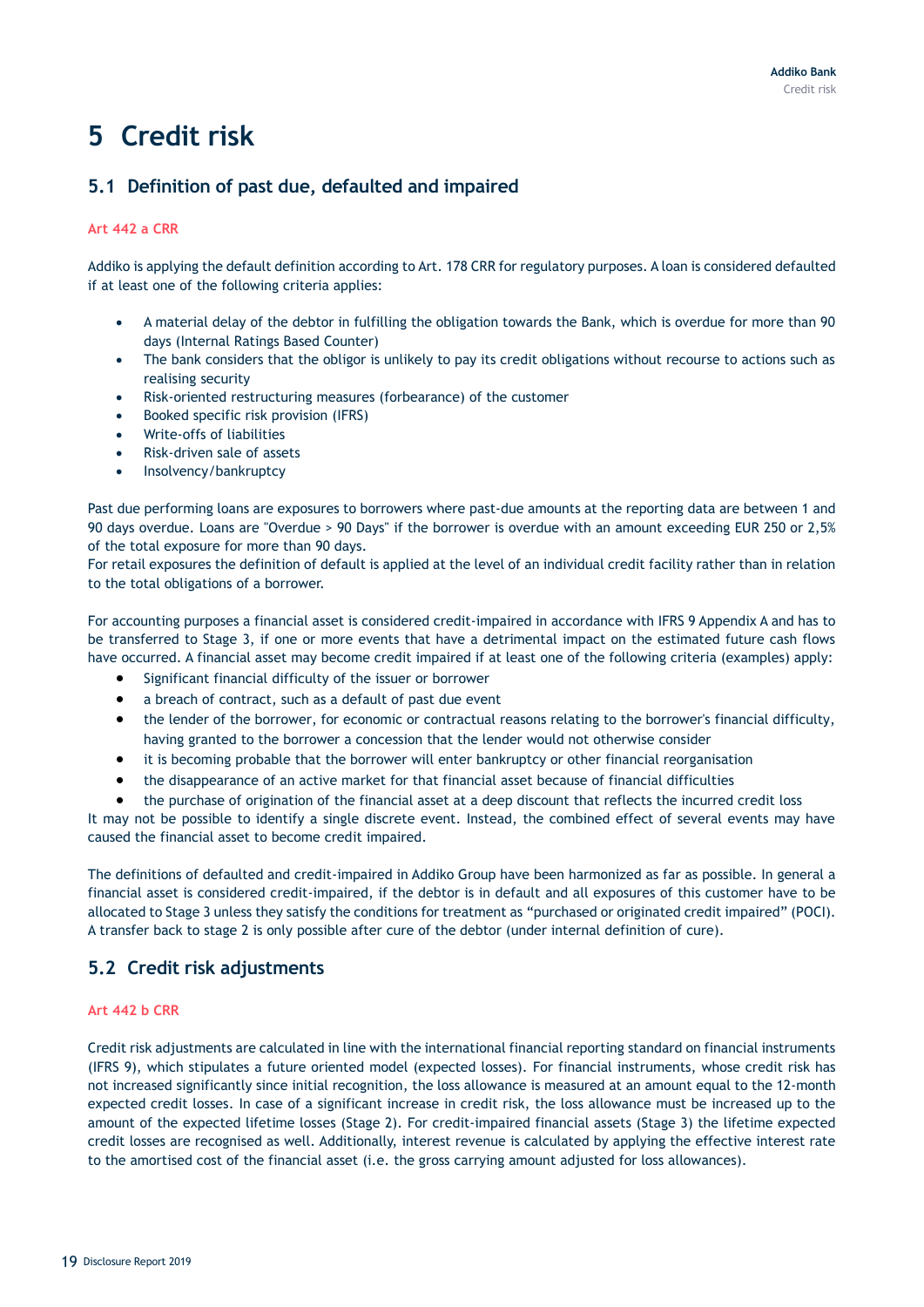# 5 Credit risk

## 5.1 Definition of past due, defaulted and impaired

**Art 442 a CRR**

Addiko is applying the default definition according to Art. 178 CRR for regulatory purposes. A loan is considered defaulted if at least one of the following criteria applies:

- A material delay of the debtor in fulfilling the obligation towards the Bank, which is overdue for more than 90 days (Internal Ratings Based Counter)
- The bank considers that the obligor is unlikely to pay its credit obligations without recourse to actions such as realising security
- Risk-oriented restructuring measures (forbearance) of the customer
- Booked specific risk provision (IFRS)
- Write-offs of liabilities
- Risk-driven sale of assets
- Insolvency/bankruptcy

Past due performing loans are exposures to borrowers where past-due amounts at the reporting data are between 1 and 90 days overdue. Loans are "Overdue > 90 Days" if the borrower is overdue with an amount exceeding EUR 250 or 2,5% of the total exposure for more than 90 days.
For retail exposures the definition of default is applied at the level of an individual credit facility rather than in relation to the total obligations of a borrower.

For accounting purposes a financial asset is considered credit-impaired in accordance with IFRS 9 Appendix A and has to be transferred to Stage 3, if one or more events that have a detrimental impact on the estimated future cash flows have occurred. A financial asset may become credit impaired if at least one of the following criteria (examples) apply:

- Significant financial difficulty of the issuer or borrower
- a breach of contract, such as a default of past due event
- the lender of the borrower, for economic or contractual reasons relating to the borrower's financial difficulty, having granted to the borrower a concession that the lender would not otherwise consider
- it is becoming probable that the borrower will enter bankruptcy or other financial reorganisation
- the disappearance of an active market for that financial asset because of financial difficulties
- the purchase of origination of the financial asset at a deep discount that reflects the incurred credit loss

It may not be possible to identify a single discrete event. Instead, the combined effect of several events may have caused the financial asset to become credit impaired.

The definitions of defaulted and credit-impaired in Addiko Group have been harmonized as far as possible. In general a financial asset is considered credit-impaired, if the debtor is in default and all exposures of this customer have to be allocated to Stage 3 unless they satisfy the conditions for treatment as "purchased or originated credit impaired" (POCI). A transfer back to stage 2 is only possible after cure of the debtor (under internal definition of cure).

## 5.2 Credit risk adjustments

**Art 442 b CRR**

Credit risk adjustments are calculated in line with the international financial reporting standard on financial instruments (IFRS 9), which stipulates a future oriented model (expected losses). For financial instruments, whose credit risk has not increased significantly since initial recognition, the loss allowance is measured at an amount equal to the 12-month expected credit losses. In case of a significant increase in credit risk, the loss allowance must be increased up to the amount of the expected lifetime losses (Stage 2). For credit-impaired financial assets (Stage 3) the lifetime expected credit losses are recognised as well. Additionally, interest revenue is calculated by applying the effective interest rate to the amortised cost of the financial asset (i.e. the gross carrying amount adjusted for loss allowances).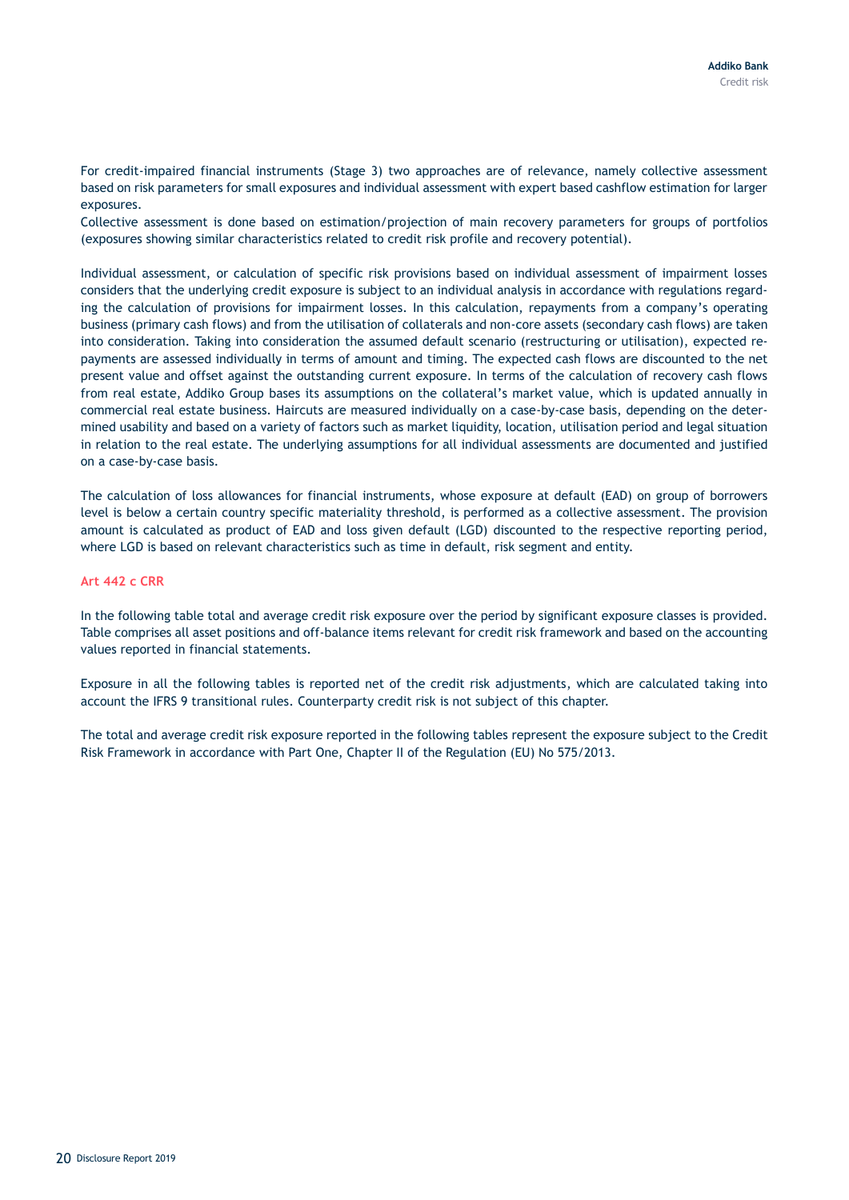For credit-impaired financial instruments (Stage 3) two approaches are of relevance, namely collective assessment based on risk parameters for small exposures and individual assessment with expert based cashflow estimation for larger exposures.
Collective assessment is done based on estimation/projection of main recovery parameters for groups of portfolios (exposures showing similar characteristics related to credit risk profile and recovery potential).

Individual assessment, or calculation of specific risk provisions based on individual assessment of impairment losses considers that the underlying credit exposure is subject to an individual analysis in accordance with regulations regarding the calculation of provisions for impairment losses. In this calculation, repayments from a company's operating business (primary cash flows) and from the utilisation of collaterals and non-core assets (secondary cash flows) are taken into consideration. Taking into consideration the assumed default scenario (restructuring or utilisation), expected repayments are assessed individually in terms of amount and timing. The expected cash flows are discounted to the net present value and offset against the outstanding current exposure. In terms of the calculation of recovery cash flows from real estate, Addiko Group bases its assumptions on the collateral's market value, which is updated annually in commercial real estate business. Haircuts are measured individually on a case-by-case basis, depending on the determined usability and based on a variety of factors such as market liquidity, location, utilisation period and legal situation in relation to the real estate. The underlying assumptions for all individual assessments are documented and justified on a case-by-case basis.

The calculation of loss allowances for financial instruments, whose exposure at default (EAD) on group of borrowers level is below a certain country specific materiality threshold, is performed as a collective assessment. The provision amount is calculated as product of EAD and loss given default (LGD) discounted to the respective reporting period, where LGD is based on relevant characteristics such as time in default, risk segment and entity.

#### Art 442 c CRR

In the following table total and average credit risk exposure over the period by significant exposure classes is provided. Table comprises all asset positions and off-balance items relevant for credit risk framework and based on the accounting values reported in financial statements.

Exposure in all the following tables is reported net of the credit risk adjustments, which are calculated taking into account the IFRS 9 transitional rules. Counterparty credit risk is not subject of this chapter.

The total and average credit risk exposure reported in the following tables represent the exposure subject to the Credit Risk Framework in accordance with Part One, Chapter II of the Regulation (EU) No 575/2013.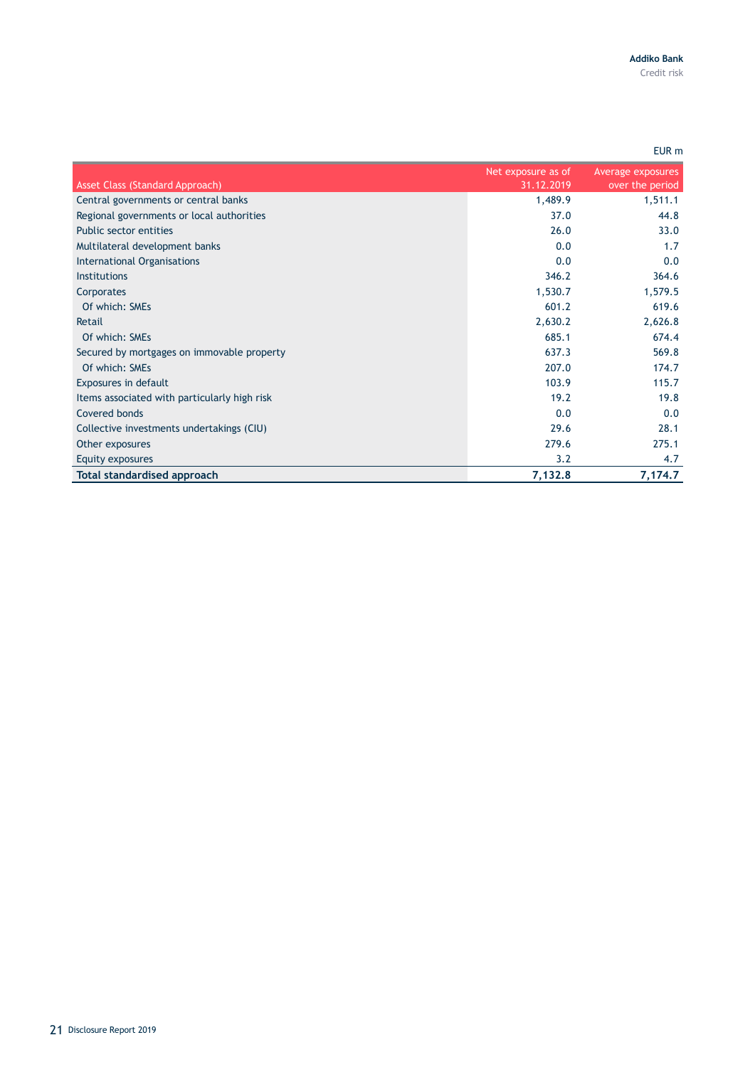EUR m

| Asset Class (Standard Approach) | Net exposure as of 31.12.2019 | Average exposures over the period |
|---|---|---|
| Central governments or central banks | 1,489.9 | 1,511.1 |
| Regional governments or local authorities | 37.0 | 44.8 |
| Public sector entities | 26.0 | 33.0 |
| Multilateral development banks | 0.0 | 1.7 |
| International Organisations | 0.0 | 0.0 |
| Institutions | 346.2 | 364.6 |
| Corporates | 1,530.7 | 1,579.5 |
| Of which: SMEs | 601.2 | 619.6 |
| Retail | 2,630.2 | 2,626.8 |
| Of which: SMEs | 685.1 | 674.4 |
| Secured by mortgages on immovable property | 637.3 | 569.8 |
| Of which: SMEs | 207.0 | 174.7 |
| Exposures in default | 103.9 | 115.7 |
| Items associated with particularly high risk | 19.2 | 19.8 |
| Covered bonds | 0.0 | 0.0 |
| Collective investments undertakings (CIU) | 29.6 | 28.1 |
| Other exposures | 279.6 | 275.1 |
| Equity exposures | 3.2 | 4.7 |
| **Total standardised approach** | **7,132.8** | **7,174.7** |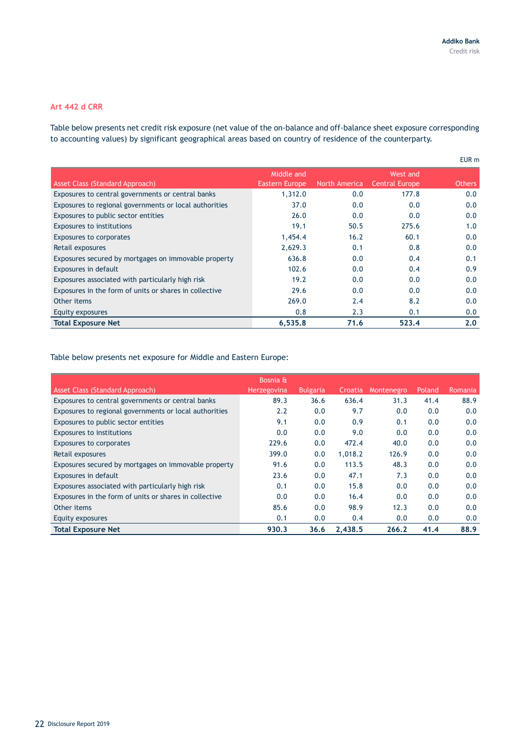### Art 442 d CRR

Table below presents net credit risk exposure (net value of the on-balance and off-balance sheet exposure corresponding to accounting values) by significant geographical areas based on country of residence of the counterparty.

EUR m

| Asset Class (Standard Approach) | Middle and Eastern Europe | North America | West and Central Europe | Others |
|---|---|---|---|---|
| Exposures to central governments or central banks | 1,312.0 | 0.0 | 177.8 | 0.0 |
| Exposures to regional governments or local authorities | 37.0 | 0.0 | 0.0 | 0.0 |
| Exposures to public sector entities | 26.0 | 0.0 | 0.0 | 0.0 |
| Exposures to institutions | 19.1 | 50.5 | 275.6 | 1.0 |
| Exposures to corporates | 1,454.4 | 16.2 | 60.1 | 0.0 |
| Retail exposures | 2,629.3 | 0.1 | 0.8 | 0.0 |
| Exposures secured by mortgages on immovable property | 636.8 | 0.0 | 0.4 | 0.1 |
| Exposures in default | 102.6 | 0.0 | 0.4 | 0.9 |
| Exposures associated with particularly high risk | 19.2 | 0.0 | 0.0 | 0.0 |
| Exposures in the form of units or shares in collective | 29.6 | 0.0 | 0.0 | 0.0 |
| Other items | 269.0 | 2.4 | 8.2 | 0.0 |
| Equity exposures | 0.8 | 2.3 | 0.1 | 0.0 |
| **Total Exposure Net** | **6,535.8** | **71.6** | **523.4** | **2.0** |

Table below presents net exposure for Middle and Eastern Europe:

| Asset Class (Standard Approach) | Bosnia & Herzegovina | Bulgaria | Croatia | Montenegro | Poland | Romania |
|---|---|---|---|---|---|---|
| Exposures to central governments or central banks | 89.3 | 36.6 | 636.4 | 31.3 | 41.4 | 88.9 |
| Exposures to regional governments or local authorities | 2.2 | 0.0 | 9.7 | 0.0 | 0.0 | 0.0 |
| Exposures to public sector entities | 9.1 | 0.0 | 0.9 | 0.1 | 0.0 | 0.0 |
| Exposures to institutions | 0.0 | 0.0 | 9.0 | 0.0 | 0.0 | 0.0 |
| Exposures to corporates | 229.6 | 0.0 | 472.4 | 40.0 | 0.0 | 0.0 |
| Retail exposures | 399.0 | 0.0 | 1,018.2 | 126.9 | 0.0 | 0.0 |
| Exposures secured by mortgages on immovable property | 91.6 | 0.0 | 113.5 | 48.3 | 0.0 | 0.0 |
| Exposures in default | 23.6 | 0.0 | 47.1 | 7.3 | 0.0 | 0.0 |
| Exposures associated with particularly high risk | 0.1 | 0.0 | 15.8 | 0.0 | 0.0 | 0.0 |
| Exposures in the form of units or shares in collective | 0.0 | 0.0 | 16.4 | 0.0 | 0.0 | 0.0 |
| Other items | 85.6 | 0.0 | 98.9 | 12.3 | 0.0 | 0.0 |
| Equity exposures | 0.1 | 0.0 | 0.4 | 0.0 | 0.0 | 0.0 |
| **Total Exposure Net** | **930.3** | **36.6** | **2,438.5** | **266.2** | **41.4** | **88.9** |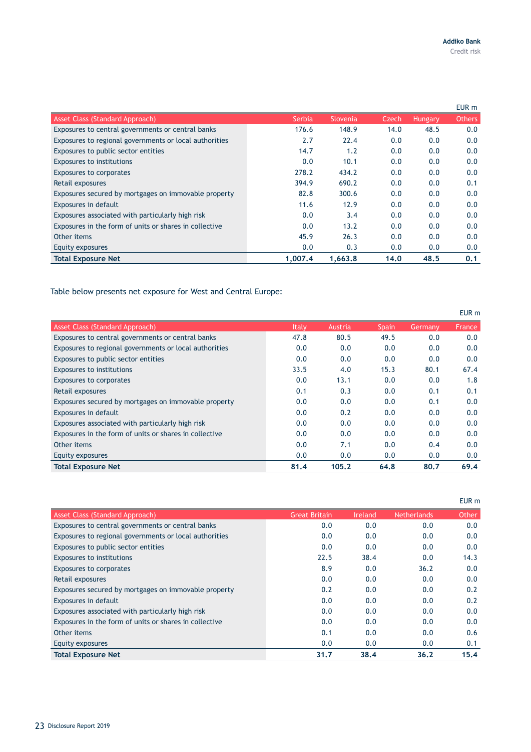EUR m

| Asset Class (Standard Approach) | Serbia | Slovenia | Czech | Hungary | Others |
|---|---|---|---|---|---|
| Exposures to central governments or central banks | 176.6 | 148.9 | 14.0 | 48.5 | 0.0 |
| Exposures to regional governments or local authorities | 2.7 | 22.4 | 0.0 | 0.0 | 0.0 |
| Exposures to public sector entities | 14.7 | 1.2 | 0.0 | 0.0 | 0.0 |
| Exposures to institutions | 0.0 | 10.1 | 0.0 | 0.0 | 0.0 |
| Exposures to corporates | 278.2 | 434.2 | 0.0 | 0.0 | 0.0 |
| Retail exposures | 394.9 | 690.2 | 0.0 | 0.0 | 0.1 |
| Exposures secured by mortgages on immovable property | 82.8 | 300.6 | 0.0 | 0.0 | 0.0 |
| Exposures in default | 11.6 | 12.9 | 0.0 | 0.0 | 0.0 |
| Exposures associated with particularly high risk | 0.0 | 3.4 | 0.0 | 0.0 | 0.0 |
| Exposures in the form of units or shares in collective | 0.0 | 13.2 | 0.0 | 0.0 | 0.0 |
| Other items | 45.9 | 26.3 | 0.0 | 0.0 | 0.0 |
| Equity exposures | 0.0 | 0.3 | 0.0 | 0.0 | 0.0 |
| **Total Exposure Net** | **1,007.4** | **1,663.8** | **14.0** | **48.5** | **0.1** |

Table below presents net exposure for West and Central Europe:

EUR m

| Asset Class (Standard Approach) | Italy | Austria | Spain | Germany | France |
|---|---|---|---|---|---|
| Exposures to central governments or central banks | 47.8 | 80.5 | 49.5 | 0.0 | 0.0 |
| Exposures to regional governments or local authorities | 0.0 | 0.0 | 0.0 | 0.0 | 0.0 |
| Exposures to public sector entities | 0.0 | 0.0 | 0.0 | 0.0 | 0.0 |
| Exposures to institutions | 33.5 | 4.0 | 15.3 | 80.1 | 67.4 |
| Exposures to corporates | 0.0 | 13.1 | 0.0 | 0.0 | 1.8 |
| Retail exposures | 0.1 | 0.3 | 0.0 | 0.1 | 0.1 |
| Exposures secured by mortgages on immovable property | 0.0 | 0.0 | 0.0 | 0.1 | 0.0 |
| Exposures in default | 0.0 | 0.2 | 0.0 | 0.0 | 0.0 |
| Exposures associated with particularly high risk | 0.0 | 0.0 | 0.0 | 0.0 | 0.0 |
| Exposures in the form of units or shares in collective | 0.0 | 0.0 | 0.0 | 0.0 | 0.0 |
| Other items | 0.0 | 7.1 | 0.0 | 0.4 | 0.0 |
| Equity exposures | 0.0 | 0.0 | 0.0 | 0.0 | 0.0 |
| **Total Exposure Net** | **81.4** | **105.2** | **64.8** | **80.7** | **69.4** |

EUR m

| Asset Class (Standard Approach) | Great Britain | Ireland | Netherlands | Other |
|---|---|---|---|---|
| Exposures to central governments or central banks | 0.0 | 0.0 | 0.0 | 0.0 |
| Exposures to regional governments or local authorities | 0.0 | 0.0 | 0.0 | 0.0 |
| Exposures to public sector entities | 0.0 | 0.0 | 0.0 | 0.0 |
| Exposures to institutions | 22.5 | 38.4 | 0.0 | 14.3 |
| Exposures to corporates | 8.9 | 0.0 | 36.2 | 0.0 |
| Retail exposures | 0.0 | 0.0 | 0.0 | 0.0 |
| Exposures secured by mortgages on immovable property | 0.2 | 0.0 | 0.0 | 0.2 |
| Exposures in default | 0.0 | 0.0 | 0.0 | 0.2 |
| Exposures associated with particularly high risk | 0.0 | 0.0 | 0.0 | 0.0 |
| Exposures in the form of units or shares in collective | 0.0 | 0.0 | 0.0 | 0.0 |
| Other items | 0.1 | 0.0 | 0.0 | 0.6 |
| Equity exposures | 0.0 | 0.0 | 0.0 | 0.1 |
| **Total Exposure Net** | **31.7** | **38.4** | **36.2** | **15.4** |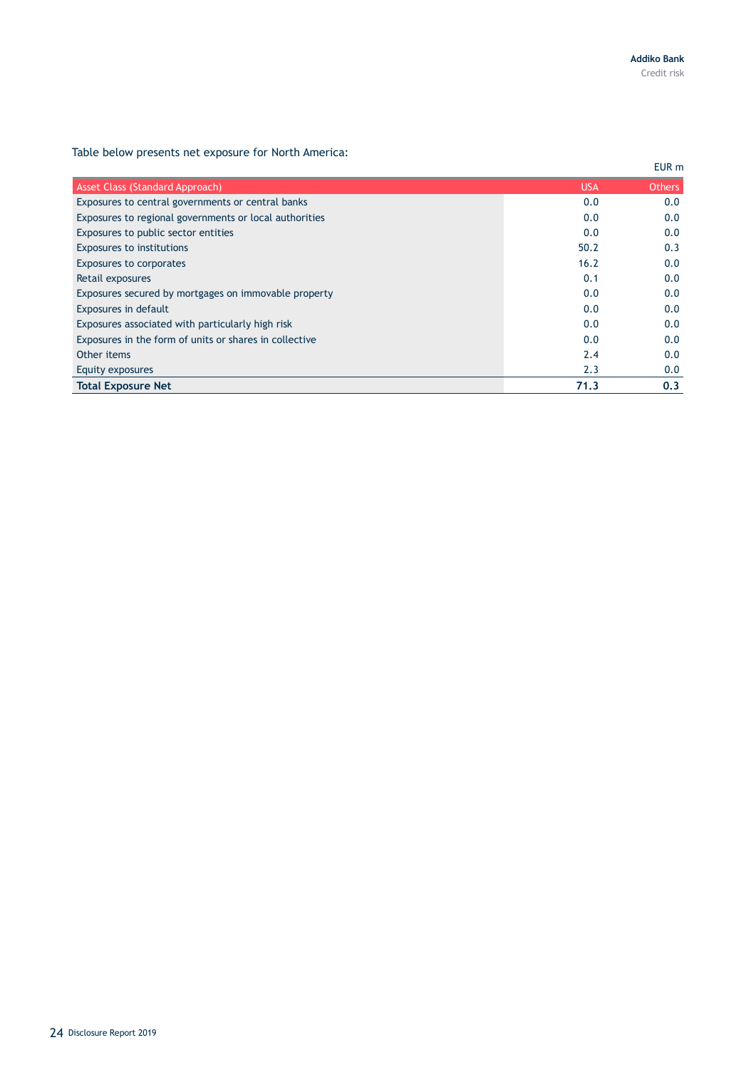Table below presents net exposure for North America:

EUR m

| Asset Class (Standard Approach) | USA | Others |
|---|---|---|
| Exposures to central governments or central banks | 0.0 | 0.0 |
| Exposures to regional governments or local authorities | 0.0 | 0.0 |
| Exposures to public sector entities | 0.0 | 0.0 |
| Exposures to institutions | 50.2 | 0.3 |
| Exposures to corporates | 16.2 | 0.0 |
| Retail exposures | 0.1 | 0.0 |
| Exposures secured by mortgages on immovable property | 0.0 | 0.0 |
| Exposures in default | 0.0 | 0.0 |
| Exposures associated with particularly high risk | 0.0 | 0.0 |
| Exposures in the form of units or shares in collective | 0.0 | 0.0 |
| Other items | 2.4 | 0.0 |
| Equity exposures | 2.3 | 0.0 |
| **Total Exposure Net** | **71.3** | **0.3** |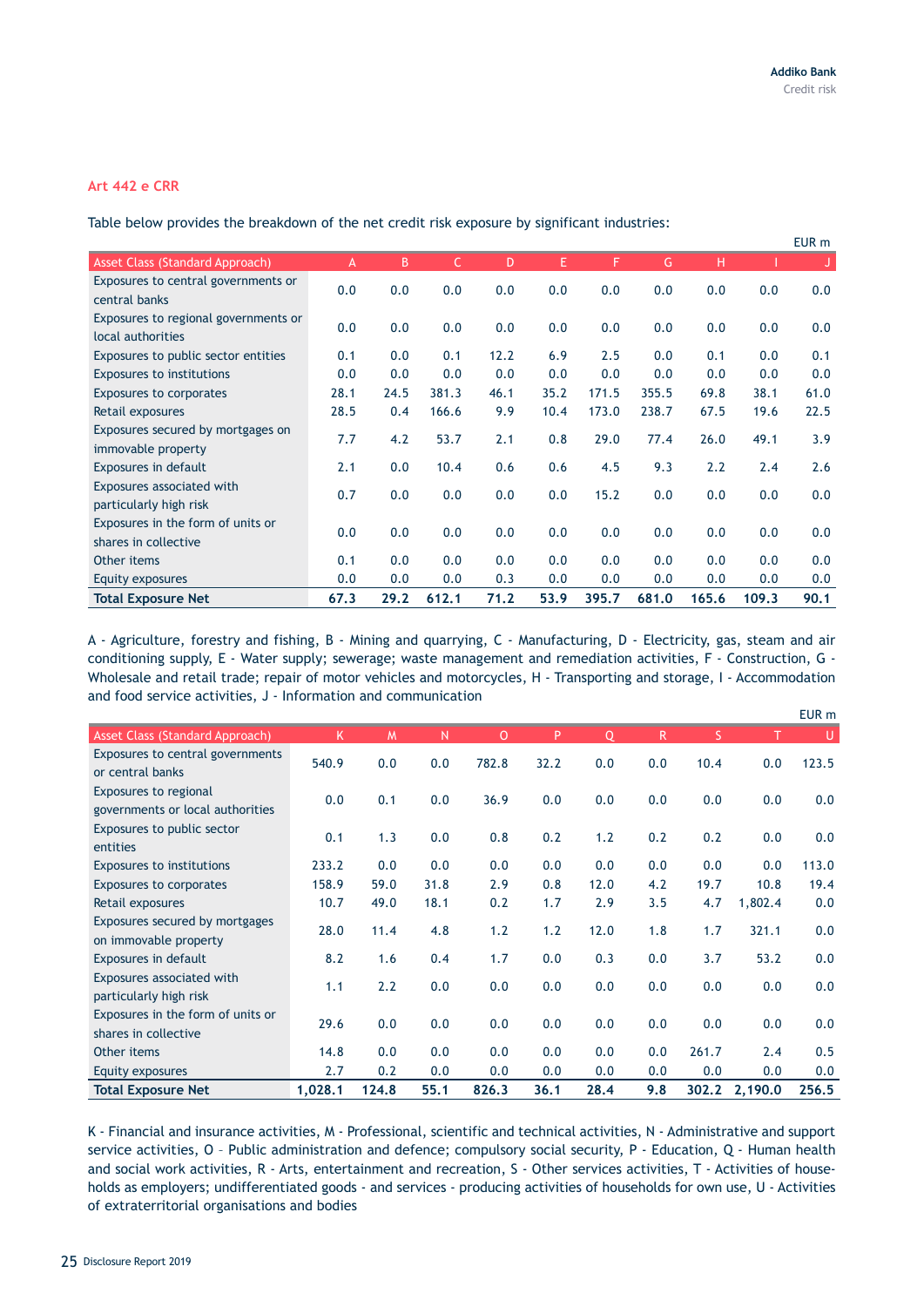### Art 442 e CRR

Table below provides the breakdown of the net credit risk exposure by significant industries:

EUR m

| Asset Class (Standard Approach) | A | B | C | D | E | F | G | H | I | J |
|---|---|---|---|---|---|---|---|---|---|---|
| Exposures to central governments or central banks | 0.0 | 0.0 | 0.0 | 0.0 | 0.0 | 0.0 | 0.0 | 0.0 | 0.0 | 0.0 |
| Exposures to regional governments or local authorities | 0.0 | 0.0 | 0.0 | 0.0 | 0.0 | 0.0 | 0.0 | 0.0 | 0.0 | 0.0 |
| Exposures to public sector entities | 0.1 | 0.0 | 0.1 | 12.2 | 6.9 | 2.5 | 0.0 | 0.1 | 0.0 | 0.1 |
| Exposures to institutions | 0.0 | 0.0 | 0.0 | 0.0 | 0.0 | 0.0 | 0.0 | 0.0 | 0.0 | 0.0 |
| Exposures to corporates | 28.1 | 24.5 | 381.3 | 46.1 | 35.2 | 171.5 | 355.5 | 69.8 | 38.1 | 61.0 |
| Retail exposures | 28.5 | 0.4 | 166.6 | 9.9 | 10.4 | 173.0 | 238.7 | 67.5 | 19.6 | 22.5 |
| Exposures secured by mortgages on immovable property | 7.7 | 4.2 | 53.7 | 2.1 | 0.8 | 29.0 | 77.4 | 26.0 | 49.1 | 3.9 |
| Exposures in default | 2.1 | 0.0 | 10.4 | 0.6 | 0.6 | 4.5 | 9.3 | 2.2 | 2.4 | 2.6 |
| Exposures associated with particularly high risk | 0.7 | 0.0 | 0.0 | 0.0 | 0.0 | 15.2 | 0.0 | 0.0 | 0.0 | 0.0 |
| Exposures in the form of units or shares in collective | 0.0 | 0.0 | 0.0 | 0.0 | 0.0 | 0.0 | 0.0 | 0.0 | 0.0 | 0.0 |
| Other items | 0.1 | 0.0 | 0.0 | 0.0 | 0.0 | 0.0 | 0.0 | 0.0 | 0.0 | 0.0 |
| Equity exposures | 0.0 | 0.0 | 0.0 | 0.3 | 0.0 | 0.0 | 0.0 | 0.0 | 0.0 | 0.0 |
| **Total Exposure Net** | **67.3** | **29.2** | **612.1** | **71.2** | **53.9** | **395.7** | **681.0** | **165.6** | **109.3** | **90.1** |

A - Agriculture, forestry and fishing, B - Mining and quarrying, C - Manufacturing, D - Electricity, gas, steam and air conditioning supply, E - Water supply; sewerage; waste management and remediation activities, F - Construction, G - Wholesale and retail trade; repair of motor vehicles and motorcycles, H - Transporting and storage, I - Accommodation and food service activities, J - Information and communication

EUR m

| Asset Class (Standard Approach) | K | M | N | O | P | Q | R | S | T | U |
|---|---|---|---|---|---|---|---|---|---|---|
| Exposures to central governments or central banks | 540.9 | 0.0 | 0.0 | 782.8 | 32.2 | 0.0 | 0.0 | 10.4 | 0.0 | 123.5 |
| Exposures to regional governments or local authorities | 0.0 | 0.1 | 0.0 | 36.9 | 0.0 | 0.0 | 0.0 | 0.0 | 0.0 | 0.0 |
| Exposures to public sector entities | 0.1 | 1.3 | 0.0 | 0.8 | 0.2 | 1.2 | 0.2 | 0.2 | 0.0 | 0.0 |
| Exposures to institutions | 233.2 | 0.0 | 0.0 | 0.0 | 0.0 | 0.0 | 0.0 | 0.0 | 0.0 | 113.0 |
| Exposures to corporates | 158.9 | 59.0 | 31.8 | 2.9 | 0.8 | 12.0 | 4.2 | 19.7 | 10.8 | 19.4 |
| Retail exposures | 10.7 | 49.0 | 18.1 | 0.2 | 1.7 | 2.9 | 3.5 | 4.7 | 1,802.4 | 0.0 |
| Exposures secured by mortgages on immovable property | 28.0 | 11.4 | 4.8 | 1.2 | 1.2 | 12.0 | 1.8 | 1.7 | 321.1 | 0.0 |
| Exposures in default | 8.2 | 1.6 | 0.4 | 1.7 | 0.0 | 0.3 | 0.0 | 3.7 | 53.2 | 0.0 |
| Exposures associated with particularly high risk | 1.1 | 2.2 | 0.0 | 0.0 | 0.0 | 0.0 | 0.0 | 0.0 | 0.0 | 0.0 |
| Exposures in the form of units or shares in collective | 29.6 | 0.0 | 0.0 | 0.0 | 0.0 | 0.0 | 0.0 | 0.0 | 0.0 | 0.0 |
| Other items | 14.8 | 0.0 | 0.0 | 0.0 | 0.0 | 0.0 | 0.0 | 261.7 | 2.4 | 0.5 |
| Equity exposures | 2.7 | 0.2 | 0.0 | 0.0 | 0.0 | 0.0 | 0.0 | 0.0 | 0.0 | 0.0 |
| **Total Exposure Net** | **1,028.1** | **124.8** | **55.1** | **826.3** | **36.1** | **28.4** | **9.8** | **302.2** | **2,190.0** | **256.5** |

K - Financial and insurance activities, M - Professional, scientific and technical activities, N - Administrative and support service activities, O – Public administration and defence; compulsory social security, P - Education, Q - Human health and social work activities, R - Arts, entertainment and recreation, S - Other services activities, T - Activities of households as employers; undifferentiated goods - and services - producing activities of households for own use, U - Activities of extraterritorial organisations and bodies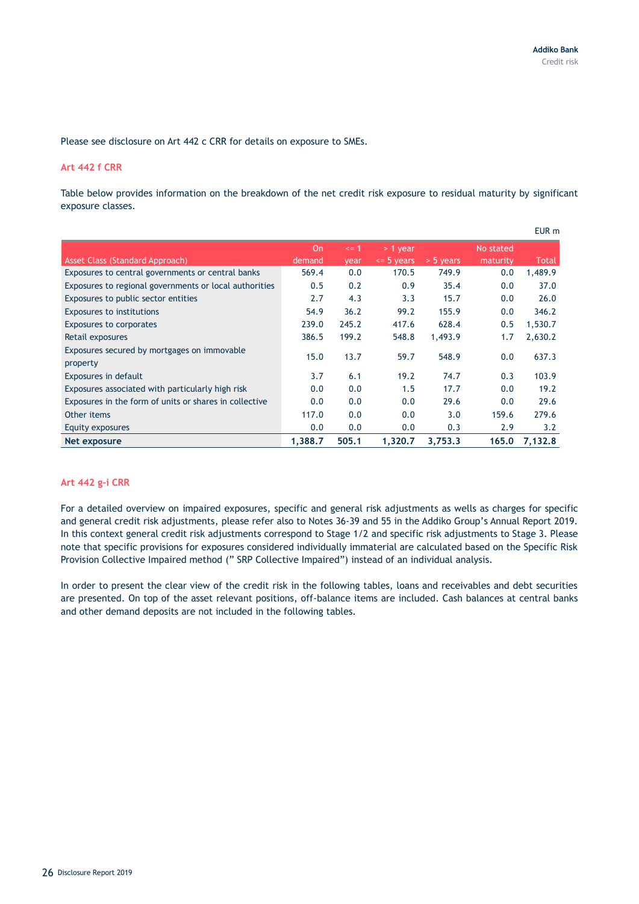Please see disclosure on Art 442 c CRR for details on exposure to SMEs.

## Art 442 f CRR

Table below provides information on the breakdown of the net credit risk exposure to residual maturity by significant exposure classes.

EUR m

| Asset Class (Standard Approach) | On demand | <= 1 year | > 1 year <= 5 years | > 5 years | No stated maturity | Total |
|---|---|---|---|---|---|---|
| Exposures to central governments or central banks | 569.4 | 0.0 | 170.5 | 749.9 | 0.0 | 1,489.9 |
| Exposures to regional governments or local authorities | 0.5 | 0.2 | 0.9 | 35.4 | 0.0 | 37.0 |
| Exposures to public sector entities | 2.7 | 4.3 | 3.3 | 15.7 | 0.0 | 26.0 |
| Exposures to institutions | 54.9 | 36.2 | 99.2 | 155.9 | 0.0 | 346.2 |
| Exposures to corporates | 239.0 | 245.2 | 417.6 | 628.4 | 0.5 | 1,530.7 |
| Retail exposures | 386.5 | 199.2 | 548.8 | 1,493.9 | 1.7 | 2,630.2 |
| Exposures secured by mortgages on immovable property | 15.0 | 13.7 | 59.7 | 548.9 | 0.0 | 637.3 |
| Exposures in default | 3.7 | 6.1 | 19.2 | 74.7 | 0.3 | 103.9 |
| Exposures associated with particularly high risk | 0.0 | 0.0 | 1.5 | 17.7 | 0.0 | 19.2 |
| Exposures in the form of units or shares in collective | 0.0 | 0.0 | 0.0 | 29.6 | 0.0 | 29.6 |
| Other items | 117.0 | 0.0 | 0.0 | 3.0 | 159.6 | 279.6 |
| Equity exposures | 0.0 | 0.0 | 0.0 | 0.3 | 2.9 | 3.2 |
| **Net exposure** | **1,388.7** | **505.1** | **1,320.7** | **3,753.3** | **165.0** | **7,132.8** |

## Art 442 g-i CRR

For a detailed overview on impaired exposures, specific and general risk adjustments as wells as charges for specific and general credit risk adjustments, please refer also to Notes 36-39 and 55 in the Addiko Group's Annual Report 2019. In this context general credit risk adjustments correspond to Stage 1/2 and specific risk adjustments to Stage 3. Please note that specific provisions for exposures considered individually immaterial are calculated based on the Specific Risk Provision Collective Impaired method (" SRP Collective Impaired") instead of an individual analysis.

In order to present the clear view of the credit risk in the following tables, loans and receivables and debt securities are presented. On top of the asset relevant positions, off-balance items are included. Cash balances at central banks and other demand deposits are not included in the following tables.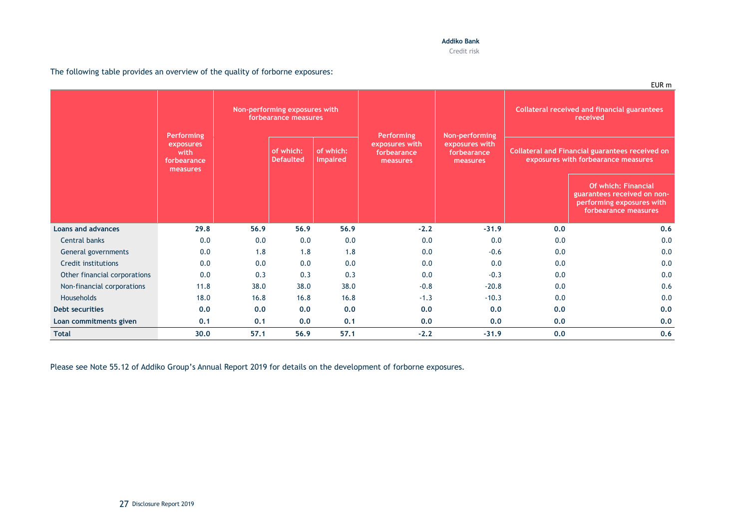The following table provides an overview of the quality of forborne exposures:

EUR m

| | Performing exposures with forbearance measures | Non-performing exposures with forbearance measures | | | Performing exposures with forbearance measures | Non-performing exposures with forbearance measures | Collateral received and financial guarantees received | |
|---|---|---|---|---|---|---|---|---|
| | | | | | | | Collateral and Financial guarantees received on exposures with forbearance measures | |
| | | | of which: Defaulted | of which: Impaired | | | | Of which: Financial guarantees received on non-performing exposures with forbearance measures |
| **Loans and advances** | **29.8** | **56.9** | **56.9** | **56.9** | **-2.2** | **-31.9** | **0.0** | **0.6** |
| Central banks | 0.0 | 0.0 | 0.0 | 0.0 | 0.0 | 0.0 | 0.0 | 0.0 |
| General governments | 0.0 | 1.8 | 1.8 | 1.8 | 0.0 | -0.6 | 0.0 | 0.0 |
| Credit institutions | 0.0 | 0.0 | 0.0 | 0.0 | 0.0 | 0.0 | 0.0 | 0.0 |
| Other financial corporations | 0.0 | 0.3 | 0.3 | 0.3 | 0.0 | -0.3 | 0.0 | 0.0 |
| Non-financial corporations | 11.8 | 38.0 | 38.0 | 38.0 | -0.8 | -20.8 | 0.0 | 0.6 |
| Households | 18.0 | 16.8 | 16.8 | 16.8 | -1.3 | -10.3 | 0.0 | 0.0 |
| **Debt securities** | **0.0** | **0.0** | **0.0** | **0.0** | **0.0** | **0.0** | **0.0** | **0.0** |
| **Loan commitments given** | **0.1** | **0.1** | **0.0** | **0.1** | **0.0** | **0.0** | **0.0** | **0.0** |
| **Total** | **30.0** | **57.1** | **56.9** | **57.1** | **-2.2** | **-31.9** | **0.0** | **0.6** |

Please see Note 55.12 of Addiko Group's Annual Report 2019 for details on the development of forborne exposures.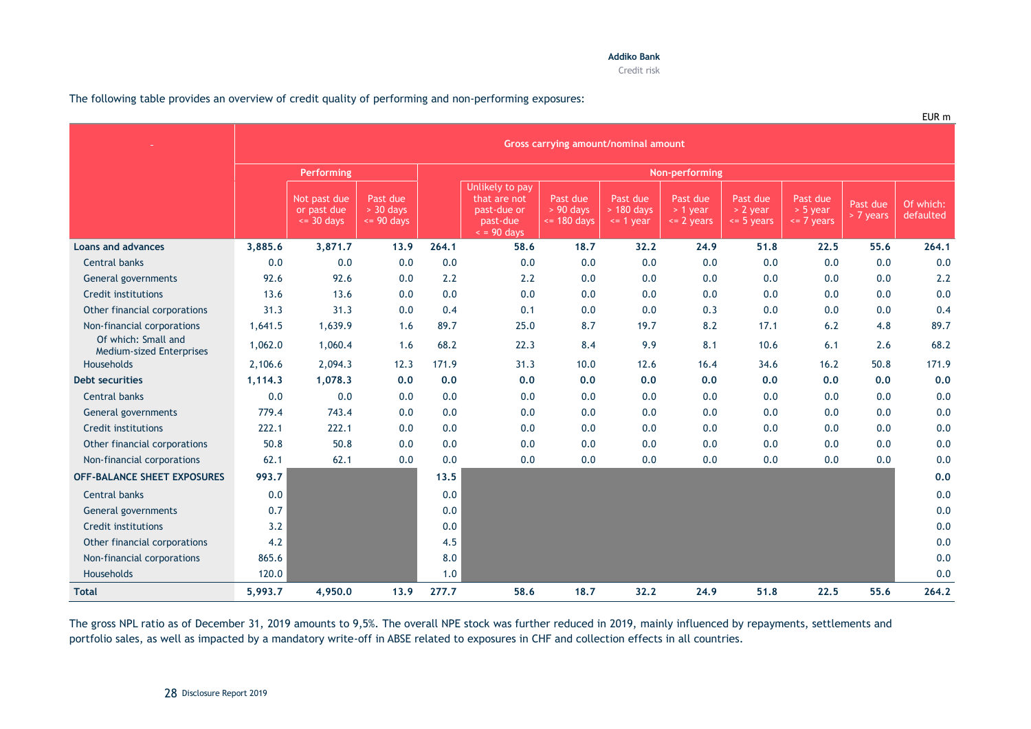The following table provides an overview of credit quality of performing and non-performing exposures:

EUR m

| - | Gross carrying amount/nominal amount | | | | | | | | | | | |
|---|---|---|---|---|---|---|---|---|---|---|---|---|
| | Performing | | | Non-performing | | | | | | | | |
| | | Not past due or past due <= 30 days | Past due > 30 days <= 90 days | | Unlikely to pay that are not past-due or past-due < = 90 days | Past due > 90 days <= 180 days | Past due > 180 days <= 1 year | Past due > 1 year <= 2 years | Past due > 2 year <= 5 years | Past due > 5 year <= 7 years | Past due > 7 years | Of which: defaulted |
| **Loans and advances** | **3,885.6** | **3,871.7** | **13.9** | **264.1** | **58.6** | **18.7** | **32.2** | **24.9** | **51.8** | **22.5** | **55.6** | **264.1** |
| Central banks | 0.0 | 0.0 | 0.0 | 0.0 | 0.0 | 0.0 | 0.0 | 0.0 | 0.0 | 0.0 | 0.0 | 0.0 |
| General governments | 92.6 | 92.6 | 0.0 | 2.2 | 2.2 | 0.0 | 0.0 | 0.0 | 0.0 | 0.0 | 0.0 | 2.2 |
| Credit institutions | 13.6 | 13.6 | 0.0 | 0.0 | 0.0 | 0.0 | 0.0 | 0.0 | 0.0 | 0.0 | 0.0 | 0.0 |
| Other financial corporations | 31.3 | 31.3 | 0.0 | 0.4 | 0.1 | 0.0 | 0.0 | 0.3 | 0.0 | 0.0 | 0.0 | 0.4 |
| Non-financial corporations | 1,641.5 | 1,639.9 | 1.6 | 89.7 | 25.0 | 8.7 | 19.7 | 8.2 | 17.1 | 6.2 | 4.8 | 89.7 |
| Of which: Small and Medium-sized Enterprises | 1,062.0 | 1,060.4 | 1.6 | 68.2 | 22.3 | 8.4 | 9.9 | 8.1 | 10.6 | 6.1 | 2.6 | 68.2 |
| Households | 2,106.6 | 2,094.3 | 12.3 | 171.9 | 31.3 | 10.0 | 12.6 | 16.4 | 34.6 | 16.2 | 50.8 | 171.9 |
| **Debt securities** | **1,114.3** | **1,078.3** | **0.0** | **0.0** | **0.0** | **0.0** | **0.0** | **0.0** | **0.0** | **0.0** | **0.0** | **0.0** |
| Central banks | 0.0 | 0.0 | 0.0 | 0.0 | 0.0 | 0.0 | 0.0 | 0.0 | 0.0 | 0.0 | 0.0 | 0.0 |
| General governments | 779.4 | 743.4 | 0.0 | 0.0 | 0.0 | 0.0 | 0.0 | 0.0 | 0.0 | 0.0 | 0.0 | 0.0 |
| Credit institutions | 222.1 | 222.1 | 0.0 | 0.0 | 0.0 | 0.0 | 0.0 | 0.0 | 0.0 | 0.0 | 0.0 | 0.0 |
| Other financial corporations | 50.8 | 50.8 | 0.0 | 0.0 | 0.0 | 0.0 | 0.0 | 0.0 | 0.0 | 0.0 | 0.0 | 0.0 |
| Non-financial corporations | 62.1 | 62.1 | 0.0 | 0.0 | 0.0 | 0.0 | 0.0 | 0.0 | 0.0 | 0.0 | 0.0 | 0.0 |
| **OFF-BALANCE SHEET EXPOSURES** | **993.7** | | | **13.5** | | | | | | | | **0.0** |
| Central banks | 0.0 | | | 0.0 | | | | | | | | 0.0 |
| General governments | 0.7 | | | 0.0 | | | | | | | | 0.0 |
| Credit institutions | 3.2 | | | 0.0 | | | | | | | | 0.0 |
| Other financial corporations | 4.2 | | | 4.5 | | | | | | | | 0.0 |
| Non-financial corporations | 865.6 | | | 8.0 | | | | | | | | 0.0 |
| Households | 120.0 | | | 1.0 | | | | | | | | 0.0 |
| **Total** | **5,993.7** | **4,950.0** | **13.9** | **277.7** | **58.6** | **18.7** | **32.2** | **24.9** | **51.8** | **22.5** | **55.6** | **264.2** |

The gross NPL ratio as of December 31, 2019 amounts to 9,5%. The overall NPE stock was further reduced in 2019, mainly influenced by repayments, settlements and portfolio sales, as well as impacted by a mandatory write-off in ABSE related to exposures in CHF and collection effects in all countries.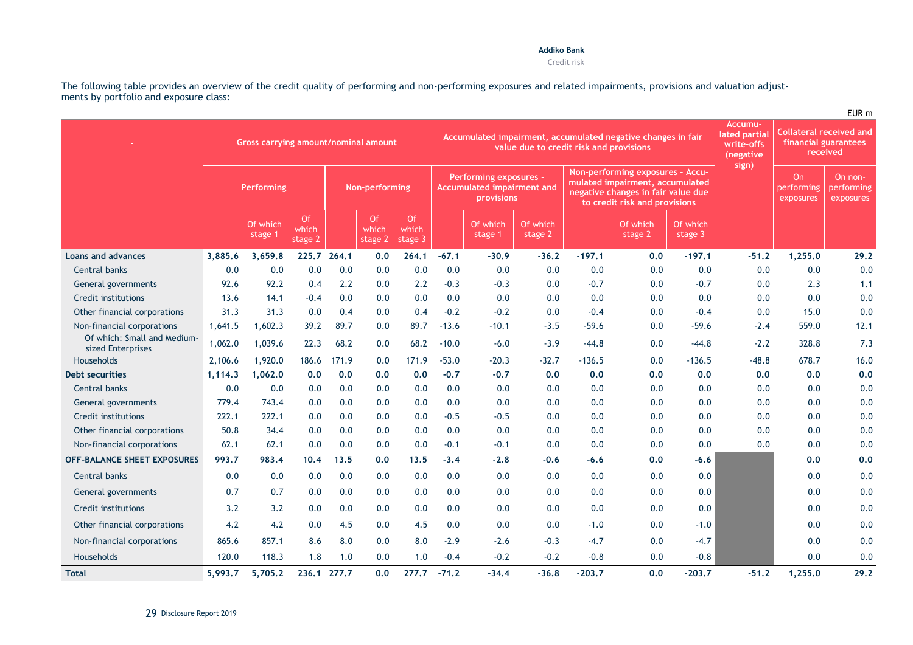The following table provides an overview of the credit quality of performing and non-performing exposures and related impairments, provisions and valuation adjustments by portfolio and exposure class:

EUR m

| - | Gross carrying amount/nominal amount | | | | | | Accumulated impairment, accumulated negative changes in fair value due to credit risk and provisions | | | | | | Accumulated partial write-offs (negative sign) | Collateral received and financial guarantees received | |
|---|---|---|---|---|---|---|---|---|---|---|---|---|---|---|---|
| | Performing | | | Non-performing | | | Performing exposures - Accumulated impairment and provisions | | | Non-performing exposures - Accumulated impairment, accumulated negative changes in fair value due to credit risk and provisions | | | | On performing exposures | On non-performing exposures |
| | | Of which stage 1 | Of which stage 2 | | Of which stage 2 | Of which stage 3 | | Of which stage 1 | Of which stage 2 | | Of which stage 2 | Of which stage 3 | | | |
| **Loans and advances** | **3,885.6** | **3,659.8** | **225.7** | **264.1** | **0.0** | **264.1** | **-67.1** | **-30.9** | **-36.2** | **-197.1** | **0.0** | **-197.1** | **-51.2** | **1,255.0** | **29.2** |
| Central banks | 0.0 | 0.0 | 0.0 | 0.0 | 0.0 | 0.0 | 0.0 | 0.0 | 0.0 | 0.0 | 0.0 | 0.0 | 0.0 | 0.0 | 0.0 |
| General governments | 92.6 | 92.2 | 0.4 | 2.2 | 0.0 | 2.2 | -0.3 | -0.3 | 0.0 | -0.7 | 0.0 | -0.7 | 0.0 | 2.3 | 1.1 |
| Credit institutions | 13.6 | 14.1 | -0.4 | 0.0 | 0.0 | 0.0 | 0.0 | 0.0 | 0.0 | 0.0 | 0.0 | 0.0 | 0.0 | 0.0 | 0.0 |
| Other financial corporations | 31.3 | 31.3 | 0.0 | 0.4 | 0.0 | 0.4 | -0.2 | -0.2 | 0.0 | -0.4 | 0.0 | -0.4 | 0.0 | 15.0 | 0.0 |
| Non-financial corporations | 1,641.5 | 1,602.3 | 39.2 | 89.7 | 0.0 | 89.7 | -13.6 | -10.1 | -3.5 | -59.6 | 0.0 | -59.6 | -2.4 | 559.0 | 12.1 |
| Of which: Small and Medium-sized Enterprises | 1,062.0 | 1,039.6 | 22.3 | 68.2 | 0.0 | 68.2 | -10.0 | -6.0 | -3.9 | -44.8 | 0.0 | -44.8 | -2.2 | 328.8 | 7.3 |
| Households | 2,106.6 | 1,920.0 | 186.6 | 171.9 | 0.0 | 171.9 | -53.0 | -20.3 | -32.7 | -136.5 | 0.0 | -136.5 | -48.8 | 678.7 | 16.0 |
| **Debt securities** | **1,114.3** | **1,062.0** | **0.0** | **0.0** | **0.0** | **0.0** | **-0.7** | **-0.7** | **0.0** | **0.0** | **0.0** | **0.0** | **0.0** | **0.0** | **0.0** |
| Central banks | 0.0 | 0.0 | 0.0 | 0.0 | 0.0 | 0.0 | 0.0 | 0.0 | 0.0 | 0.0 | 0.0 | 0.0 | 0.0 | 0.0 | 0.0 |
| General governments | 779.4 | 743.4 | 0.0 | 0.0 | 0.0 | 0.0 | 0.0 | 0.0 | 0.0 | 0.0 | 0.0 | 0.0 | 0.0 | 0.0 | 0.0 |
| Credit institutions | 222.1 | 222.1 | 0.0 | 0.0 | 0.0 | 0.0 | -0.5 | -0.5 | 0.0 | 0.0 | 0.0 | 0.0 | 0.0 | 0.0 | 0.0 |
| Other financial corporations | 50.8 | 34.4 | 0.0 | 0.0 | 0.0 | 0.0 | 0.0 | 0.0 | 0.0 | 0.0 | 0.0 | 0.0 | 0.0 | 0.0 | 0.0 |
| Non-financial corporations | 62.1 | 62.1 | 0.0 | 0.0 | 0.0 | 0.0 | -0.1 | -0.1 | 0.0 | 0.0 | 0.0 | 0.0 | 0.0 | 0.0 | 0.0 |
| **OFF-BALANCE SHEET EXPOSURES** | **993.7** | **983.4** | **10.4** | **13.5** | **0.0** | **13.5** | **-3.4** | **-2.8** | **-0.6** | **-6.6** | **0.0** | **-6.6** | | **0.0** | **0.0** |
| Central banks | 0.0 | 0.0 | 0.0 | 0.0 | 0.0 | 0.0 | 0.0 | 0.0 | 0.0 | 0.0 | 0.0 | 0.0 | | 0.0 | 0.0 |
| General governments | 0.7 | 0.7 | 0.0 | 0.0 | 0.0 | 0.0 | 0.0 | 0.0 | 0.0 | 0.0 | 0.0 | 0.0 | | 0.0 | 0.0 |
| Credit institutions | 3.2 | 3.2 | 0.0 | 0.0 | 0.0 | 0.0 | 0.0 | 0.0 | 0.0 | 0.0 | 0.0 | 0.0 | | 0.0 | 0.0 |
| Other financial corporations | 4.2 | 4.2 | 0.0 | 4.5 | 0.0 | 4.5 | 0.0 | 0.0 | 0.0 | -1.0 | 0.0 | -1.0 | | 0.0 | 0.0 |
| Non-financial corporations | 865.6 | 857.1 | 8.6 | 8.0 | 0.0 | 8.0 | -2.9 | -2.6 | -0.3 | -4.7 | 0.0 | -4.7 | | 0.0 | 0.0 |
| Households | 120.0 | 118.3 | 1.8 | 1.0 | 0.0 | 1.0 | -0.4 | -0.2 | -0.2 | -0.8 | 0.0 | -0.8 | | 0.0 | 0.0 |
| **Total** | **5,993.7** | **5,705.2** | **236.1** | **277.7** | **0.0** | **277.7** | **-71.2** | **-34.4** | **-36.8** | **-203.7** | **0.0** | **-203.7** | **-51.2** | **1,255.0** | **29.2** |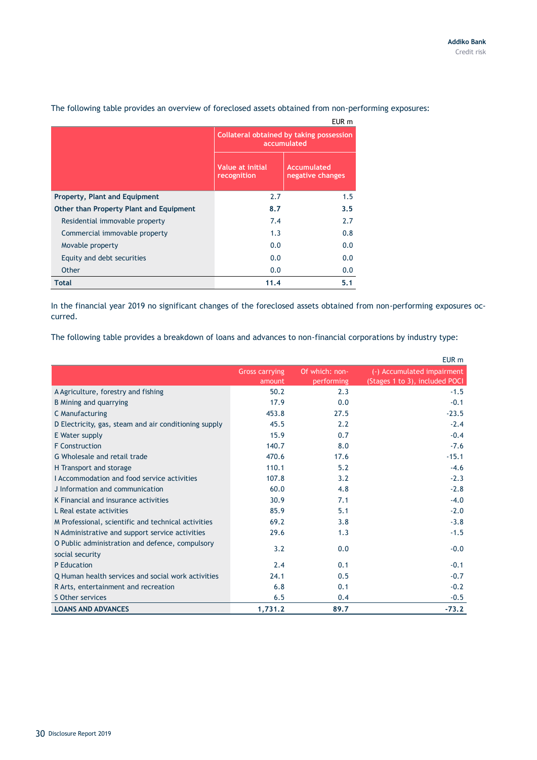The following table provides an overview of foreclosed assets obtained from non-performing exposures:

EUR m

| | Collateral obtained by taking possession accumulated | |
|---|---|---|
| | Value at initial recognition | Accumulated negative changes |
| **Property, Plant and Equipment** | 2.7 | 1.5 |
| **Other than Property Plant and Equipment** | **8.7** | **3.5** |
| Residential immovable property | 7.4 | 2.7 |
| Commercial immovable property | 1.3 | 0.8 |
| Movable property | 0.0 | 0.0 |
| Equity and debt securities | 0.0 | 0.0 |
| Other | 0.0 | 0.0 |
| **Total** | **11.4** | **5.1** |

In the financial year 2019 no significant changes of the foreclosed assets obtained from non-performing exposures occurred.

The following table provides a breakdown of loans and advances to non-financial corporations by industry type:

EUR m

| | Gross carrying amount | Of which: non-performing | (-) Accumulated impairment (Stages 1 to 3), included POCI |
|---|---|---|---|
| A Agriculture, forestry and fishing | 50.2 | 2.3 | -1.5 |
| B Mining and quarrying | 17.9 | 0.0 | -0.1 |
| C Manufacturing | 453.8 | 27.5 | -23.5 |
| D Electricity, gas, steam and air conditioning supply | 45.5 | 2.2 | -2.4 |
| E Water supply | 15.9 | 0.7 | -0.4 |
| F Construction | 140.7 | 8.0 | -7.6 |
| G Wholesale and retail trade | 470.6 | 17.6 | -15.1 |
| H Transport and storage | 110.1 | 5.2 | -4.6 |
| I Accommodation and food service activities | 107.8 | 3.2 | -2.3 |
| J Information and communication | 60.0 | 4.8 | -2.8 |
| K Financial and insurance activities | 30.9 | 7.1 | -4.0 |
| L Real estate activities | 85.9 | 5.1 | -2.0 |
| M Professional, scientific and technical activities | 69.2 | 3.8 | -3.8 |
| N Administrative and support service activities | 29.6 | 1.3 | -1.5 |
| O Public administration and defence, compulsory social security | 3.2 | 0.0 | -0.0 |
| P Education | 2.4 | 0.1 | -0.1 |
| Q Human health services and social work activities | 24.1 | 0.5 | -0.7 |
| R Arts, entertainment and recreation | 6.8 | 0.1 | -0.2 |
| S Other services | 6.5 | 0.4 | -0.5 |
| **LOANS AND ADVANCES** | **1,731.2** | **89.7** | **-73.2** |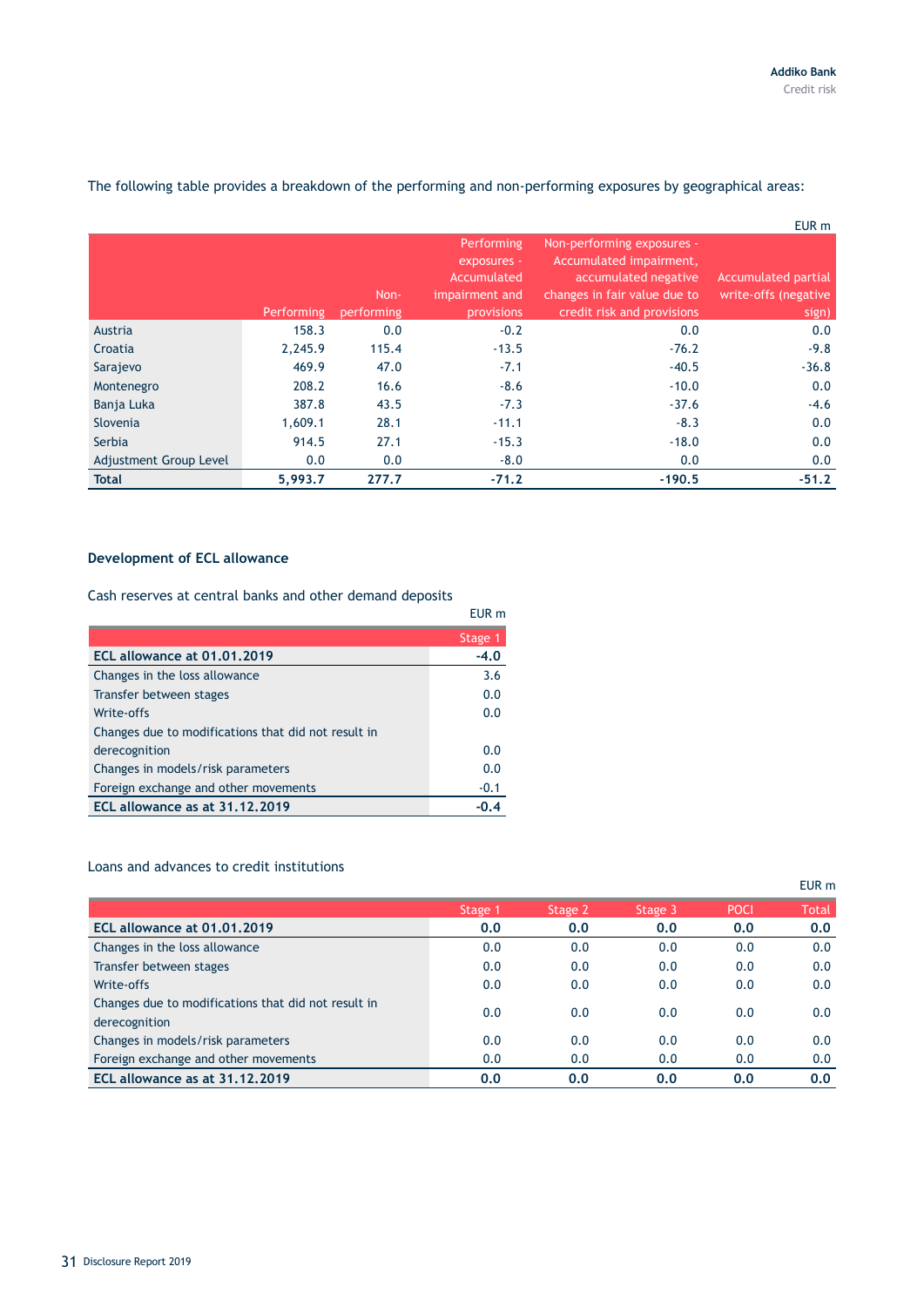The following table provides a breakdown of the performing and non-performing exposures by geographical areas:

EUR m

| | Performing | Non-performing | Performing exposures - Accumulated impairment and provisions | Non-performing exposures - Accumulated impairment, accumulated negative changes in fair value due to credit risk and provisions | Accumulated partial write-offs (negative sign) |
|---|---|---|---|---|---|
| Austria | 158.3 | 0.0 | -0.2 | 0.0 | 0.0 |
| Croatia | 2,245.9 | 115.4 | -13.5 | -76.2 | -9.8 |
| Sarajevo | 469.9 | 47.0 | -7.1 | -40.5 | -36.8 |
| Montenegro | 208.2 | 16.6 | -8.6 | -10.0 | 0.0 |
| Banja Luka | 387.8 | 43.5 | -7.3 | -37.6 | -4.6 |
| Slovenia | 1,609.1 | 28.1 | -11.1 | -8.3 | 0.0 |
| Serbia | 914.5 | 27.1 | -15.3 | -18.0 | 0.0 |
| Adjustment Group Level | 0.0 | 0.0 | -8.0 | 0.0 | 0.0 |
| **Total** | **5,993.7** | **277.7** | **-71.2** | **-190.5** | **-51.2** |

### Development of ECL allowance

Cash reserves at central banks and other demand deposits

EUR m

| | Stage 1 |
|---|---|
| **ECL allowance at 01.01.2019** | **-4.0** |
| Changes in the loss allowance | 3.6 |
| Transfer between stages | 0.0 |
| Write-offs | 0.0 |
| Changes due to modifications that did not result in derecognition | 0.0 |
| Changes in models/risk parameters | 0.0 |
| Foreign exchange and other movements | -0.1 |
| **ECL allowance as at 31.12.2019** | **-0.4** |

Loans and advances to credit institutions

EUR m

| | Stage 1 | Stage 2 | Stage 3 | POCI | Total |
|---|---|---|---|---|---|
| **ECL allowance at 01.01.2019** | **0.0** | **0.0** | **0.0** | **0.0** | **0.0** |
| Changes in the loss allowance | 0.0 | 0.0 | 0.0 | 0.0 | 0.0 |
| Transfer between stages | 0.0 | 0.0 | 0.0 | 0.0 | 0.0 |
| Write-offs | 0.0 | 0.0 | 0.0 | 0.0 | 0.0 |
| Changes due to modifications that did not result in derecognition | 0.0 | 0.0 | 0.0 | 0.0 | 0.0 |
| Changes in models/risk parameters | 0.0 | 0.0 | 0.0 | 0.0 | 0.0 |
| Foreign exchange and other movements | 0.0 | 0.0 | 0.0 | 0.0 | 0.0 |
| **ECL allowance as at 31.12.2019** | **0.0** | **0.0** | **0.0** | **0.0** | **0.0** |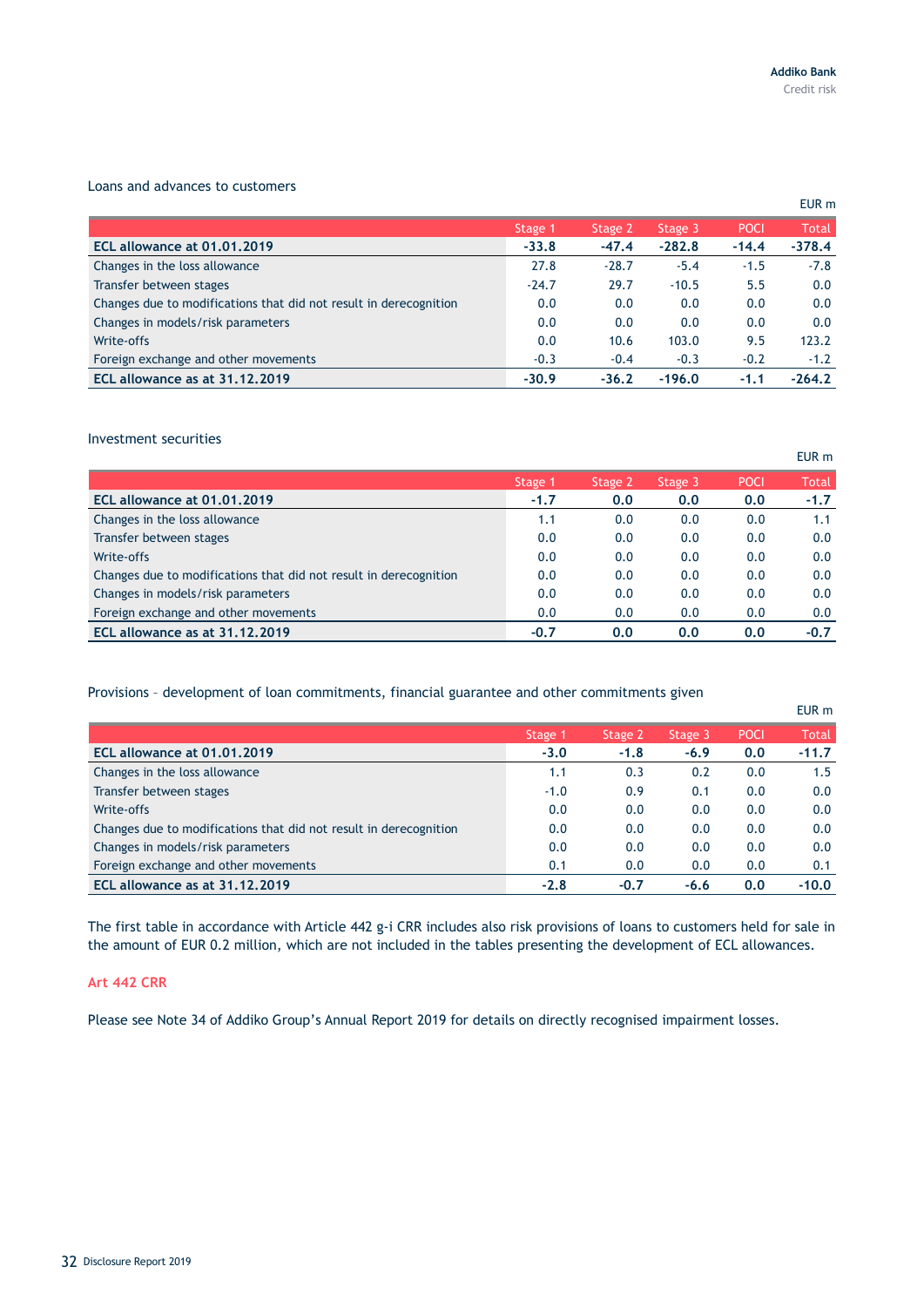Loans and advances to customers

EUR m

| | Stage 1 | Stage 2 | Stage 3 | POCI | Total |
|---|---|---|---|---|---|
| **ECL allowance at 01.01.2019** | **-33.8** | **-47.4** | **-282.8** | **-14.4** | **-378.4** |
| Changes in the loss allowance | 27.8 | -28.7 | -5.4 | -1.5 | -7.8 |
| Transfer between stages | -24.7 | 29.7 | -10.5 | 5.5 | 0.0 |
| Changes due to modifications that did not result in derecognition | 0.0 | 0.0 | 0.0 | 0.0 | 0.0 |
| Changes in models/risk parameters | 0.0 | 0.0 | 0.0 | 0.0 | 0.0 |
| Write-offs | 0.0 | 10.6 | 103.0 | 9.5 | 123.2 |
| Foreign exchange and other movements | -0.3 | -0.4 | -0.3 | -0.2 | -1.2 |
| **ECL allowance as at 31.12.2019** | **-30.9** | **-36.2** | **-196.0** | **-1.1** | **-264.2** |

Investment securities

EUR m

| | Stage 1 | Stage 2 | Stage 3 | POCI | Total |
|---|---|---|---|---|---|
| **ECL allowance at 01.01.2019** | **-1.7** | **0.0** | **0.0** | **0.0** | **-1.7** |
| Changes in the loss allowance | 1.1 | 0.0 | 0.0 | 0.0 | 1.1 |
| Transfer between stages | 0.0 | 0.0 | 0.0 | 0.0 | 0.0 |
| Write-offs | 0.0 | 0.0 | 0.0 | 0.0 | 0.0 |
| Changes due to modifications that did not result in derecognition | 0.0 | 0.0 | 0.0 | 0.0 | 0.0 |
| Changes in models/risk parameters | 0.0 | 0.0 | 0.0 | 0.0 | 0.0 |
| Foreign exchange and other movements | 0.0 | 0.0 | 0.0 | 0.0 | 0.0 |
| **ECL allowance as at 31.12.2019** | **-0.7** | **0.0** | **0.0** | **0.0** | **-0.7** |

Provisions – development of loan commitments, financial guarantee and other commitments given

EUR m

| | Stage 1 | Stage 2 | Stage 3 | POCI | Total |
|---|---|---|---|---|---|
| **ECL allowance at 01.01.2019** | **-3.0** | **-1.8** | **-6.9** | **0.0** | **-11.7** |
| Changes in the loss allowance | 1.1 | 0.3 | 0.2 | 0.0 | 1.5 |
| Transfer between stages | -1.0 | 0.9 | 0.1 | 0.0 | 0.0 |
| Write-offs | 0.0 | 0.0 | 0.0 | 0.0 | 0.0 |
| Changes due to modifications that did not result in derecognition | 0.0 | 0.0 | 0.0 | 0.0 | 0.0 |
| Changes in models/risk parameters | 0.0 | 0.0 | 0.0 | 0.0 | 0.0 |
| Foreign exchange and other movements | 0.1 | 0.0 | 0.0 | 0.0 | 0.1 |
| **ECL allowance as at 31.12.2019** | **-2.8** | **-0.7** | **-6.6** | **0.0** | **-10.0** |

The first table in accordance with Article 442 g-i CRR includes also risk provisions of loans to customers held for sale in the amount of EUR 0.2 million, which are not included in the tables presenting the development of ECL allowances.

### Art 442 CRR

Please see Note 34 of Addiko Group's Annual Report 2019 for details on directly recognised impairment losses.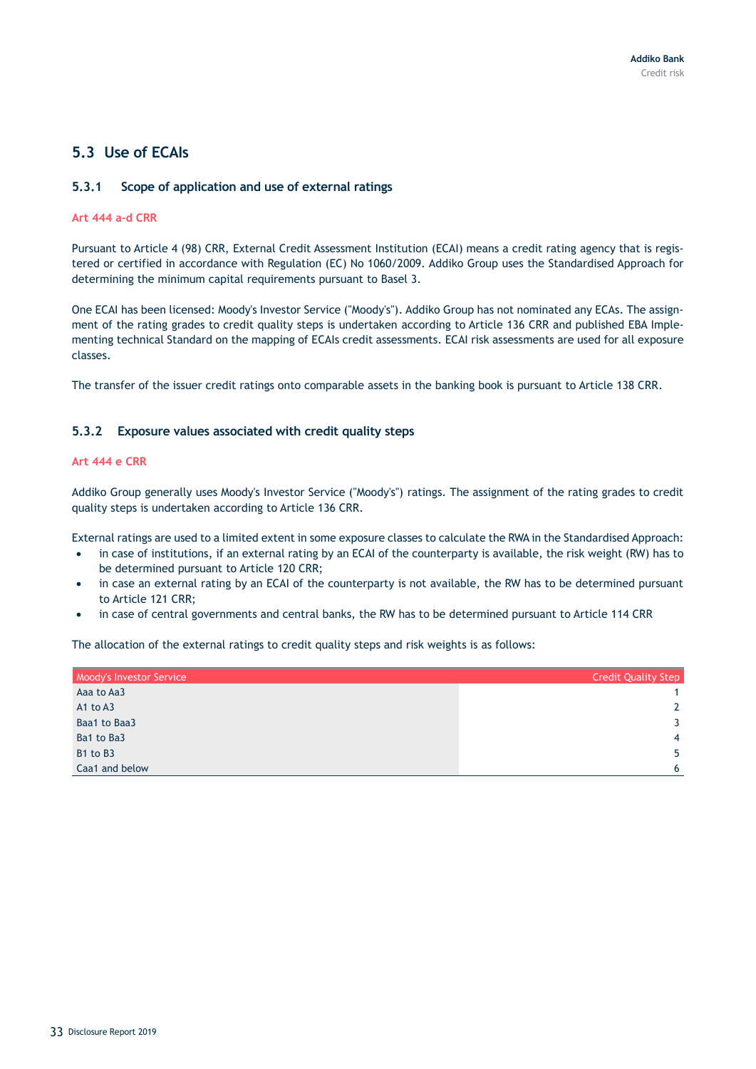## 5.3 Use of ECAIs

### 5.3.1 Scope of application and use of external ratings

**Art 444 a-d CRR**

Pursuant to Article 4 (98) CRR, External Credit Assessment Institution (ECAI) means a credit rating agency that is registered or certified in accordance with Regulation (EC) No 1060/2009. Addiko Group uses the Standardised Approach for determining the minimum capital requirements pursuant to Basel 3.

One ECAI has been licensed: Moody's Investor Service ("Moody's"). Addiko Group has not nominated any ECAs. The assignment of the rating grades to credit quality steps is undertaken according to Article 136 CRR and published EBA Implementing technical Standard on the mapping of ECAIs credit assessments. ECAI risk assessments are used for all exposure classes.

The transfer of the issuer credit ratings onto comparable assets in the banking book is pursuant to Article 138 CRR.

### 5.3.2 Exposure values associated with credit quality steps

**Art 444 e CRR**

Addiko Group generally uses Moody's Investor Service ("Moody's") ratings. The assignment of the rating grades to credit quality steps is undertaken according to Article 136 CRR.

External ratings are used to a limited extent in some exposure classes to calculate the RWA in the Standardised Approach:

- in case of institutions, if an external rating by an ECAI of the counterparty is available, the risk weight (RW) has to be determined pursuant to Article 120 CRR;
- in case an external rating by an ECAI of the counterparty is not available, the RW has to be determined pursuant to Article 121 CRR;
- in case of central governments and central banks, the RW has to be determined pursuant to Article 114 CRR

The allocation of the external ratings to credit quality steps and risk weights is as follows:

| Moody's Investor Service | Credit Quality Step |
|---|---|
| Aaa to Aa3 | 1 |
| A1 to A3 | 2 |
| Baa1 to Baa3 | 3 |
| Ba1 to Ba3 | 4 |
| B1 to B3 | 5 |
| Caa1 and below | 6 |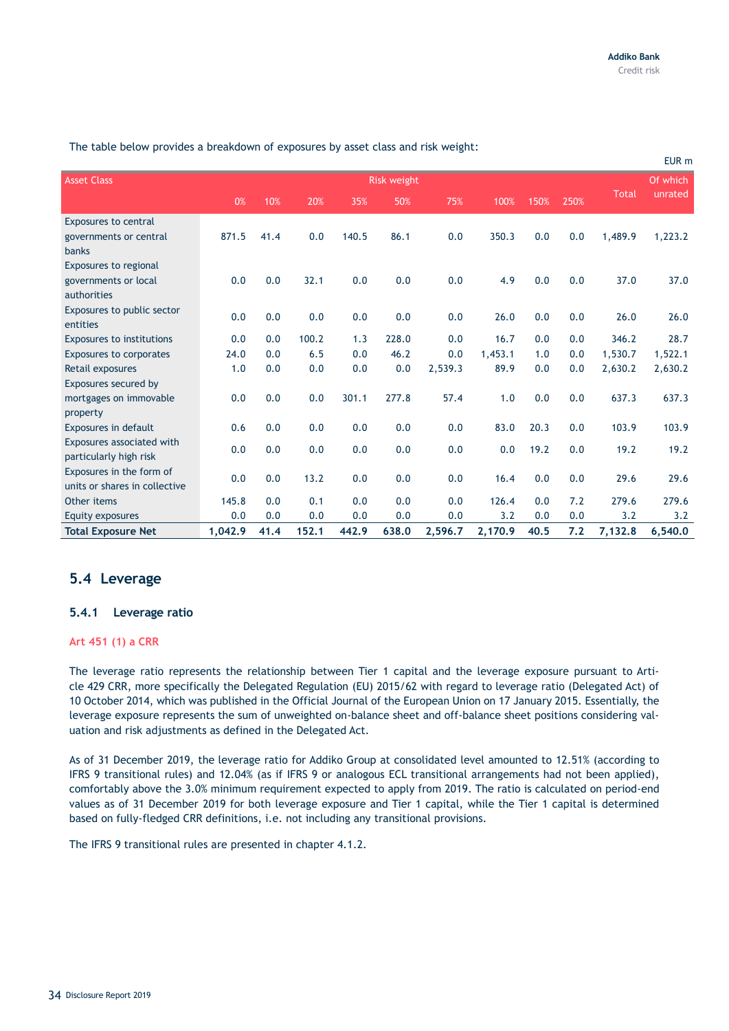The table below provides a breakdown of exposures by asset class and risk weight:

EUR m

| Asset Class | Risk weight | | | | | | | | | Total | Of which unrated |
|---|---|---|---|---|---|---|---|---|---|---|---|
| | 0% | 10% | 20% | 35% | 50% | 75% | 100% | 150% | 250% | | |
| Exposures to central governments or central banks | 871.5 | 41.4 | 0.0 | 140.5 | 86.1 | 0.0 | 350.3 | 0.0 | 0.0 | 1,489.9 | 1,223.2 |
| Exposures to regional governments or local authorities | 0.0 | 0.0 | 32.1 | 0.0 | 0.0 | 0.0 | 4.9 | 0.0 | 0.0 | 37.0 | 37.0 |
| Exposures to public sector entities | 0.0 | 0.0 | 0.0 | 0.0 | 0.0 | 0.0 | 26.0 | 0.0 | 0.0 | 26.0 | 26.0 |
| Exposures to institutions | 0.0 | 0.0 | 100.2 | 1.3 | 228.0 | 0.0 | 16.7 | 0.0 | 0.0 | 346.2 | 28.7 |
| Exposures to corporates | 24.0 | 0.0 | 6.5 | 0.0 | 46.2 | 0.0 | 1,453.1 | 1.0 | 0.0 | 1,530.7 | 1,522.1 |
| Retail exposures | 1.0 | 0.0 | 0.0 | 0.0 | 0.0 | 2,539.3 | 89.9 | 0.0 | 0.0 | 2,630.2 | 2,630.2 |
| Exposures secured by mortgages on immovable property | 0.0 | 0.0 | 0.0 | 301.1 | 277.8 | 57.4 | 1.0 | 0.0 | 0.0 | 637.3 | 637.3 |
| Exposures in default | 0.6 | 0.0 | 0.0 | 0.0 | 0.0 | 0.0 | 83.0 | 20.3 | 0.0 | 103.9 | 103.9 |
| Exposures associated with particularly high risk | 0.0 | 0.0 | 0.0 | 0.0 | 0.0 | 0.0 | 0.0 | 19.2 | 0.0 | 19.2 | 19.2 |
| Exposures in the form of units or shares in collective | 0.0 | 0.0 | 13.2 | 0.0 | 0.0 | 0.0 | 16.4 | 0.0 | 0.0 | 29.6 | 29.6 |
| Other items | 145.8 | 0.0 | 0.1 | 0.0 | 0.0 | 0.0 | 126.4 | 0.0 | 7.2 | 279.6 | 279.6 |
| Equity exposures | 0.0 | 0.0 | 0.0 | 0.0 | 0.0 | 0.0 | 3.2 | 0.0 | 0.0 | 3.2 | 3.2 |
| **Total Exposure Net** | **1,042.9** | **41.4** | **152.1** | **442.9** | **638.0** | **2,596.7** | **2,170.9** | **40.5** | **7.2** | **7,132.8** | **6,540.0** |

## 5.4 Leverage

### 5.4.1 Leverage ratio

**Art 451 (1) a CRR**

The leverage ratio represents the relationship between Tier 1 capital and the leverage exposure pursuant to Article 429 CRR, more specifically the Delegated Regulation (EU) 2015/62 with regard to leverage ratio (Delegated Act) of 10 October 2014, which was published in the Official Journal of the European Union on 17 January 2015. Essentially, the leverage exposure represents the sum of unweighted on-balance sheet and off-balance sheet positions considering valuation and risk adjustments as defined in the Delegated Act.

As of 31 December 2019, the leverage ratio for Addiko Group at consolidated level amounted to 12.51% (according to IFRS 9 transitional rules) and 12.04% (as if IFRS 9 or analogous ECL transitional arrangements had not been applied), comfortably above the 3.0% minimum requirement expected to apply from 2019. The ratio is calculated on period-end values as of 31 December 2019 for both leverage exposure and Tier 1 capital, while the Tier 1 capital is determined based on fully-fledged CRR definitions, i.e. not including any transitional provisions.

The IFRS 9 transitional rules are presented in chapter 4.1.2.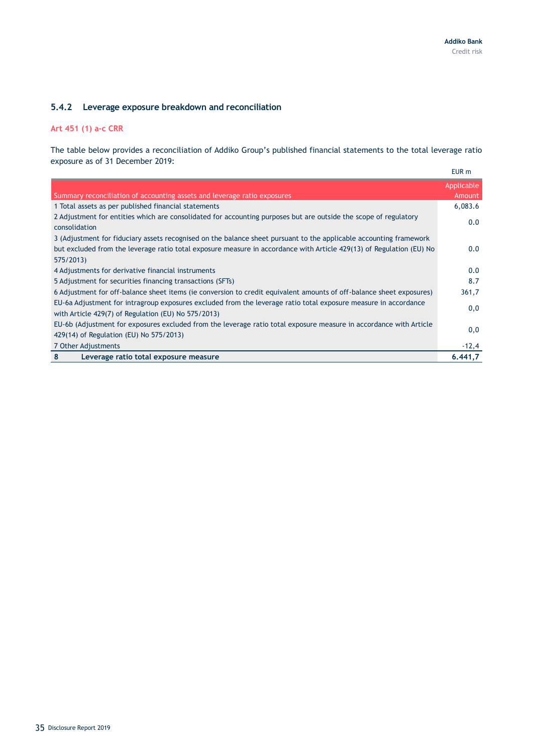### 5.4.2 Leverage exposure breakdown and reconciliation

**Art 451 (1) a-c CRR**

The table below provides a reconciliation of Addiko Group's published financial statements to the total leverage ratio exposure as of 31 December 2019:

EUR m

| Summary reconciliation of accounting assets and leverage ratio exposures | Applicable Amount |
|---|---|
| 1 Total assets as per published financial statements | 6,083.6 |
| 2 Adjustment for entities which are consolidated for accounting purposes but are outside the scope of regulatory consolidation | 0.0 |
| 3 (Adjustment for fiduciary assets recognised on the balance sheet pursuant to the applicable accounting framework but excluded from the leverage ratio total exposure measure in accordance with Article 429(13) of Regulation (EU) No 575/2013) | 0.0 |
| 4 Adjustments for derivative financial instruments | 0.0 |
| 5 Adjustment for securities financing transactions (SFTs) | 8.7 |
| 6 Adjustment for off-balance sheet items (ie conversion to credit equivalent amounts of off-balance sheet exposures) | 361,7 |
| EU-6a Adjustment for intragroup exposures excluded from the leverage ratio total exposure measure in accordance with Article 429(7) of Regulation (EU) No 575/2013) | 0,0 |
| EU-6b (Adjustment for exposures excluded from the leverage ratio total exposure measure in accordance with Article 429(14) of Regulation (EU) No 575/2013) | 0,0 |
| 7 Other Adjustments | -12,4 |
| **8 Leverage ratio total exposure measure** | **6.441,7** |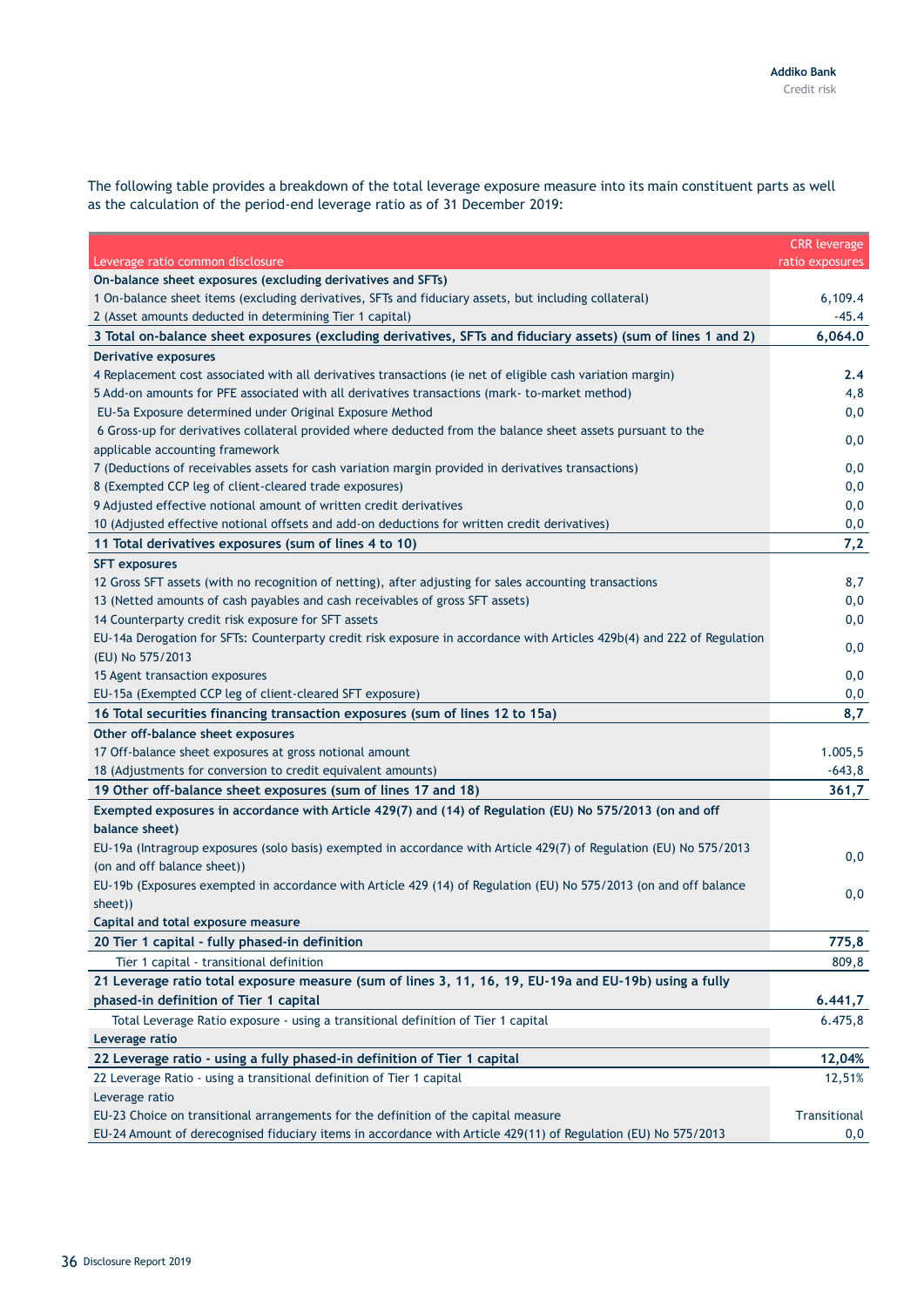The following table provides a breakdown of the total leverage exposure measure into its main constituent parts as well as the calculation of the period-end leverage ratio as of 31 December 2019:

| Leverage ratio common disclosure | CRR leverage ratio exposures |
|---|---|
| **On-balance sheet exposures (excluding derivatives and SFTs)** | |
| 1 On-balance sheet items (excluding derivatives, SFTs and fiduciary assets, but including collateral) | 6,109.4 |
| 2 (Asset amounts deducted in determining Tier 1 capital) | -45.4 |
| **3 Total on-balance sheet exposures (excluding derivatives, SFTs and fiduciary assets) (sum of lines 1 and 2)** | **6,064.0** |
| **Derivative exposures** | |
| 4 Replacement cost associated with all derivatives transactions (ie net of eligible cash variation margin) | **2.4** |
| 5 Add-on amounts for PFE associated with all derivatives transactions (mark- to-market method) | 4,8 |
| EU-5a Exposure determined under Original Exposure Method | 0,0 |
| 6 Gross-up for derivatives collateral provided where deducted from the balance sheet assets pursuant to the applicable accounting framework | 0,0 |
| 7 (Deductions of receivables assets for cash variation margin provided in derivatives transactions) | 0,0 |
| 8 (Exempted CCP leg of client-cleared trade exposures) | 0,0 |
| 9 Adjusted effective notional amount of written credit derivatives | 0,0 |
| 10 (Adjusted effective notional offsets and add-on deductions for written credit derivatives) | 0,0 |
| **11 Total derivatives exposures (sum of lines 4 to 10)** | **7,2** |
| **SFT exposures** | |
| 12 Gross SFT assets (with no recognition of netting), after adjusting for sales accounting transactions | 8,7 |
| 13 (Netted amounts of cash payables and cash receivables of gross SFT assets) | 0,0 |
| 14 Counterparty credit risk exposure for SFT assets | 0,0 |
| EU-14a Derogation for SFTs: Counterparty credit risk exposure in accordance with Articles 429b(4) and 222 of Regulation (EU) No 575/2013 | 0,0 |
| 15 Agent transaction exposures | 0,0 |
| EU-15a (Exempted CCP leg of client-cleared SFT exposure) | 0,0 |
| **16 Total securities financing transaction exposures (sum of lines 12 to 15a)** | **8,7** |
| **Other off-balance sheet exposures** | |
| 17 Off-balance sheet exposures at gross notional amount | 1.005,5 |
| 18 (Adjustments for conversion to credit equivalent amounts) | -643,8 |
| **19 Other off-balance sheet exposures (sum of lines 17 and 18)** | **361,7** |
| **Exempted exposures in accordance with Article 429(7) and (14) of Regulation (EU) No 575/2013 (on and off balance sheet)** | |
| EU-19a (Intragroup exposures (solo basis) exempted in accordance with Article 429(7) of Regulation (EU) No 575/2013 (on and off balance sheet)) | 0,0 |
| EU-19b (Exposures exempted in accordance with Article 429 (14) of Regulation (EU) No 575/2013 (on and off balance sheet)) | 0,0 |
| **Capital and total exposure measure** | |
| **20 Tier 1 capital - fully phased-in definition** | **775,8** |
| Tier 1 capital - transitional definition | 809,8 |
| **21 Leverage ratio total exposure measure (sum of lines 3, 11, 16, 19, EU-19a and EU-19b) using a fully phased-in definition of Tier 1 capital** | **6.441,7** |
| Total Leverage Ratio exposure - using a transitional definition of Tier 1 capital | 6.475,8 |
| **Leverage ratio** | |
| **22 Leverage ratio - using a fully phased-in definition of Tier 1 capital** | **12,04%** |
| 22 Leverage Ratio - using a transitional definition of Tier 1 capital | 12,51% |
| Leverage ratio | |
| EU-23 Choice on transitional arrangements for the definition of the capital measure | Transitional |
| EU-24 Amount of derecognised fiduciary items in accordance with Article 429(11) of Regulation (EU) No 575/2013 | 0,0 |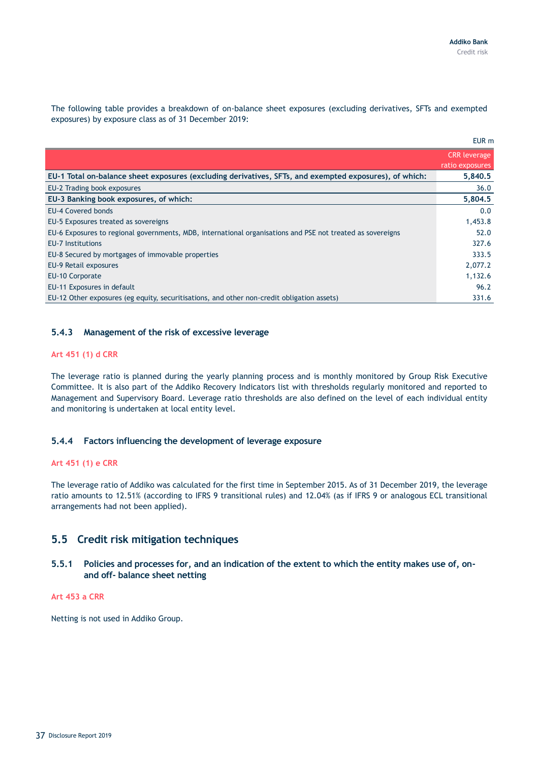The following table provides a breakdown of on-balance sheet exposures (excluding derivatives, SFTs and exempted exposures) by exposure class as of 31 December 2019:

EUR m

| | CRR leverage ratio exposures |
|---|---|
| **EU-1 Total on-balance sheet exposures (excluding derivatives, SFTs, and exempted exposures), of which:** | **5,840.5** |
| EU-2 Trading book exposures | 36.0 |
| **EU-3 Banking book exposures, of which:** | **5,804.5** |
| EU-4 Covered bonds | 0.0 |
| EU-5 Exposures treated as sovereigns | 1,453.8 |
| EU-6 Exposures to regional governments, MDB, international organisations and PSE not treated as sovereigns | 52.0 |
| EU-7 Institutions | 327.6 |
| EU-8 Secured by mortgages of immovable properties | 333.5 |
| EU-9 Retail exposures | 2,077.2 |
| EU-10 Corporate | 1,132.6 |
| EU-11 Exposures in default | 96.2 |
| EU-12 Other exposures (eg equity, securitisations, and other non-credit obligation assets) | 331.6 |

### 5.4.3 Management of the risk of excessive leverage

**Art 451 (1) d CRR**

The leverage ratio is planned during the yearly planning process and is monthly monitored by Group Risk Executive Committee. It is also part of the Addiko Recovery Indicators list with thresholds regularly monitored and reported to Management and Supervisory Board. Leverage ratio thresholds are also defined on the level of each individual entity and monitoring is undertaken at local entity level.

### 5.4.4 Factors influencing the development of leverage exposure

**Art 451 (1) e CRR**

The leverage ratio of Addiko was calculated for the first time in September 2015. As of 31 December 2019, the leverage ratio amounts to 12.51% (according to IFRS 9 transitional rules) and 12.04% (as if IFRS 9 or analogous ECL transitional arrangements had not been applied).

## 5.5 Credit risk mitigation techniques

### 5.5.1 Policies and processes for, and an indication of the extent to which the entity makes use of, on- and off- balance sheet netting

**Art 453 a CRR**

Netting is not used in Addiko Group.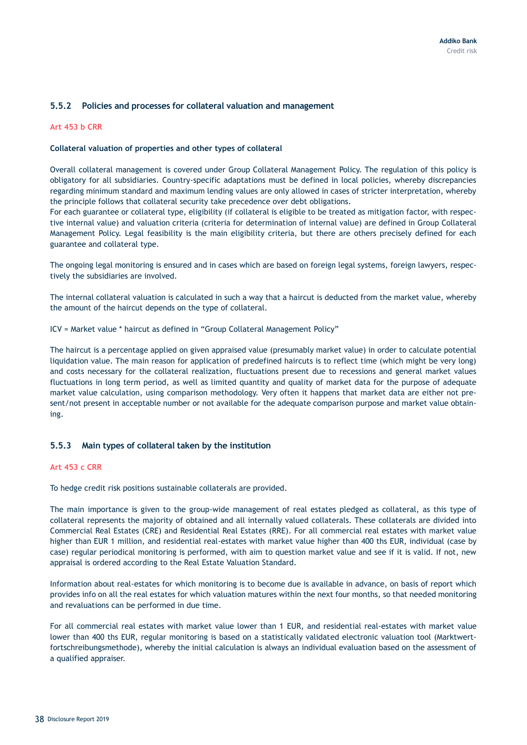### 5.5.2 Policies and processes for collateral valuation and management

**Art 453 b CRR**

**Collateral valuation of properties and other types of collateral**

Overall collateral management is covered under Group Collateral Management Policy. The regulation of this policy is obligatory for all subsidiaries. Country-specific adaptations must be defined in local policies, whereby discrepancies regarding minimum standard and maximum lending values are only allowed in cases of stricter interpretation, whereby the principle follows that collateral security take precedence over debt obligations.
For each guarantee or collateral type, eligibility (if collateral is eligible to be treated as mitigation factor, with respective internal value) and valuation criteria (criteria for determination of internal value) are defined in Group Collateral Management Policy. Legal feasibility is the main eligibility criteria, but there are others precisely defined for each guarantee and collateral type.

The ongoing legal monitoring is ensured and in cases which are based on foreign legal systems, foreign lawyers, respectively the subsidiaries are involved.

The internal collateral valuation is calculated in such a way that a haircut is deducted from the market value, whereby the amount of the haircut depends on the type of collateral.

ICV = Market value * haircut as defined in "Group Collateral Management Policy"

The haircut is a percentage applied on given appraised value (presumably market value) in order to calculate potential liquidation value. The main reason for application of predefined haircuts is to reflect time (which might be very long) and costs necessary for the collateral realization, fluctuations present due to recessions and general market values fluctuations in long term period, as well as limited quantity and quality of market data for the purpose of adequate market value calculation, using comparison methodology. Very often it happens that market data are either not present/not present in acceptable number or not available for the adequate comparison purpose and market value obtaining.

### 5.5.3 Main types of collateral taken by the institution

**Art 453 c CRR**

To hedge credit risk positions sustainable collaterals are provided.

The main importance is given to the group-wide management of real estates pledged as collateral, as this type of collateral represents the majority of obtained and all internally valued collaterals. These collaterals are divided into Commercial Real Estates (CRE) and Residential Real Estates (RRE). For all commercial real estates with market value higher than EUR 1 million, and residential real-estates with market value higher than 400 ths EUR, individual (case by case) regular periodical monitoring is performed, with aim to question market value and see if it is valid. If not, new appraisal is ordered according to the Real Estate Valuation Standard.

Information about real-estates for which monitoring is to become due is available in advance, on basis of report which provides info on all the real estates for which valuation matures within the next four months, so that needed monitoring and revaluations can be performed in due time.

For all commercial real estates with market value lower than 1 EUR, and residential real-estates with market value lower than 400 ths EUR, regular monitoring is based on a statistically validated electronic valuation tool (Marktwertfortschreibungsmethode), whereby the initial calculation is always an individual evaluation based on the assessment of a qualified appraiser.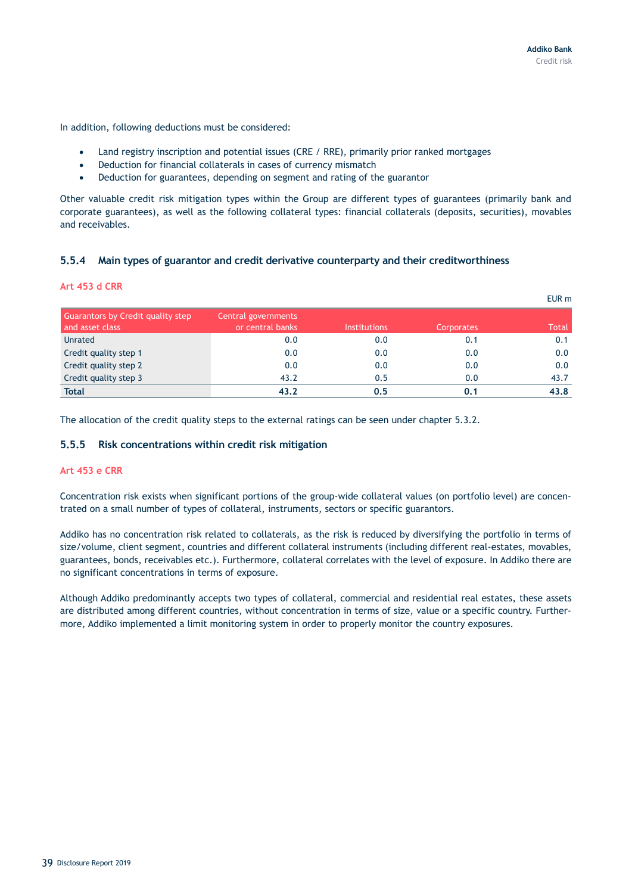In addition, following deductions must be considered:

- Land registry inscription and potential issues (CRE / RRE), primarily prior ranked mortgages
- Deduction for financial collaterals in cases of currency mismatch
- Deduction for guarantees, depending on segment and rating of the guarantor

Other valuable credit risk mitigation types within the Group are different types of guarantees (primarily bank and corporate guarantees), as well as the following collateral types: financial collaterals (deposits, securities), movables and receivables.

### 5.5.4 Main types of guarantor and credit derivative counterparty and their creditworthiness

**Art 453 d CRR**

EUR m

| Guarantors by Credit quality step and asset class | Central governments or central banks | Institutions | Corporates | Total |
|---|---|---|---|---|
| Unrated | 0.0 | 0.0 | 0.1 | 0.1 |
| Credit quality step 1 | 0.0 | 0.0 | 0.0 | 0.0 |
| Credit quality step 2 | 0.0 | 0.0 | 0.0 | 0.0 |
| Credit quality step 3 | 43.2 | 0.5 | 0.0 | 43.7 |
| **Total** | **43.2** | **0.5** | **0.1** | **43.8** |

The allocation of the credit quality steps to the external ratings can be seen under chapter 5.3.2.

### 5.5.5 Risk concentrations within credit risk mitigation

**Art 453 e CRR**

Concentration risk exists when significant portions of the group-wide collateral values (on portfolio level) are concentrated on a small number of types of collateral, instruments, sectors or specific guarantors.

Addiko has no concentration risk related to collaterals, as the risk is reduced by diversifying the portfolio in terms of size/volume, client segment, countries and different collateral instruments (including different real-estates, movables, guarantees, bonds, receivables etc.). Furthermore, collateral correlates with the level of exposure. In Addiko there are no significant concentrations in terms of exposure.

Although Addiko predominantly accepts two types of collateral, commercial and residential real estates, these assets are distributed among different countries, without concentration in terms of size, value or a specific country. Furthermore, Addiko implemented a limit monitoring system in order to properly monitor the country exposures.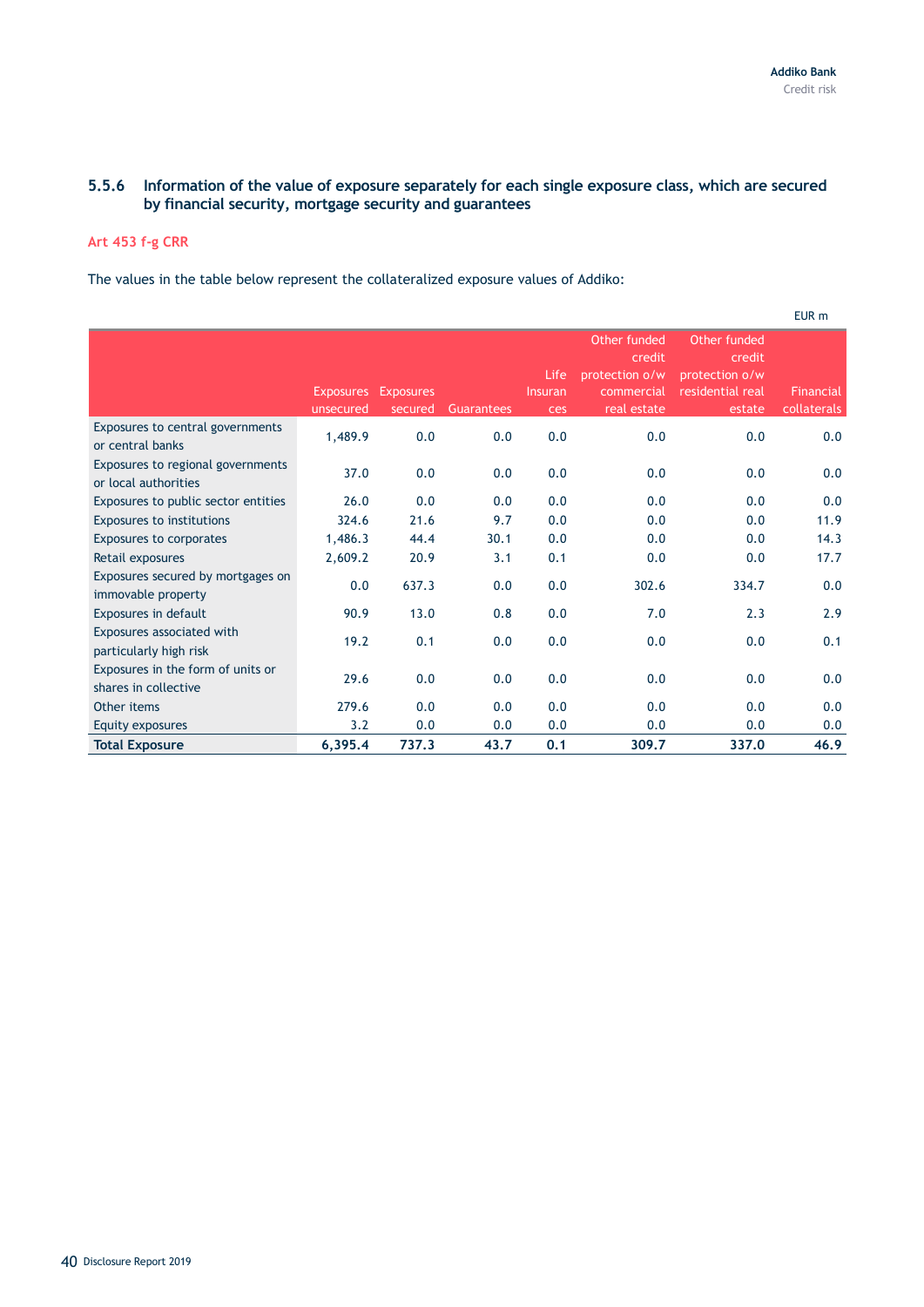### 5.5.6 Information of the value of exposure separately for each single exposure class, which are secured by financial security, mortgage security and guarantees

**Art 453 f-g CRR**

The values in the table below represent the collateralized exposure values of Addiko:

EUR m

| | Exposures unsecured | Exposures secured | Guarantees | Life Insurances | Other funded credit protection o/w commercial real estate | Other funded credit protection o/w residential real estate | Financial collaterals |
|---|---|---|---|---|---|---|---|
| Exposures to central governments or central banks | 1,489.9 | 0.0 | 0.0 | 0.0 | 0.0 | 0.0 | 0.0 |
| Exposures to regional governments or local authorities | 37.0 | 0.0 | 0.0 | 0.0 | 0.0 | 0.0 | 0.0 |
| Exposures to public sector entities | 26.0 | 0.0 | 0.0 | 0.0 | 0.0 | 0.0 | 0.0 |
| Exposures to institutions | 324.6 | 21.6 | 9.7 | 0.0 | 0.0 | 0.0 | 11.9 |
| Exposures to corporates | 1,486.3 | 44.4 | 30.1 | 0.0 | 0.0 | 0.0 | 14.3 |
| Retail exposures | 2,609.2 | 20.9 | 3.1 | 0.1 | 0.0 | 0.0 | 17.7 |
| Exposures secured by mortgages on immovable property | 0.0 | 637.3 | 0.0 | 0.0 | 302.6 | 334.7 | 0.0 |
| Exposures in default | 90.9 | 13.0 | 0.8 | 0.0 | 7.0 | 2.3 | 2.9 |
| Exposures associated with particularly high risk | 19.2 | 0.1 | 0.0 | 0.0 | 0.0 | 0.0 | 0.1 |
| Exposures in the form of units or shares in collective | 29.6 | 0.0 | 0.0 | 0.0 | 0.0 | 0.0 | 0.0 |
| Other items | 279.6 | 0.0 | 0.0 | 0.0 | 0.0 | 0.0 | 0.0 |
| Equity exposures | 3.2 | 0.0 | 0.0 | 0.0 | 0.0 | 0.0 | 0.0 |
| **Total Exposure** | **6,395.4** | **737.3** | **43.7** | **0.1** | **309.7** | **337.0** | **46.9** |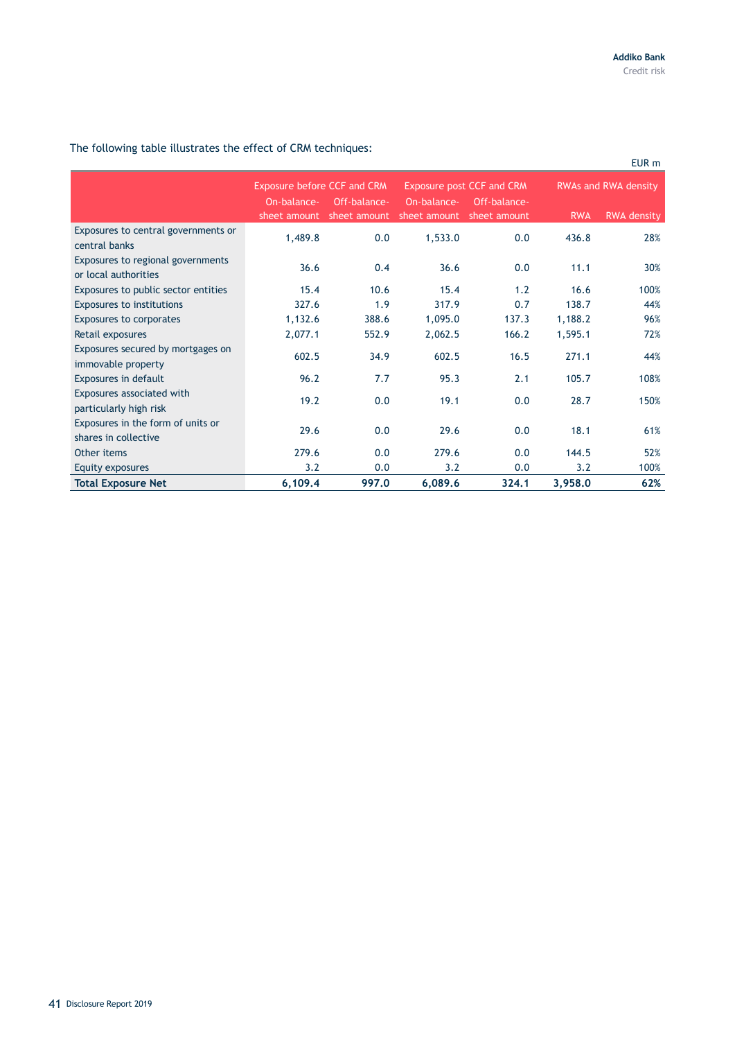The following table illustrates the effect of CRM techniques:

EUR m

| | Exposure before CCF and CRM | | Exposure post CCF and CRM | | RWAs and RWA density | |
|---|---|---|---|---|---|---|
| | On-balance-sheet amount | Off-balance-sheet amount | On-balance-sheet amount | Off-balance-sheet amount | RWA | RWA density |
| Exposures to central governments or central banks | 1,489.8 | 0.0 | 1,533.0 | 0.0 | 436.8 | 28% |
| Exposures to regional governments or local authorities | 36.6 | 0.4 | 36.6 | 0.0 | 11.1 | 30% |
| Exposures to public sector entities | 15.4 | 10.6 | 15.4 | 1.2 | 16.6 | 100% |
| Exposures to institutions | 327.6 | 1.9 | 317.9 | 0.7 | 138.7 | 44% |
| Exposures to corporates | 1,132.6 | 388.6 | 1,095.0 | 137.3 | 1,188.2 | 96% |
| Retail exposures | 2,077.1 | 552.9 | 2,062.5 | 166.2 | 1,595.1 | 72% |
| Exposures secured by mortgages on immovable property | 602.5 | 34.9 | 602.5 | 16.5 | 271.1 | 44% |
| Exposures in default | 96.2 | 7.7 | 95.3 | 2.1 | 105.7 | 108% |
| Exposures associated with particularly high risk | 19.2 | 0.0 | 19.1 | 0.0 | 28.7 | 150% |
| Exposures in the form of units or shares in collective | 29.6 | 0.0 | 29.6 | 0.0 | 18.1 | 61% |
| Other items | 279.6 | 0.0 | 279.6 | 0.0 | 144.5 | 52% |
| Equity exposures | 3.2 | 0.0 | 3.2 | 0.0 | 3.2 | 100% |
| **Total Exposure Net** | **6,109.4** | **997.0** | **6,089.6** | **324.1** | **3,958.0** | **62%** |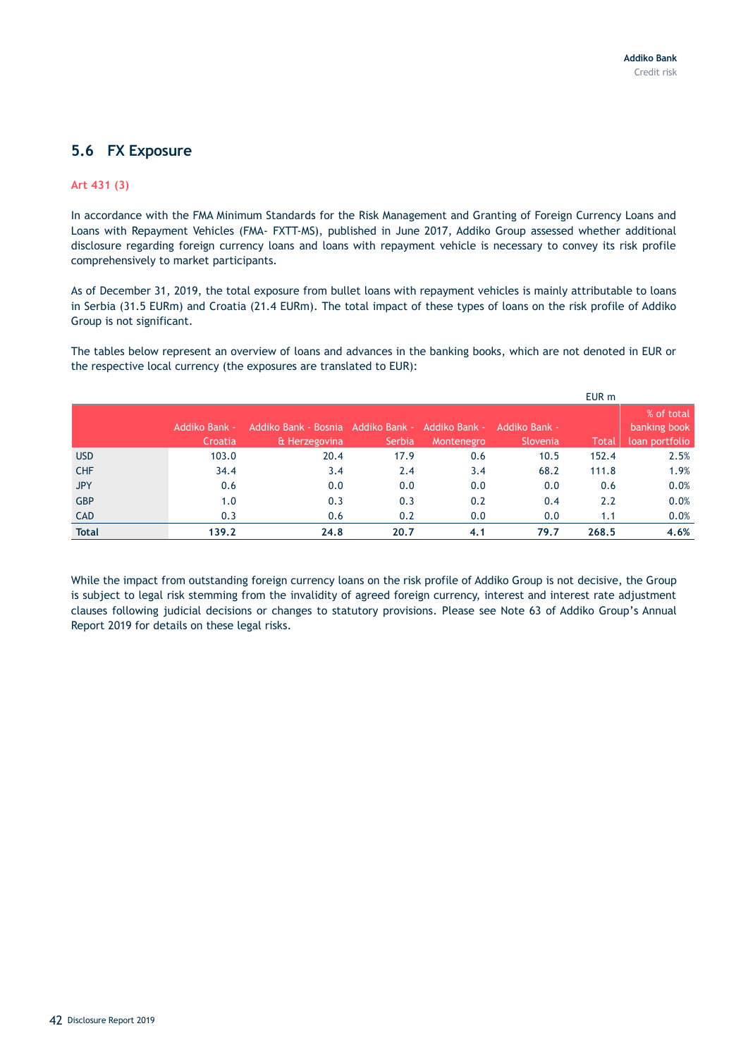## 5.6 FX Exposure

Art 431 (3)

In accordance with the FMA Minimum Standards for the Risk Management and Granting of Foreign Currency Loans and Loans with Repayment Vehicles (FMA- FXTT-MS), published in June 2017, Addiko Group assessed whether additional disclosure regarding foreign currency loans and loans with repayment vehicle is necessary to convey its risk profile comprehensively to market participants.

As of December 31, 2019, the total exposure from bullet loans with repayment vehicles is mainly attributable to loans in Serbia (31.5 EURm) and Croatia (21.4 EURm). The total impact of these types of loans on the risk profile of Addiko Group is not significant.

The tables below represent an overview of loans and advances in the banking books, which are not denoted in EUR or the respective local currency (the exposures are translated to EUR):

EUR m

| | Addiko Bank - Croatia | Addiko Bank - Bosnia & Herzegovina | Addiko Bank - Serbia | Addiko Bank - Montenegro | Addiko Bank - Slovenia | Total | % of total banking book loan portfolio |
|---|---|---|---|---|---|---|---|
| USD | 103.0 | 20.4 | 17.9 | 0.6 | 10.5 | 152.4 | 2.5% |
| CHF | 34.4 | 3.4 | 2.4 | 3.4 | 68.2 | 111.8 | 1.9% |
| JPY | 0.6 | 0.0 | 0.0 | 0.0 | 0.0 | 0.6 | 0.0% |
| GBP | 1.0 | 0.3 | 0.3 | 0.2 | 0.4 | 2.2 | 0.0% |
| CAD | 0.3 | 0.6 | 0.2 | 0.0 | 0.0 | 1.1 | 0.0% |
| **Total** | **139.2** | **24.8** | **20.7** | **4.1** | **79.7** | **268.5** | **4.6%** |

While the impact from outstanding foreign currency loans on the risk profile of Addiko Group is not decisive, the Group is subject to legal risk stemming from the invalidity of agreed foreign currency, interest and interest rate adjustment clauses following judicial decisions or changes to statutory provisions. Please see Note 63 of Addiko Group's Annual Report 2019 for details on these legal risks.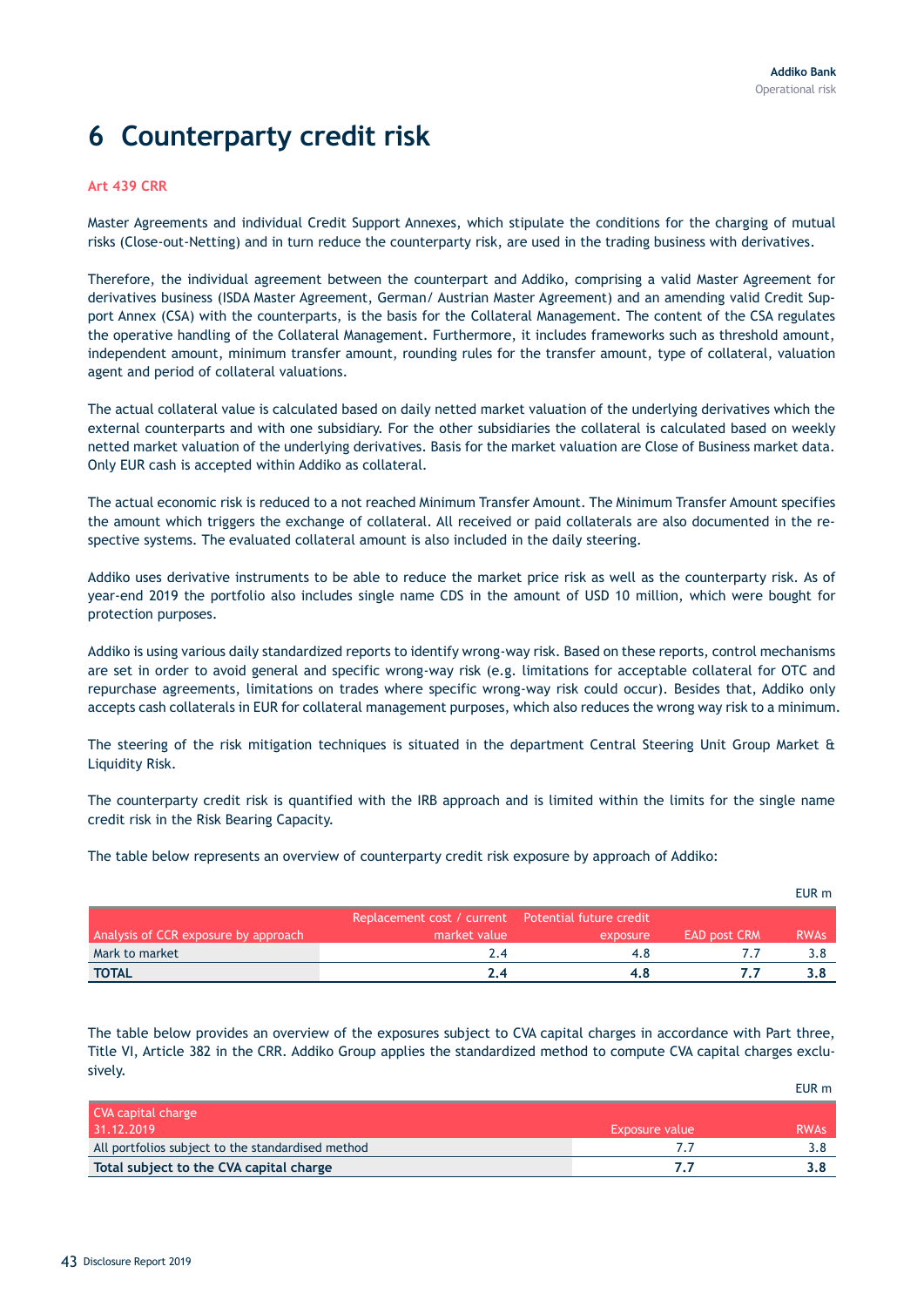# 6 Counterparty credit risk

**Art 439 CRR**

Master Agreements and individual Credit Support Annexes, which stipulate the conditions for the charging of mutual risks (Close-out-Netting) and in turn reduce the counterparty risk, are used in the trading business with derivatives.

Therefore, the individual agreement between the counterpart and Addiko, comprising a valid Master Agreement for derivatives business (ISDA Master Agreement, German/ Austrian Master Agreement) and an amending valid Credit Support Annex (CSA) with the counterparts, is the basis for the Collateral Management. The content of the CSA regulates the operative handling of the Collateral Management. Furthermore, it includes frameworks such as threshold amount, independent amount, minimum transfer amount, rounding rules for the transfer amount, type of collateral, valuation agent and period of collateral valuations.

The actual collateral value is calculated based on daily netted market valuation of the underlying derivatives which the external counterparts and with one subsidiary. For the other subsidiaries the collateral is calculated based on weekly netted market valuation of the underlying derivatives. Basis for the market valuation are Close of Business market data. Only EUR cash is accepted within Addiko as collateral.

The actual economic risk is reduced to a not reached Minimum Transfer Amount. The Minimum Transfer Amount specifies the amount which triggers the exchange of collateral. All received or paid collaterals are also documented in the respective systems. The evaluated collateral amount is also included in the daily steering.

Addiko uses derivative instruments to be able to reduce the market price risk as well as the counterparty risk. As of year-end 2019 the portfolio also includes single name CDS in the amount of USD 10 million, which were bought for protection purposes.

Addiko is using various daily standardized reports to identify wrong-way risk. Based on these reports, control mechanisms are set in order to avoid general and specific wrong-way risk (e.g. limitations for acceptable collateral for OTC and repurchase agreements, limitations on trades where specific wrong-way risk could occur). Besides that, Addiko only accepts cash collaterals in EUR for collateral management purposes, which also reduces the wrong way risk to a minimum.

The steering of the risk mitigation techniques is situated in the department Central Steering Unit Group Market & Liquidity Risk.

The counterparty credit risk is quantified with the IRB approach and is limited within the limits for the single name credit risk in the Risk Bearing Capacity.

The table below represents an overview of counterparty credit risk exposure by approach of Addiko:

EUR m

| Analysis of CCR exposure by approach | Replacement cost / current market value | Potential future credit exposure | EAD post CRM | RWAs |
|---|---|---|---|---|
| Mark to market | 2.4 | 4.8 | 7.7 | 3.8 |
| **TOTAL** | **2.4** | **4.8** | **7.7** | **3.8** |

The table below provides an overview of the exposures subject to CVA capital charges in accordance with Part three, Title VI, Article 382 in the CRR. Addiko Group applies the standardized method to compute CVA capital charges exclusively.

EUR m

| CVA capital charge 31.12.2019 | Exposure value | RWAs |
|---|---|---|
| All portfolios subject to the standardised method | 7.7 | 3.8 |
| **Total subject to the CVA capital charge** | **7.7** | **3.8** |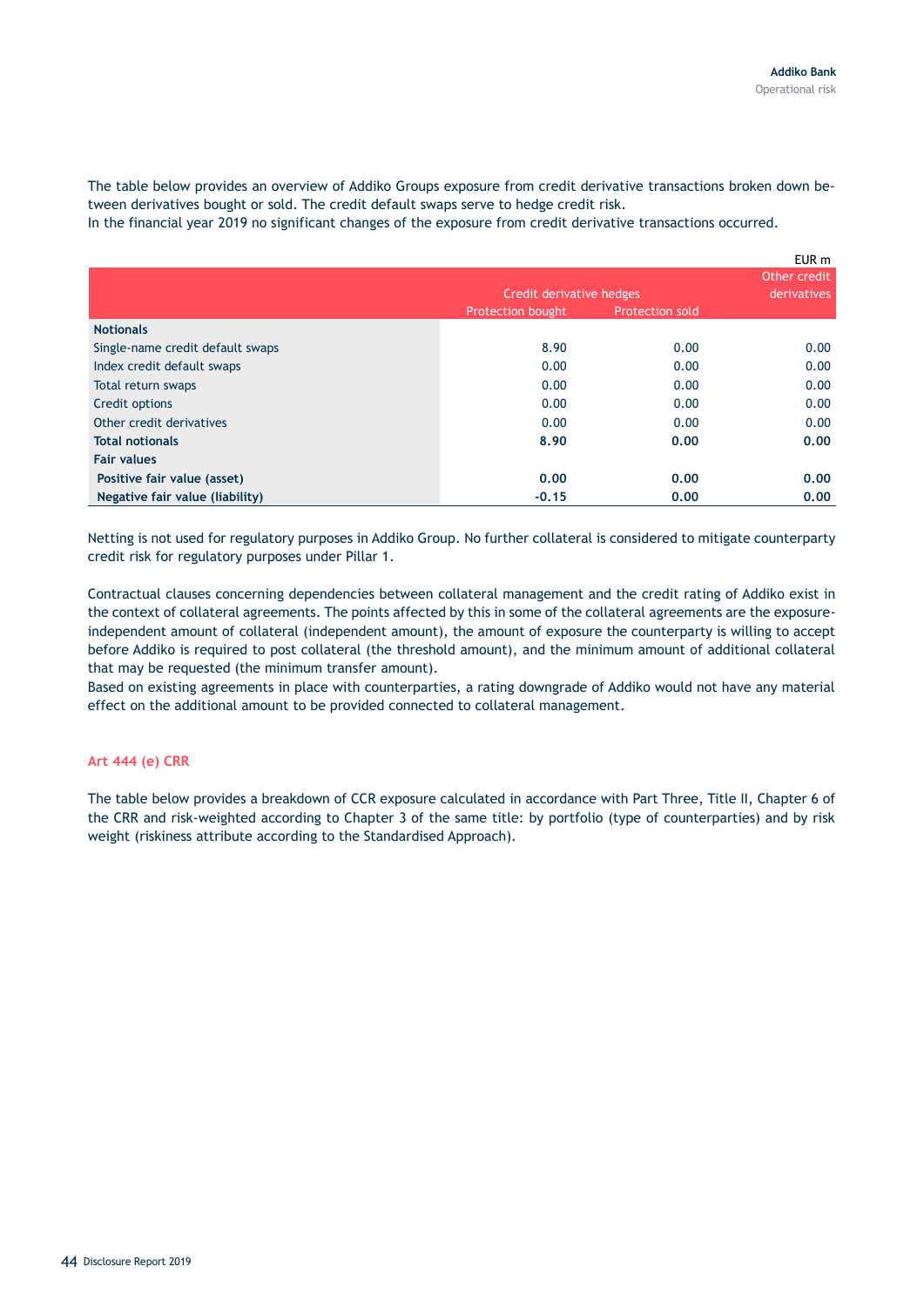The table below provides an overview of Addiko Groups exposure from credit derivative transactions broken down between derivatives bought or sold. The credit default swaps serve to hedge credit risk.
In the financial year 2019 no significant changes of the exposure from credit derivative transactions occurred.

EUR m

| | Credit derivative hedges | | Other credit derivatives |
|---|---|---|---|
| | Protection bought | Protection sold | |
| **Notionals** | | | |
| Single-name credit default swaps | 8.90 | 0.00 | 0.00 |
| Index credit default swaps | 0.00 | 0.00 | 0.00 |
| Total return swaps | 0.00 | 0.00 | 0.00 |
| Credit options | 0.00 | 0.00 | 0.00 |
| Other credit derivatives | 0.00 | 0.00 | 0.00 |
| **Total notionals** | **8.90** | **0.00** | **0.00** |
| **Fair values** | | | |
| **Positive fair value (asset)** | **0.00** | **0.00** | **0.00** |
| **Negative fair value (liability)** | **-0.15** | **0.00** | **0.00** |

Netting is not used for regulatory purposes in Addiko Group. No further collateral is considered to mitigate counterparty credit risk for regulatory purposes under Pillar 1.

Contractual clauses concerning dependencies between collateral management and the credit rating of Addiko exist in the context of collateral agreements. The points affected by this in some of the collateral agreements are the exposure-independent amount of collateral (independent amount), the amount of exposure the counterparty is willing to accept before Addiko is required to post collateral (the threshold amount), and the minimum amount of additional collateral that may be requested (the minimum transfer amount).
Based on existing agreements in place with counterparties, a rating downgrade of Addiko would not have any material effect on the additional amount to be provided connected to collateral management.

## Art 444 (e) CRR

The table below provides a breakdown of CCR exposure calculated in accordance with Part Three, Title II, Chapter 6 of the CRR and risk-weighted according to Chapter 3 of the same title: by portfolio (type of counterparties) and by risk weight (riskiness attribute according to the Standardised Approach).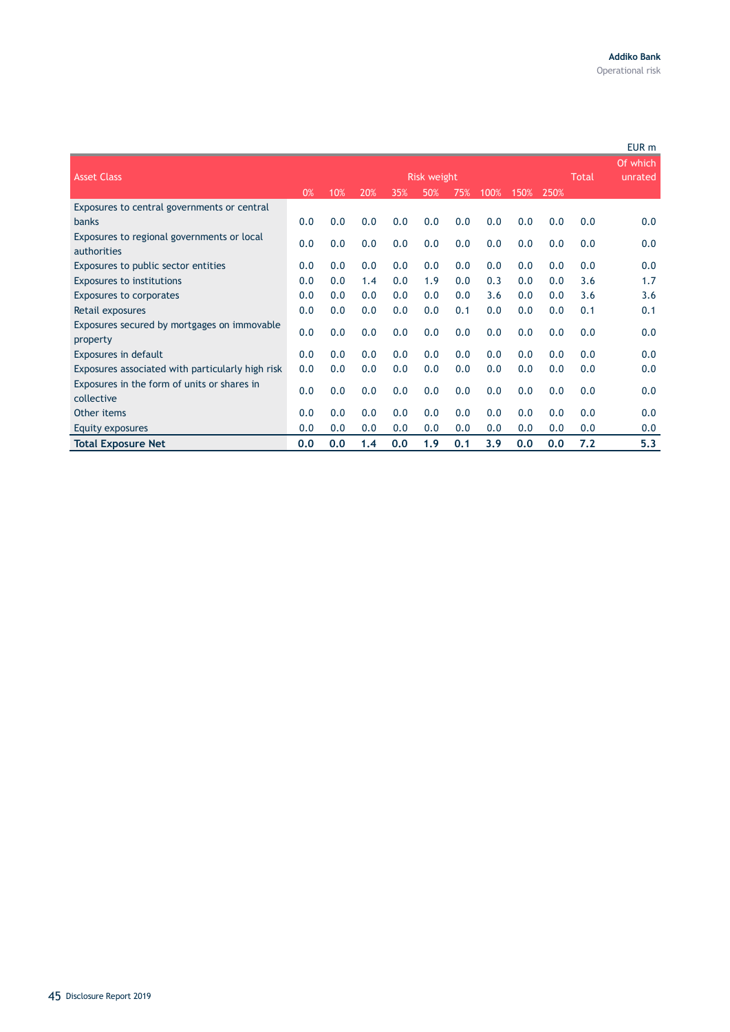EUR m

| Asset Class | Risk weight | | | | | | | | | Total | Of which unrated |
|---|---|---|---|---|---|---|---|---|---|---|---|
| | 0% | 10% | 20% | 35% | 50% | 75% | 100% | 150% | 250% | | |
| Exposures to central governments or central banks | 0.0 | 0.0 | 0.0 | 0.0 | 0.0 | 0.0 | 0.0 | 0.0 | 0.0 | 0.0 | 0.0 |
| Exposures to regional governments or local authorities | 0.0 | 0.0 | 0.0 | 0.0 | 0.0 | 0.0 | 0.0 | 0.0 | 0.0 | 0.0 | 0.0 |
| Exposures to public sector entities | 0.0 | 0.0 | 0.0 | 0.0 | 0.0 | 0.0 | 0.0 | 0.0 | 0.0 | 0.0 | 0.0 |
| Exposures to institutions | 0.0 | 0.0 | 1.4 | 0.0 | 1.9 | 0.0 | 0.3 | 0.0 | 0.0 | 3.6 | 1.7 |
| Exposures to corporates | 0.0 | 0.0 | 0.0 | 0.0 | 0.0 | 0.0 | 3.6 | 0.0 | 0.0 | 3.6 | 3.6 |
| Retail exposures | 0.0 | 0.0 | 0.0 | 0.0 | 0.0 | 0.1 | 0.0 | 0.0 | 0.0 | 0.1 | 0.1 |
| Exposures secured by mortgages on immovable property | 0.0 | 0.0 | 0.0 | 0.0 | 0.0 | 0.0 | 0.0 | 0.0 | 0.0 | 0.0 | 0.0 |
| Exposures in default | 0.0 | 0.0 | 0.0 | 0.0 | 0.0 | 0.0 | 0.0 | 0.0 | 0.0 | 0.0 | 0.0 |
| Exposures associated with particularly high risk | 0.0 | 0.0 | 0.0 | 0.0 | 0.0 | 0.0 | 0.0 | 0.0 | 0.0 | 0.0 | 0.0 |
| Exposures in the form of units or shares in collective | 0.0 | 0.0 | 0.0 | 0.0 | 0.0 | 0.0 | 0.0 | 0.0 | 0.0 | 0.0 | 0.0 |
| Other items | 0.0 | 0.0 | 0.0 | 0.0 | 0.0 | 0.0 | 0.0 | 0.0 | 0.0 | 0.0 | 0.0 |
| Equity exposures | 0.0 | 0.0 | 0.0 | 0.0 | 0.0 | 0.0 | 0.0 | 0.0 | 0.0 | 0.0 | 0.0 |
| **Total Exposure Net** | **0.0** | **0.0** | **1.4** | **0.0** | **1.9** | **0.1** | **3.9** | **0.0** | **0.0** | **7.2** | **5.3** |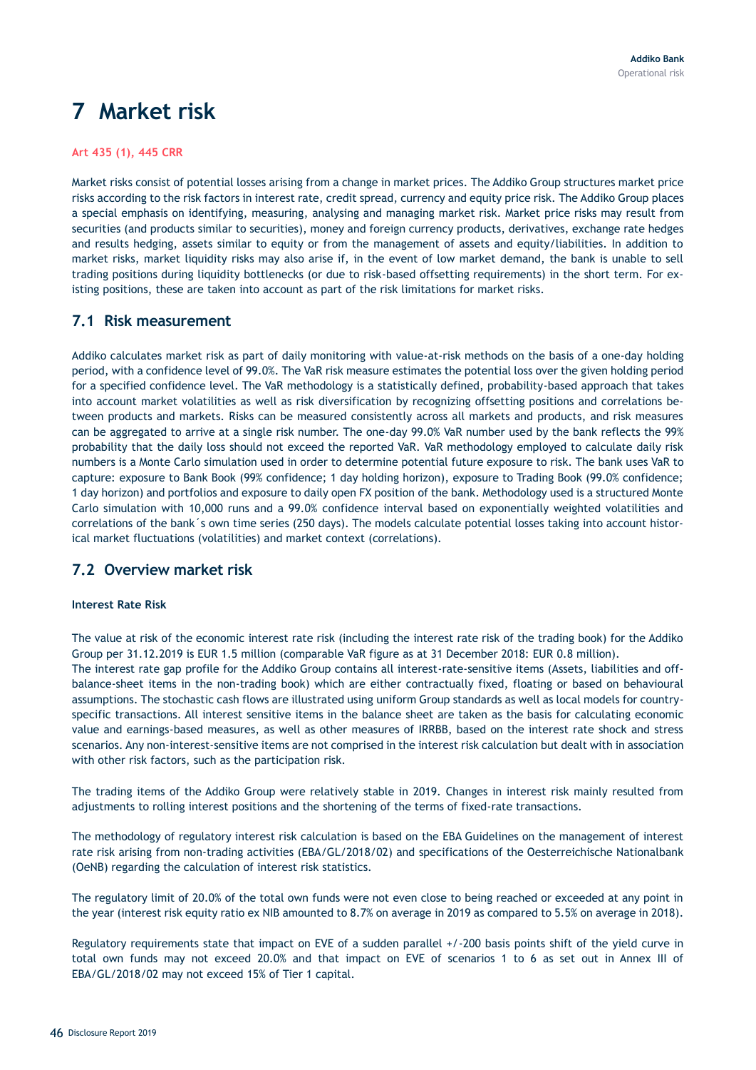# 7 Market risk

**Art 435 (1), 445 CRR**

Market risks consist of potential losses arising from a change in market prices. The Addiko Group structures market price risks according to the risk factors in interest rate, credit spread, currency and equity price risk. The Addiko Group places a special emphasis on identifying, measuring, analysing and managing market risk. Market price risks may result from securities (and products similar to securities), money and foreign currency products, derivatives, exchange rate hedges and results hedging, assets similar to equity or from the management of assets and equity/liabilities. In addition to market risks, market liquidity risks may also arise if, in the event of low market demand, the bank is unable to sell trading positions during liquidity bottlenecks (or due to risk-based offsetting requirements) in the short term. For existing positions, these are taken into account as part of the risk limitations for market risks.

## 7.1 Risk measurement

Addiko calculates market risk as part of daily monitoring with value-at-risk methods on the basis of a one-day holding period, with a confidence level of 99.0%. The VaR risk measure estimates the potential loss over the given holding period for a specified confidence level. The VaR methodology is a statistically defined, probability-based approach that takes into account market volatilities as well as risk diversification by recognizing offsetting positions and correlations between products and markets. Risks can be measured consistently across all markets and products, and risk measures can be aggregated to arrive at a single risk number. The one-day 99.0% VaR number used by the bank reflects the 99% probability that the daily loss should not exceed the reported VaR. VaR methodology employed to calculate daily risk numbers is a Monte Carlo simulation used in order to determine potential future exposure to risk. The bank uses VaR to capture: exposure to Bank Book (99% confidence; 1 day holding horizon), exposure to Trading Book (99.0% confidence; 1 day horizon) and portfolios and exposure to daily open FX position of the bank. Methodology used is a structured Monte Carlo simulation with 10,000 runs and a 99.0% confidence interval based on exponentially weighted volatilities and correlations of the bank´s own time series (250 days). The models calculate potential losses taking into account historical market fluctuations (volatilities) and market context (correlations).

## 7.2 Overview market risk

**Interest Rate Risk**

The value at risk of the economic interest rate risk (including the interest rate risk of the trading book) for the Addiko Group per 31.12.2019 is EUR 1.5 million (comparable VaR figure as at 31 December 2018: EUR 0.8 million).
The interest rate gap profile for the Addiko Group contains all interest-rate-sensitive items (Assets, liabilities and off-balance-sheet items in the non-trading book) which are either contractually fixed, floating or based on behavioural assumptions. The stochastic cash flows are illustrated using uniform Group standards as well as local models for country-specific transactions. All interest sensitive items in the balance sheet are taken as the basis for calculating economic value and earnings-based measures, as well as other measures of IRRBB, based on the interest rate shock and stress scenarios. Any non-interest-sensitive items are not comprised in the interest risk calculation but dealt with in association with other risk factors, such as the participation risk.

The trading items of the Addiko Group were relatively stable in 2019. Changes in interest risk mainly resulted from adjustments to rolling interest positions and the shortening of the terms of fixed-rate transactions.

The methodology of regulatory interest risk calculation is based on the EBA Guidelines on the management of interest rate risk arising from non-trading activities (EBA/GL/2018/02) and specifications of the Oesterreichische Nationalbank (OeNB) regarding the calculation of interest risk statistics.

The regulatory limit of 20.0% of the total own funds were not even close to being reached or exceeded at any point in the year (interest risk equity ratio ex NIB amounted to 8.7% on average in 2019 as compared to 5.5% on average in 2018).

Regulatory requirements state that impact on EVE of a sudden parallel +/-200 basis points shift of the yield curve in total own funds may not exceed 20.0% and that impact on EVE of scenarios 1 to 6 as set out in Annex III of EBA/GL/2018/02 may not exceed 15% of Tier 1 capital.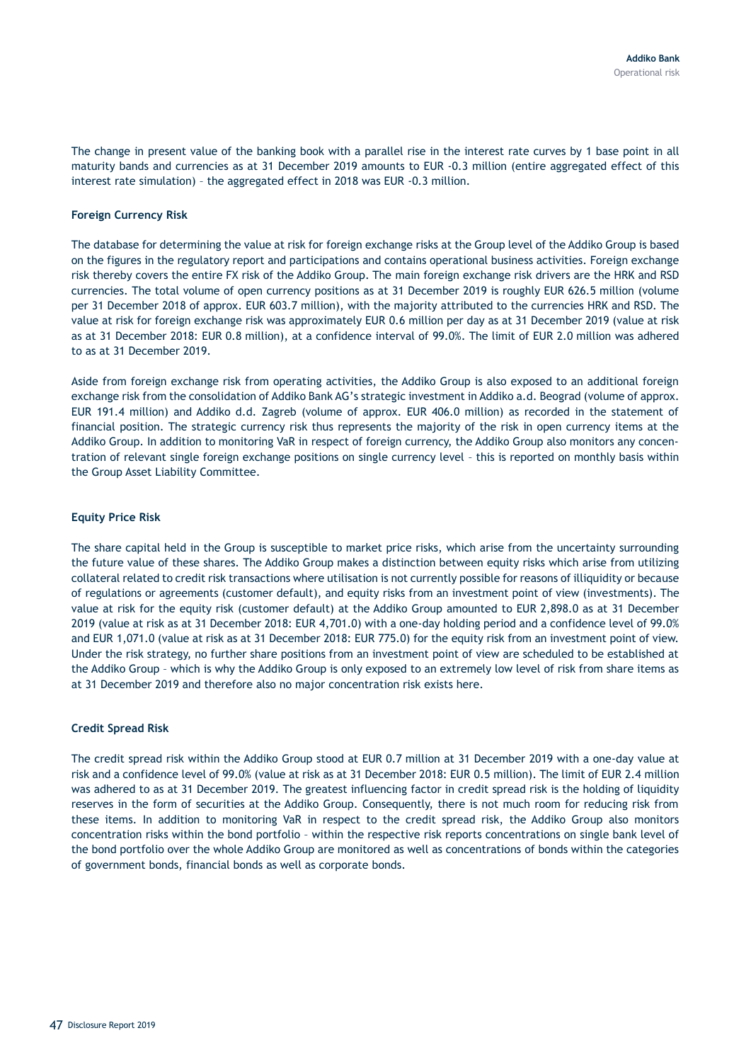The change in present value of the banking book with a parallel rise in the interest rate curves by 1 base point in all maturity bands and currencies as at 31 December 2019 amounts to EUR -0.3 million (entire aggregated effect of this interest rate simulation) – the aggregated effect in 2018 was EUR -0.3 million.

**Foreign Currency Risk**

The database for determining the value at risk for foreign exchange risks at the Group level of the Addiko Group is based on the figures in the regulatory report and participations and contains operational business activities. Foreign exchange risk thereby covers the entire FX risk of the Addiko Group. The main foreign exchange risk drivers are the HRK and RSD currencies. The total volume of open currency positions as at 31 December 2019 is roughly EUR 626.5 million (volume per 31 December 2018 of approx. EUR 603.7 million), with the majority attributed to the currencies HRK and RSD. The value at risk for foreign exchange risk was approximately EUR 0.6 million per day as at 31 December 2019 (value at risk as at 31 December 2018: EUR 0.8 million), at a confidence interval of 99.0%. The limit of EUR 2.0 million was adhered to as at 31 December 2019.

Aside from foreign exchange risk from operating activities, the Addiko Group is also exposed to an additional foreign exchange risk from the consolidation of Addiko Bank AG's strategic investment in Addiko a.d. Beograd (volume of approx. EUR 191.4 million) and Addiko d.d. Zagreb (volume of approx. EUR 406.0 million) as recorded in the statement of financial position. The strategic currency risk thus represents the majority of the risk in open currency items at the Addiko Group. In addition to monitoring VaR in respect of foreign currency, the Addiko Group also monitors any concentration of relevant single foreign exchange positions on single currency level – this is reported on monthly basis within the Group Asset Liability Committee.

**Equity Price Risk**

The share capital held in the Group is susceptible to market price risks, which arise from the uncertainty surrounding the future value of these shares. The Addiko Group makes a distinction between equity risks which arise from utilizing collateral related to credit risk transactions where utilisation is not currently possible for reasons of illiquidity or because of regulations or agreements (customer default), and equity risks from an investment point of view (investments). The value at risk for the equity risk (customer default) at the Addiko Group amounted to EUR 2,898.0 as at 31 December 2019 (value at risk as at 31 December 2018: EUR 4,701.0) with a one-day holding period and a confidence level of 99.0% and EUR 1,071.0 (value at risk as at 31 December 2018: EUR 775.0) for the equity risk from an investment point of view. Under the risk strategy, no further share positions from an investment point of view are scheduled to be established at the Addiko Group – which is why the Addiko Group is only exposed to an extremely low level of risk from share items as at 31 December 2019 and therefore also no major concentration risk exists here.

**Credit Spread Risk**

The credit spread risk within the Addiko Group stood at EUR 0.7 million at 31 December 2019 with a one-day value at risk and a confidence level of 99.0% (value at risk as at 31 December 2018: EUR 0.5 million). The limit of EUR 2.4 million was adhered to as at 31 December 2019. The greatest influencing factor in credit spread risk is the holding of liquidity reserves in the form of securities at the Addiko Group. Consequently, there is not much room for reducing risk from these items. In addition to monitoring VaR in respect to the credit spread risk, the Addiko Group also monitors concentration risks within the bond portfolio – within the respective risk reports concentrations on single bank level of the bond portfolio over the whole Addiko Group are monitored as well as concentrations of bonds within the categories of government bonds, financial bonds as well as corporate bonds.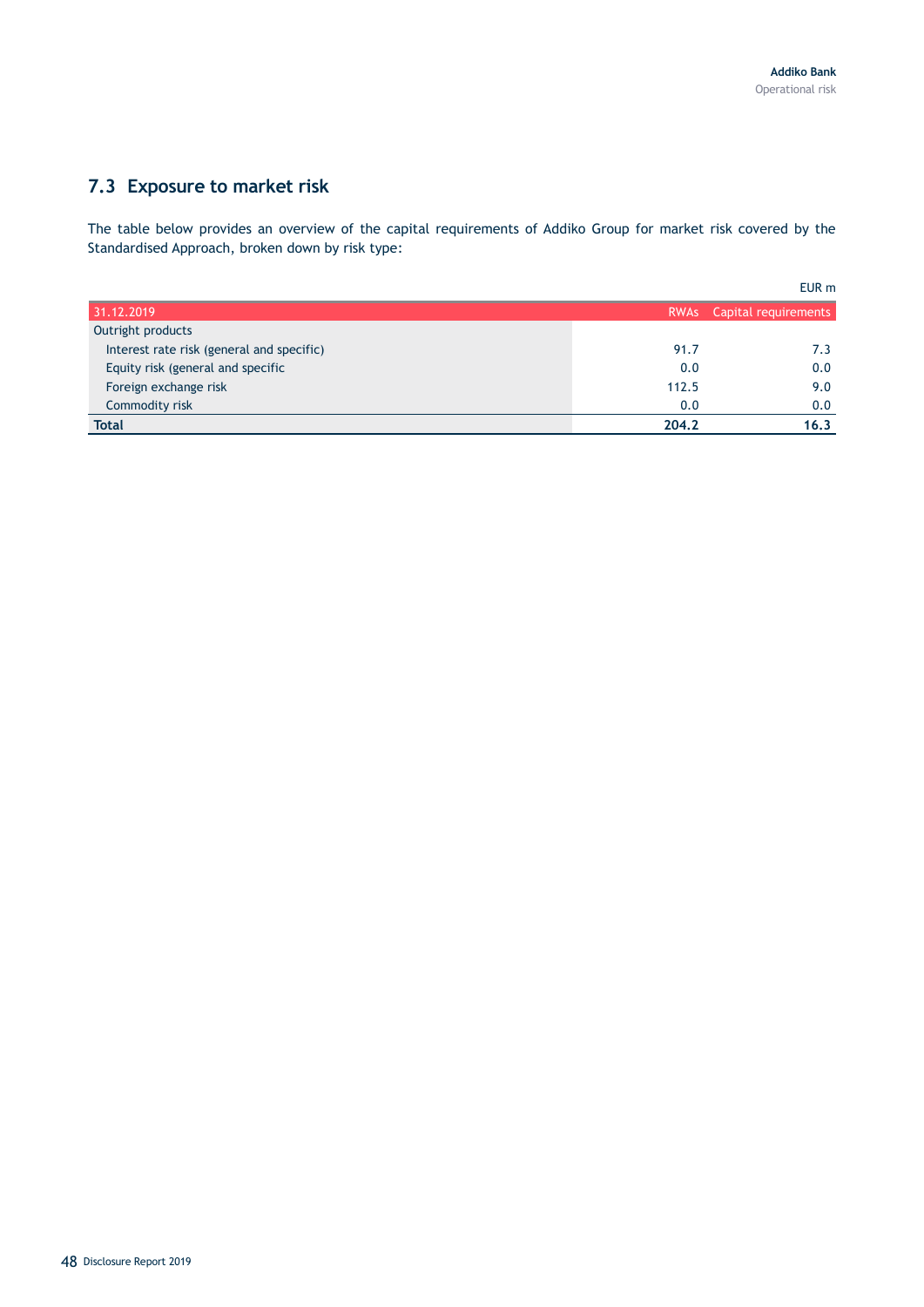## 7.3 Exposure to market risk

The table below provides an overview of the capital requirements of Addiko Group for market risk covered by the Standardised Approach, broken down by risk type:

EUR m

| 31.12.2019 | RWAs | Capital requirements |
|---|---|---|
| Outright products | | |
| Interest rate risk (general and specific) | 91.7 | 7.3 |
| Equity risk (general and specific | 0.0 | 0.0 |
| Foreign exchange risk | 112.5 | 9.0 |
| Commodity risk | 0.0 | 0.0 |
| **Total** | **204.2** | **16.3** |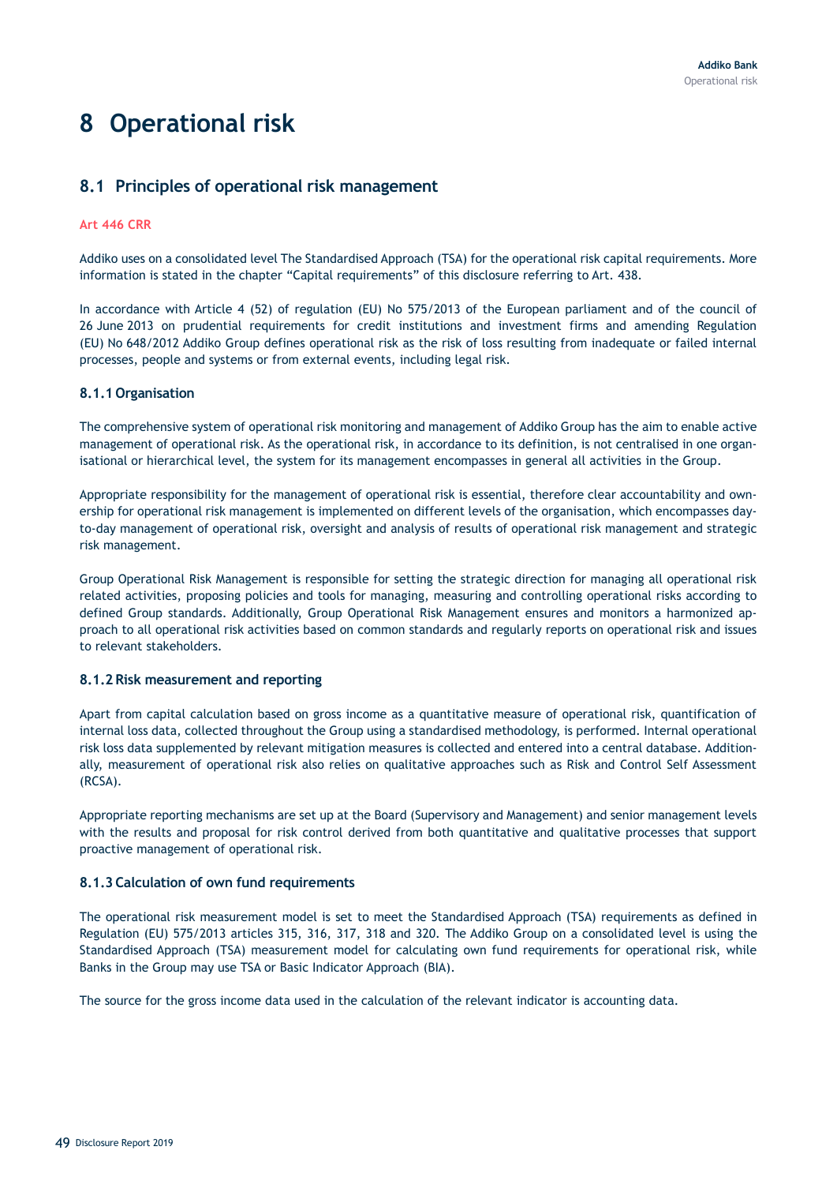# 8 Operational risk

## 8.1 Principles of operational risk management

**Art 446 CRR**

Addiko uses on a consolidated level The Standardised Approach (TSA) for the operational risk capital requirements. More information is stated in the chapter "Capital requirements" of this disclosure referring to Art. 438.

In accordance with Article 4 (52) of regulation (EU) No 575/2013 of the European parliament and of the council of 26 June 2013 on prudential requirements for credit institutions and investment firms and amending Regulation (EU) No 648/2012 Addiko Group defines operational risk as the risk of loss resulting from inadequate or failed internal processes, people and systems or from external events, including legal risk.

### 8.1.1 Organisation

The comprehensive system of operational risk monitoring and management of Addiko Group has the aim to enable active management of operational risk. As the operational risk, in accordance to its definition, is not centralised in one organisational or hierarchical level, the system for its management encompasses in general all activities in the Group.

Appropriate responsibility for the management of operational risk is essential, therefore clear accountability and ownership for operational risk management is implemented on different levels of the organisation, which encompasses day-to-day management of operational risk, oversight and analysis of results of operational risk management and strategic risk management.

Group Operational Risk Management is responsible for setting the strategic direction for managing all operational risk related activities, proposing policies and tools for managing, measuring and controlling operational risks according to defined Group standards. Additionally, Group Operational Risk Management ensures and monitors a harmonized approach to all operational risk activities based on common standards and regularly reports on operational risk and issues to relevant stakeholders.

### 8.1.2 Risk measurement and reporting

Apart from capital calculation based on gross income as a quantitative measure of operational risk, quantification of internal loss data, collected throughout the Group using a standardised methodology, is performed. Internal operational risk loss data supplemented by relevant mitigation measures is collected and entered into a central database. Additionally, measurement of operational risk also relies on qualitative approaches such as Risk and Control Self Assessment (RCSA).

Appropriate reporting mechanisms are set up at the Board (Supervisory and Management) and senior management levels with the results and proposal for risk control derived from both quantitative and qualitative processes that support proactive management of operational risk.

### 8.1.3 Calculation of own fund requirements

The operational risk measurement model is set to meet the Standardised Approach (TSA) requirements as defined in Regulation (EU) 575/2013 articles 315, 316, 317, 318 and 320. The Addiko Group on a consolidated level is using the Standardised Approach (TSA) measurement model for calculating own fund requirements for operational risk, while Banks in the Group may use TSA or Basic Indicator Approach (BIA).

The source for the gross income data used in the calculation of the relevant indicator is accounting data.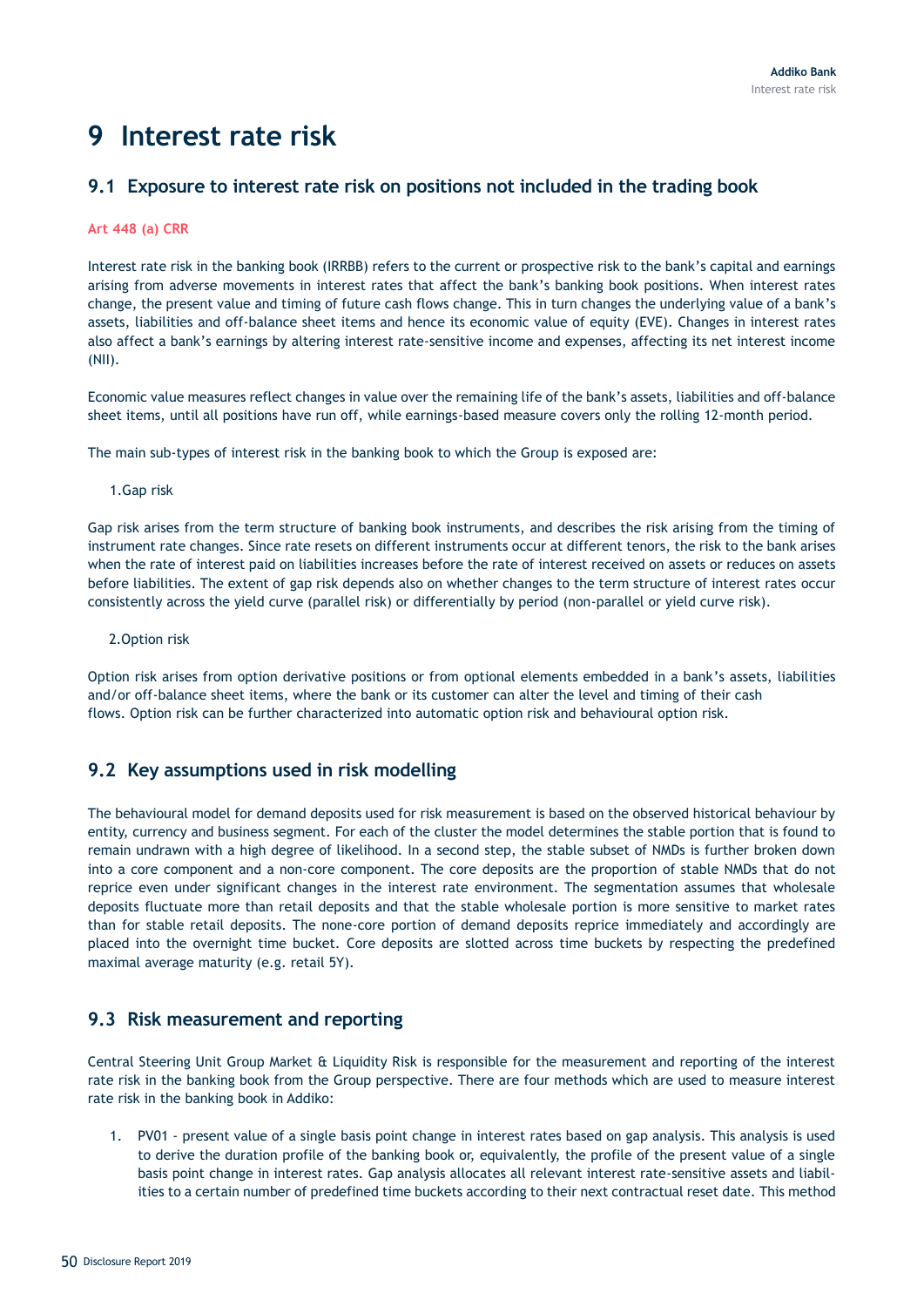# 9 Interest rate risk

## 9.1 Exposure to interest rate risk on positions not included in the trading book

**Art 448 (a) CRR**

Interest rate risk in the banking book (IRRBB) refers to the current or prospective risk to the bank's capital and earnings arising from adverse movements in interest rates that affect the bank's banking book positions. When interest rates change, the present value and timing of future cash flows change. This in turn changes the underlying value of a bank's assets, liabilities and off-balance sheet items and hence its economic value of equity (EVE). Changes in interest rates also affect a bank's earnings by altering interest rate-sensitive income and expenses, affecting its net interest income (NII).

Economic value measures reflect changes in value over the remaining life of the bank's assets, liabilities and off-balance sheet items, until all positions have run off, while earnings-based measure covers only the rolling 12-month period.

The main sub-types of interest risk in the banking book to which the Group is exposed are:

1.Gap risk

Gap risk arises from the term structure of banking book instruments, and describes the risk arising from the timing of instrument rate changes. Since rate resets on different instruments occur at different tenors, the risk to the bank arises when the rate of interest paid on liabilities increases before the rate of interest received on assets or reduces on assets before liabilities. The extent of gap risk depends also on whether changes to the term structure of interest rates occur consistently across the yield curve (parallel risk) or differentially by period (non-parallel or yield curve risk).

2.Option risk

Option risk arises from option derivative positions or from optional elements embedded in a bank's assets, liabilities and/or off-balance sheet items, where the bank or its customer can alter the level and timing of their cash flows. Option risk can be further characterized into automatic option risk and behavioural option risk.

## 9.2 Key assumptions used in risk modelling

The behavioural model for demand deposits used for risk measurement is based on the observed historical behaviour by entity, currency and business segment. For each of the cluster the model determines the stable portion that is found to remain undrawn with a high degree of likelihood. In a second step, the stable subset of NMDs is further broken down into a core component and a non-core component. The core deposits are the proportion of stable NMDs that do not reprice even under significant changes in the interest rate environment. The segmentation assumes that wholesale deposits fluctuate more than retail deposits and that the stable wholesale portion is more sensitive to market rates than for stable retail deposits. The none-core portion of demand deposits reprice immediately and accordingly are placed into the overnight time bucket. Core deposits are slotted across time buckets by respecting the predefined maximal average maturity (e.g. retail 5Y).

## 9.3 Risk measurement and reporting

Central Steering Unit Group Market & Liquidity Risk is responsible for the measurement and reporting of the interest rate risk in the banking book from the Group perspective. There are four methods which are used to measure interest rate risk in the banking book in Addiko:

1. PV01 - present value of a single basis point change in interest rates based on gap analysis. This analysis is used to derive the duration profile of the banking book or, equivalently, the profile of the present value of a single basis point change in interest rates. Gap analysis allocates all relevant interest rate-sensitive assets and liabilities to a certain number of predefined time buckets according to their next contractual reset date. This method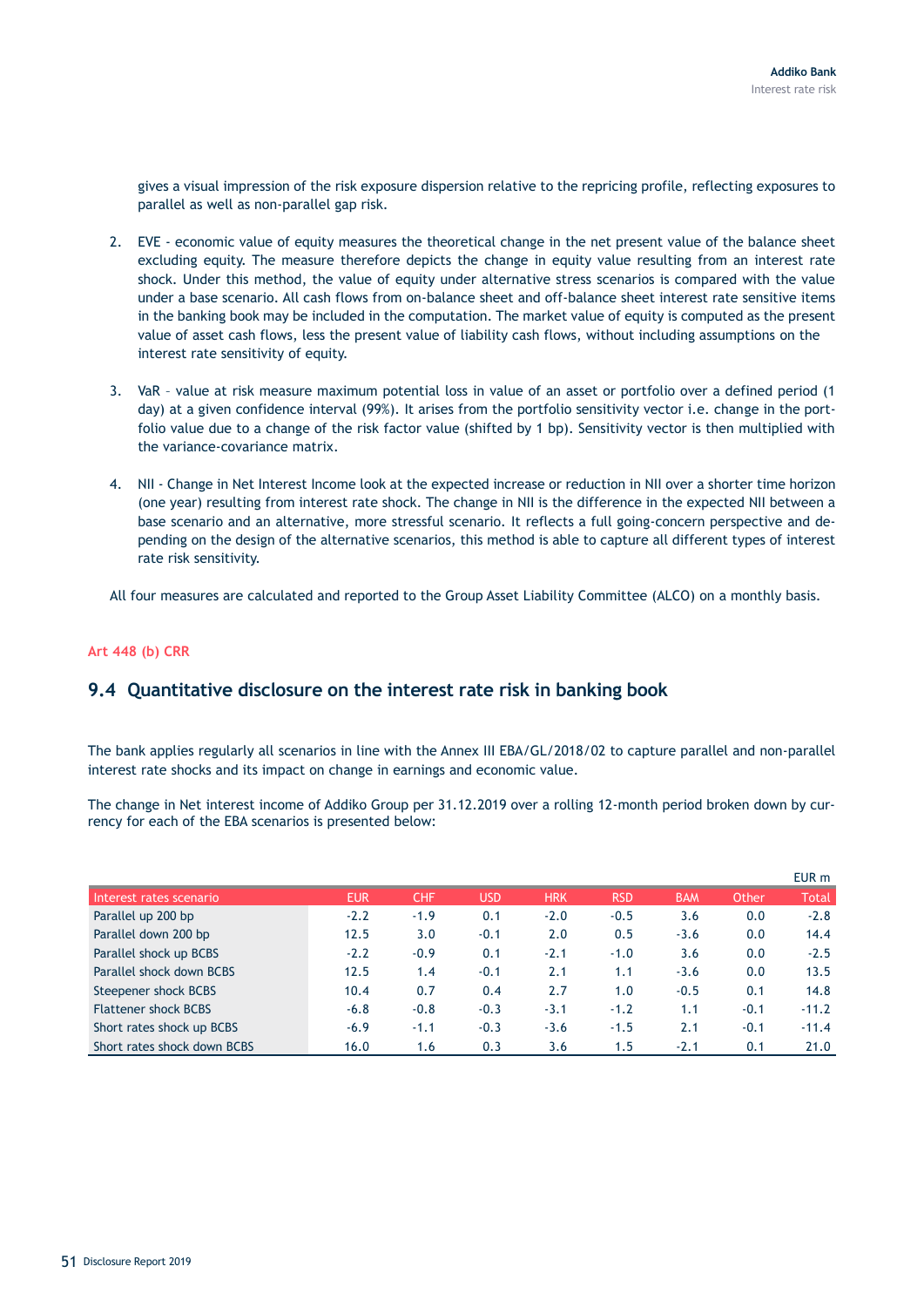gives a visual impression of the risk exposure dispersion relative to the repricing profile, reflecting exposures to parallel as well as non-parallel gap risk.

2. EVE - economic value of equity measures the theoretical change in the net present value of the balance sheet excluding equity. The measure therefore depicts the change in equity value resulting from an interest rate shock. Under this method, the value of equity under alternative stress scenarios is compared with the value under a base scenario. All cash flows from on-balance sheet and off-balance sheet interest rate sensitive items in the banking book may be included in the computation. The market value of equity is computed as the present value of asset cash flows, less the present value of liability cash flows, without including assumptions on the interest rate sensitivity of equity.

3. VaR – value at risk measure maximum potential loss in value of an asset or portfolio over a defined period (1 day) at a given confidence interval (99%). It arises from the portfolio sensitivity vector i.e. change in the portfolio value due to a change of the risk factor value (shifted by 1 bp). Sensitivity vector is then multiplied with the variance-covariance matrix.

4. NII - Change in Net Interest Income look at the expected increase or reduction in NII over a shorter time horizon (one year) resulting from interest rate shock. The change in NII is the difference in the expected NII between a base scenario and an alternative, more stressful scenario. It reflects a full going-concern perspective and depending on the design of the alternative scenarios, this method is able to capture all different types of interest rate risk sensitivity.

All four measures are calculated and reported to the Group Asset Liability Committee (ALCO) on a monthly basis.

Art 448 (b) CRR

## 9.4 Quantitative disclosure on the interest rate risk in banking book

The bank applies regularly all scenarios in line with the Annex III EBA/GL/2018/02 to capture parallel and non-parallel interest rate shocks and its impact on change in earnings and economic value.

The change in Net interest income of Addiko Group per 31.12.2019 over a rolling 12-month period broken down by currency for each of the EBA scenarios is presented below:

EUR m

| Interest rates scenario | EUR | CHF | USD | HRK | RSD | BAM | Other | Total |
|---|---|---|---|---|---|---|---|---|
| Parallel up 200 bp | -2.2 | -1.9 | 0.1 | -2.0 | -0.5 | 3.6 | 0.0 | -2.8 |
| Parallel down 200 bp | 12.5 | 3.0 | -0.1 | 2.0 | 0.5 | -3.6 | 0.0 | 14.4 |
| Parallel shock up BCBS | -2.2 | -0.9 | 0.1 | -2.1 | -1.0 | 3.6 | 0.0 | -2.5 |
| Parallel shock down BCBS | 12.5 | 1.4 | -0.1 | 2.1 | 1.1 | -3.6 | 0.0 | 13.5 |
| Steepener shock BCBS | 10.4 | 0.7 | 0.4 | 2.7 | 1.0 | -0.5 | 0.1 | 14.8 |
| Flattener shock BCBS | -6.8 | -0.8 | -0.3 | -3.1 | -1.2 | 1.1 | -0.1 | -11.2 |
| Short rates shock up BCBS | -6.9 | -1.1 | -0.3 | -3.6 | -1.5 | 2.1 | -0.1 | -11.4 |
| Short rates shock down BCBS | 16.0 | 1.6 | 0.3 | 3.6 | 1.5 | -2.1 | 0.1 | 21.0 |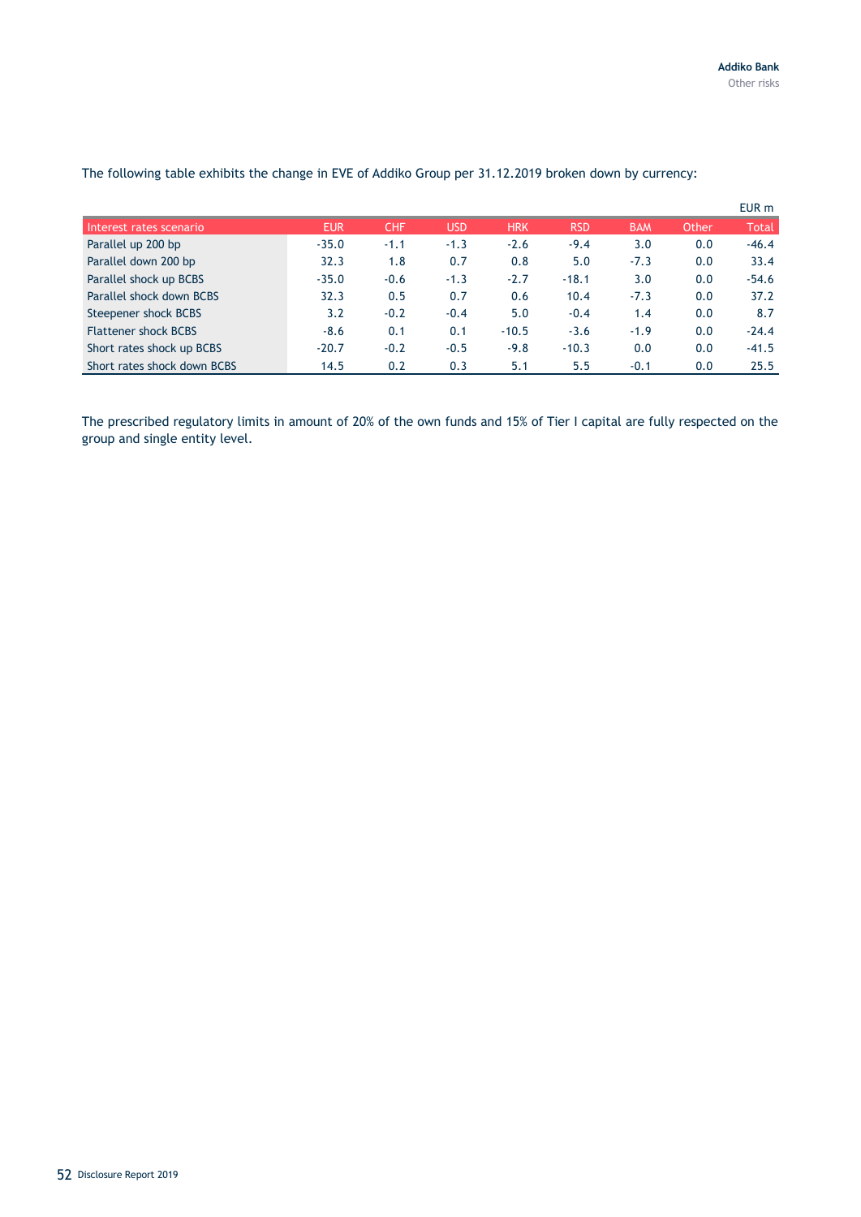The following table exhibits the change in EVE of Addiko Group per 31.12.2019 broken down by currency:

EUR m

| Interest rates scenario | EUR | CHF | USD | HRK | RSD | BAM | Other | Total |
|---|---|---|---|---|---|---|---|---|
| Parallel up 200 bp | -35.0 | -1.1 | -1.3 | -2.6 | -9.4 | 3.0 | 0.0 | -46.4 |
| Parallel down 200 bp | 32.3 | 1.8 | 0.7 | 0.8 | 5.0 | -7.3 | 0.0 | 33.4 |
| Parallel shock up BCBS | -35.0 | -0.6 | -1.3 | -2.7 | -18.1 | 3.0 | 0.0 | -54.6 |
| Parallel shock down BCBS | 32.3 | 0.5 | 0.7 | 0.6 | 10.4 | -7.3 | 0.0 | 37.2 |
| Steepener shock BCBS | 3.2 | -0.2 | -0.4 | 5.0 | -0.4 | 1.4 | 0.0 | 8.7 |
| Flattener shock BCBS | -8.6 | 0.1 | 0.1 | -10.5 | -3.6 | -1.9 | 0.0 | -24.4 |
| Short rates shock up BCBS | -20.7 | -0.2 | -0.5 | -9.8 | -10.3 | 0.0 | 0.0 | -41.5 |
| Short rates shock down BCBS | 14.5 | 0.2 | 0.3 | 5.1 | 5.5 | -0.1 | 0.0 | 25.5 |

The prescribed regulatory limits in amount of 20% of the own funds and 15% of Tier I capital are fully respected on the group and single entity level.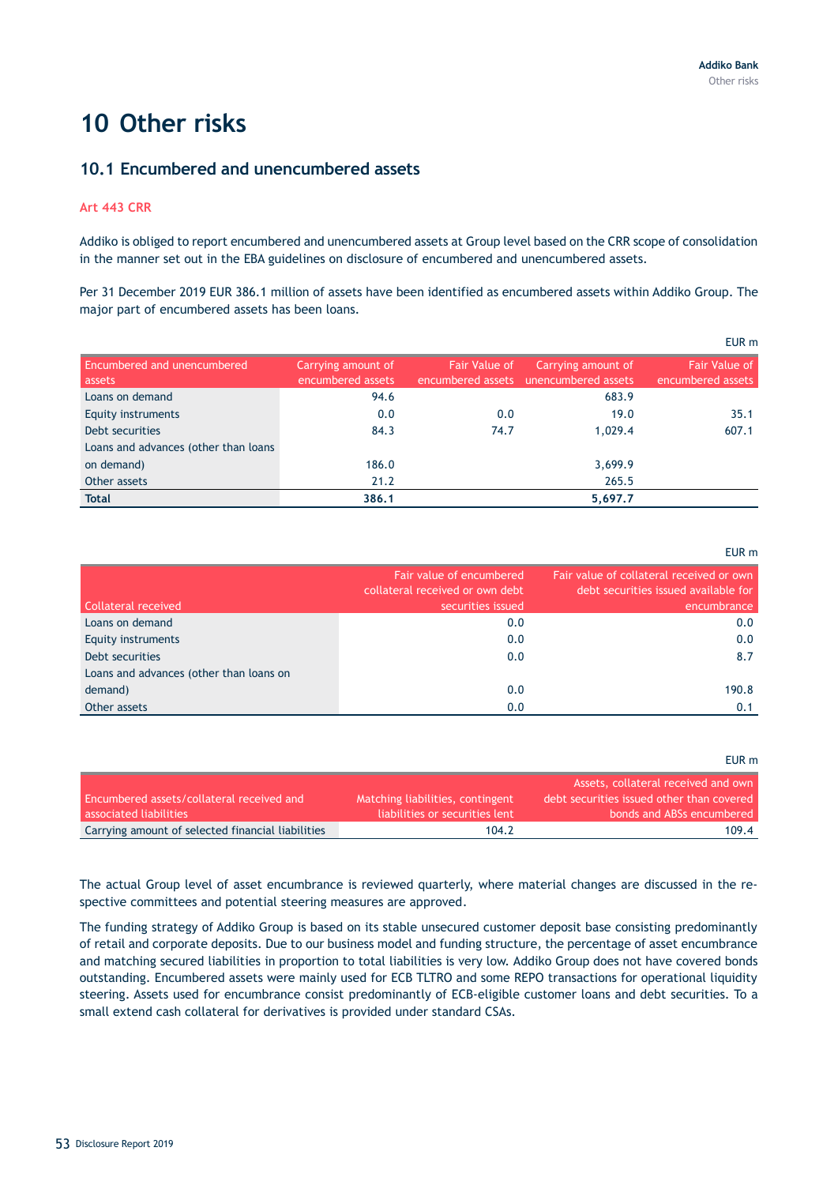# 10 Other risks

## 10.1 Encumbered and unencumbered assets

**Art 443 CRR**

Addiko is obliged to report encumbered and unencumbered assets at Group level based on the CRR scope of consolidation in the manner set out in the EBA guidelines on disclosure of encumbered and unencumbered assets.

Per 31 December 2019 EUR 386.1 million of assets have been identified as encumbered assets within Addiko Group. The major part of encumbered assets has been loans.

EUR m

| Encumbered and unencumbered assets | Carrying amount of encumbered assets | Fair Value of encumbered assets | Carrying amount of unencumbered assets | Fair Value of encumbered assets |
|---|---|---|---|---|
| Loans on demand | 94.6 | | 683.9 | |
| Equity instruments | 0.0 | 0.0 | 19.0 | 35.1 |
| Debt securities | 84.3 | 74.7 | 1,029.4 | 607.1 |
| Loans and advances (other than loans on demand) | 186.0 | | 3,699.9 | |
| Other assets | 21.2 | | 265.5 | |
| **Total** | **386.1** | | **5,697.7** | |

EUR m

| Collateral received | Fair value of encumbered collateral received or own debt securities issued | Fair value of collateral received or own debt securities issued available for encumbrance |
|---|---|---|
| Loans on demand | 0.0 | 0.0 |
| Equity instruments | 0.0 | 0.0 |
| Debt securities | 0.0 | 8.7 |
| Loans and advances (other than loans on demand) | 0.0 | 190.8 |
| Other assets | 0.0 | 0.1 |

EUR m

| Encumbered assets/collateral received and associated liabilities | Matching liabilities, contingent liabilities or securities lent | Assets, collateral received and own debt securities issued other than covered bonds and ABSs encumbered |
|---|---|---|
| Carrying amount of selected financial liabilities | 104.2 | 109.4 |

The actual Group level of asset encumbrance is reviewed quarterly, where material changes are discussed in the respective committees and potential steering measures are approved.

The funding strategy of Addiko Group is based on its stable unsecured customer deposit base consisting predominantly of retail and corporate deposits. Due to our business model and funding structure, the percentage of asset encumbrance and matching secured liabilities in proportion to total liabilities is very low. Addiko Group does not have covered bonds outstanding. Encumbered assets were mainly used for ECB TLTRO and some REPO transactions for operational liquidity steering. Assets used for encumbrance consist predominantly of ECB-eligible customer loans and debt securities. To a small extend cash collateral for derivatives is provided under standard CSAs.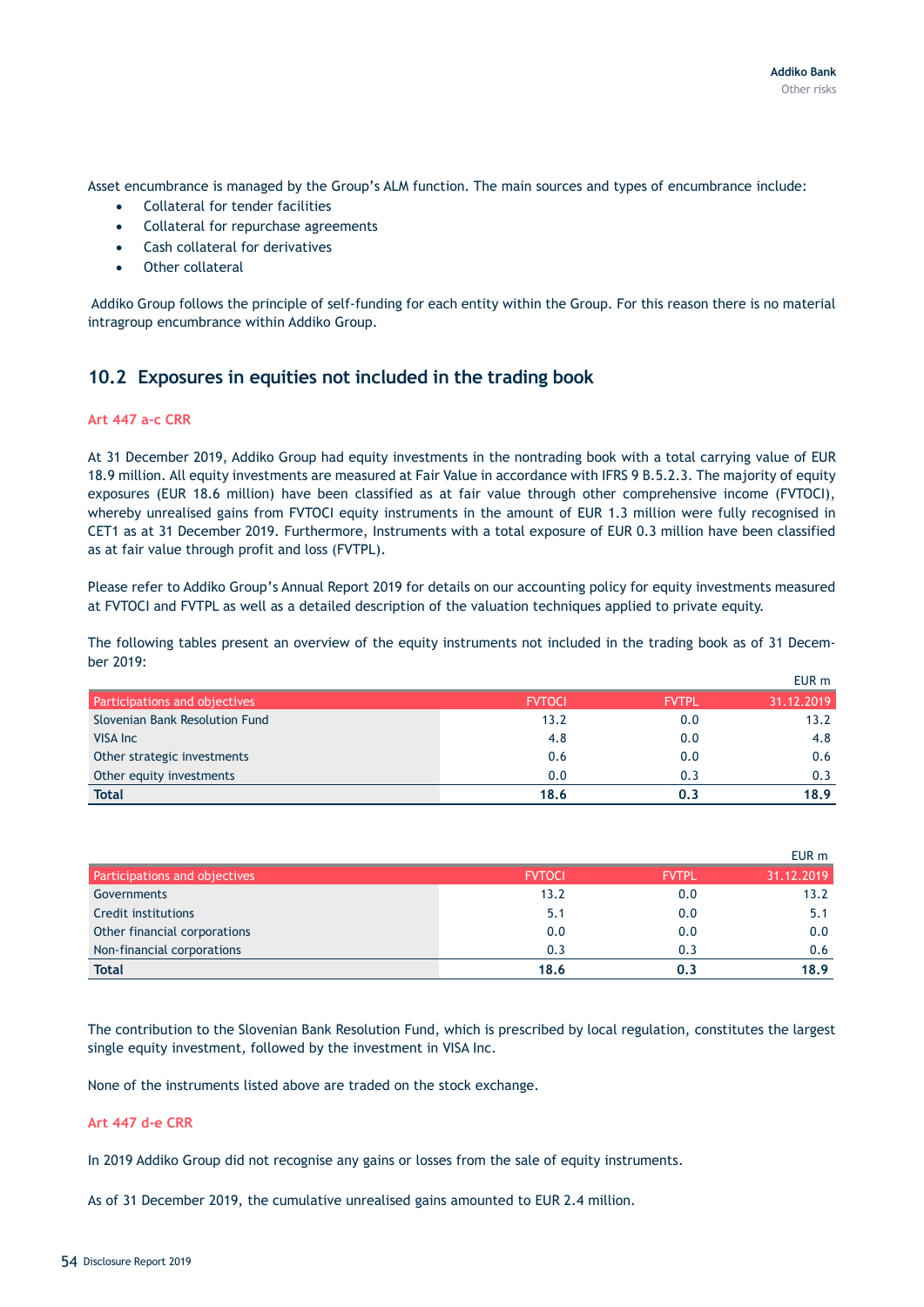Asset encumbrance is managed by the Group's ALM function. The main sources and types of encumbrance include:

- Collateral for tender facilities
- Collateral for repurchase agreements
- Cash collateral for derivatives
- Other collateral

Addiko Group follows the principle of self-funding for each entity within the Group. For this reason there is no material intragroup encumbrance within Addiko Group.

## 10.2 Exposures in equities not included in the trading book

### Art 447 a-c CRR

At 31 December 2019, Addiko Group had equity investments in the nontrading book with a total carrying value of EUR 18.9 million. All equity investments are measured at Fair Value in accordance with IFRS 9 B.5.2.3. The majority of equity exposures (EUR 18.6 million) have been classified as at fair value through other comprehensive income (FVTOCI), whereby unrealised gains from FVTOCI equity instruments in the amount of EUR 1.3 million were fully recognised in CET1 as at 31 December 2019. Furthermore, Instruments with a total exposure of EUR 0.3 million have been classified as at fair value through profit and loss (FVTPL).

Please refer to Addiko Group's Annual Report 2019 for details on our accounting policy for equity investments measured at FVTOCI and FVTPL as well as a detailed description of the valuation techniques applied to private equity.

The following tables present an overview of the equity instruments not included in the trading book as of 31 December 2019:

EUR m

| Participations and objectives | FVTOCI | FVTPL | 31.12.2019 |
|---|---|---|---|
| Slovenian Bank Resolution Fund | 13.2 | 0.0 | 13.2 |
| VISA Inc | 4.8 | 0.0 | 4.8 |
| Other strategic investments | 0.6 | 0.0 | 0.6 |
| Other equity investments | 0.0 | 0.3 | 0.3 |
| **Total** | **18.6** | **0.3** | **18.9** |

EUR m

| Participations and objectives | FVTOCI | FVTPL | 31.12.2019 |
|---|---|---|---|
| Governments | 13.2 | 0.0 | 13.2 |
| Credit institutions | 5.1 | 0.0 | 5.1 |
| Other financial corporations | 0.0 | 0.0 | 0.0 |
| Non-financial corporations | 0.3 | 0.3 | 0.6 |
| **Total** | **18.6** | **0.3** | **18.9** |

The contribution to the Slovenian Bank Resolution Fund, which is prescribed by local regulation, constitutes the largest single equity investment, followed by the investment in VISA Inc.

None of the instruments listed above are traded on the stock exchange.

### Art 447 d-e CRR

In 2019 Addiko Group did not recognise any gains or losses from the sale of equity instruments.

As of 31 December 2019, the cumulative unrealised gains amounted to EUR 2.4 million.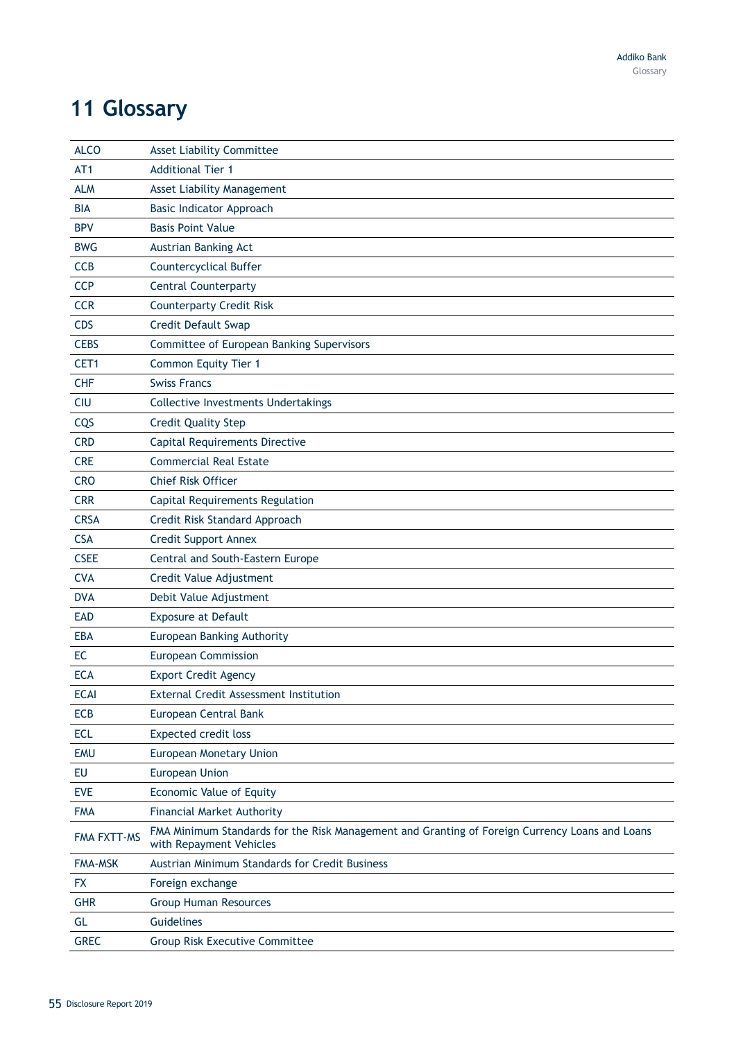# 11 Glossary

| | |
|---|---|
| ALCO | Asset Liability Committee |
| AT1 | Additional Tier 1 |
| ALM | Asset Liability Management |
| BIA | Basic Indicator Approach |
| BPV | Basis Point Value |
| BWG | Austrian Banking Act |
| CCB | Countercyclical Buffer |
| CCP | Central Counterparty |
| CCR | Counterparty Credit Risk |
| CDS | Credit Default Swap |
| CEBS | Committee of European Banking Supervisors |
| CET1 | Common Equity Tier 1 |
| CHF | Swiss Francs |
| CIU | Collective Investments Undertakings |
| CQS | Credit Quality Step |
| CRD | Capital Requirements Directive |
| CRE | Commercial Real Estate |
| CRO | Chief Risk Officer |
| CRR | Capital Requirements Regulation |
| CRSA | Credit Risk Standard Approach |
| CSA | Credit Support Annex |
| CSEE | Central and South-Eastern Europe |
| CVA | Credit Value Adjustment |
| DVA | Debit Value Adjustment |
| EAD | Exposure at Default |
| EBA | European Banking Authority |
| EC | European Commission |
| ECA | Export Credit Agency |
| ECAI | External Credit Assessment Institution |
| ECB | European Central Bank |
| ECL | Expected credit loss |
| EMU | European Monetary Union |
| EU | European Union |
| EVE | Economic Value of Equity |
| FMA | Financial Market Authority |
| FMA FXTT-MS | FMA Minimum Standards for the Risk Management and Granting of Foreign Currency Loans and Loans with Repayment Vehicles |
| FMA-MSK | Austrian Minimum Standards for Credit Business |
| FX | Foreign exchange |
| GHR | Group Human Resources |
| GL | Guidelines |
| GREC | Group Risk Executive Committee |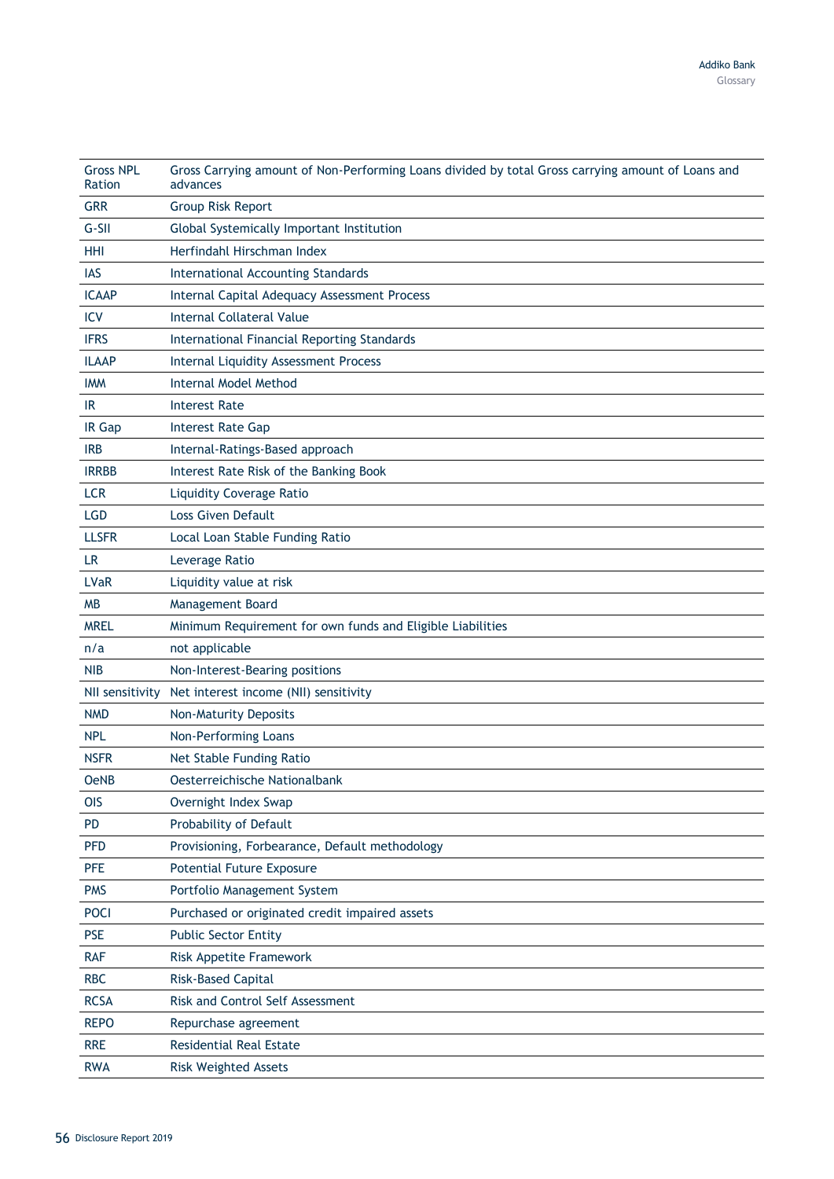| | |
|---|---|
| Gross NPL Ration | Gross Carrying amount of Non-Performing Loans divided by total Gross carrying amount of Loans and advances |
| GRR | Group Risk Report |
| G-SII | Global Systemically Important Institution |
| HHI | Herfindahl Hirschman Index |
| IAS | International Accounting Standards |
| ICAAP | Internal Capital Adequacy Assessment Process |
| ICV | Internal Collateral Value |
| IFRS | International Financial Reporting Standards |
| ILAAP | Internal Liquidity Assessment Process |
| IMM | Internal Model Method |
| IR | Interest Rate |
| IR Gap | Interest Rate Gap |
| IRB | Internal-Ratings-Based approach |
| IRRBB | Interest Rate Risk of the Banking Book |
| LCR | Liquidity Coverage Ratio |
| LGD | Loss Given Default |
| LLSFR | Local Loan Stable Funding Ratio |
| LR | Leverage Ratio |
| LVaR | Liquidity value at risk |
| MB | Management Board |
| MREL | Minimum Requirement for own funds and Eligible Liabilities |
| n/a | not applicable |
| NIB | Non-Interest-Bearing positions |
| NII sensitivity | Net interest income (NII) sensitivity |
| NMD | Non-Maturity Deposits |
| NPL | Non-Performing Loans |
| NSFR | Net Stable Funding Ratio |
| OeNB | Oesterreichische Nationalbank |
| OIS | Overnight Index Swap |
| PD | Probability of Default |
| PFD | Provisioning, Forbearance, Default methodology |
| PFE | Potential Future Exposure |
| PMS | Portfolio Management System |
| POCI | Purchased or originated credit impaired assets |
| PSE | Public Sector Entity |
| RAF | Risk Appetite Framework |
| RBC | Risk-Based Capital |
| RCSA | Risk and Control Self Assessment |
| REPO | Repurchase agreement |
| RRE | Residential Real Estate |
| RWA | Risk Weighted Assets |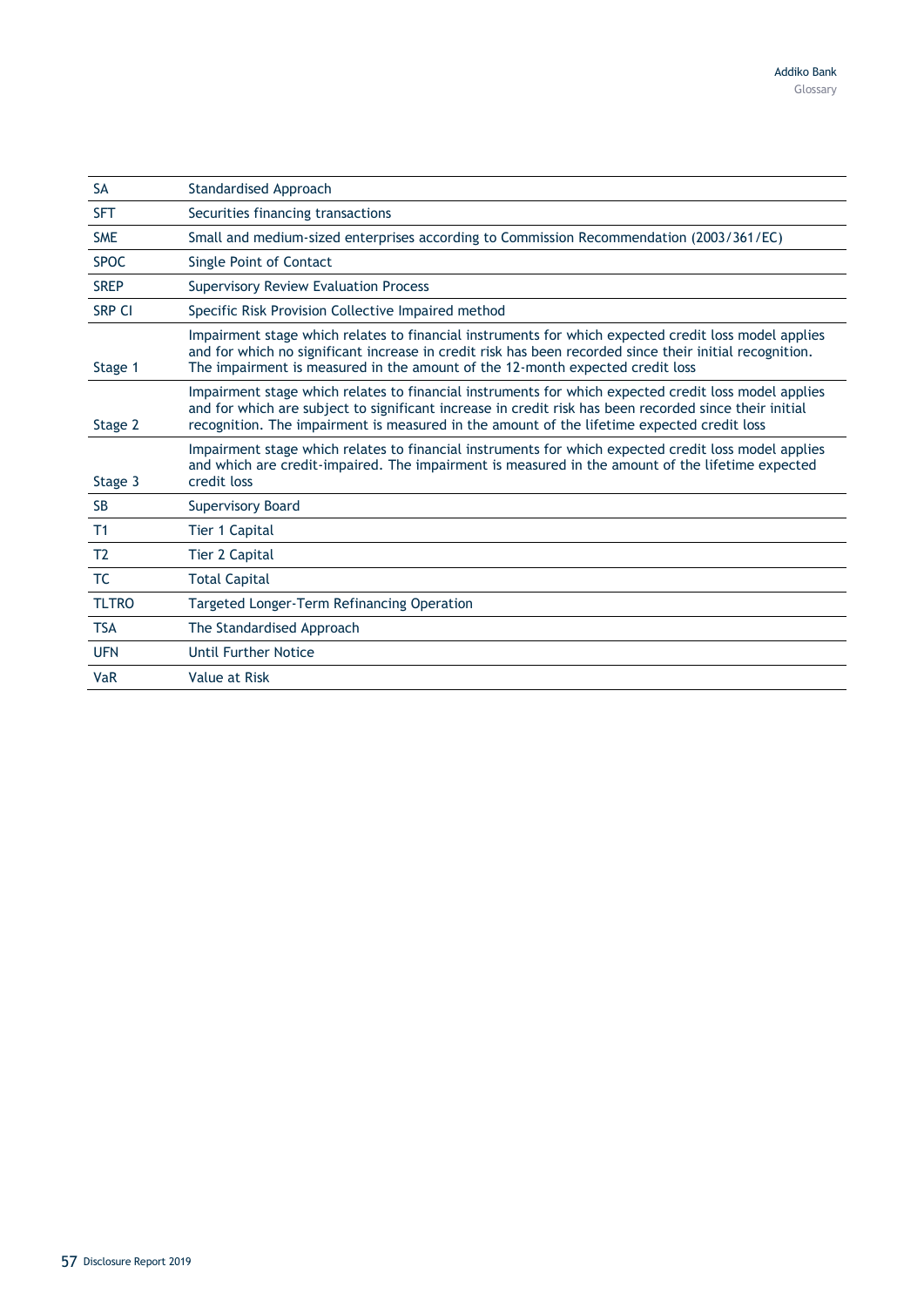| | |
|---|---|
| SA | Standardised Approach |
| SFT | Securities financing transactions |
| SME | Small and medium-sized enterprises according to Commission Recommendation (2003/361/EC) |
| SPOC | Single Point of Contact |
| SREP | Supervisory Review Evaluation Process |
| SRP CI | Specific Risk Provision Collective Impaired method |
| Stage 1 | Impairment stage which relates to financial instruments for which expected credit loss model applies and for which no significant increase in credit risk has been recorded since their initial recognition. The impairment is measured in the amount of the 12-month expected credit loss |
| Stage 2 | Impairment stage which relates to financial instruments for which expected credit loss model applies and for which are subject to significant increase in credit risk has been recorded since their initial recognition. The impairment is measured in the amount of the lifetime expected credit loss |
| Stage 3 | Impairment stage which relates to financial instruments for which expected credit loss model applies and which are credit-impaired. The impairment is measured in the amount of the lifetime expected credit loss |
| SB | Supervisory Board |
| T1 | Tier 1 Capital |
| T2 | Tier 2 Capital |
| TC | Total Capital |
| TLTRO | Targeted Longer-Term Refinancing Operation |
| TSA | The Standardised Approach |
| UFN | Until Further Notice |
| VaR | Value at Risk |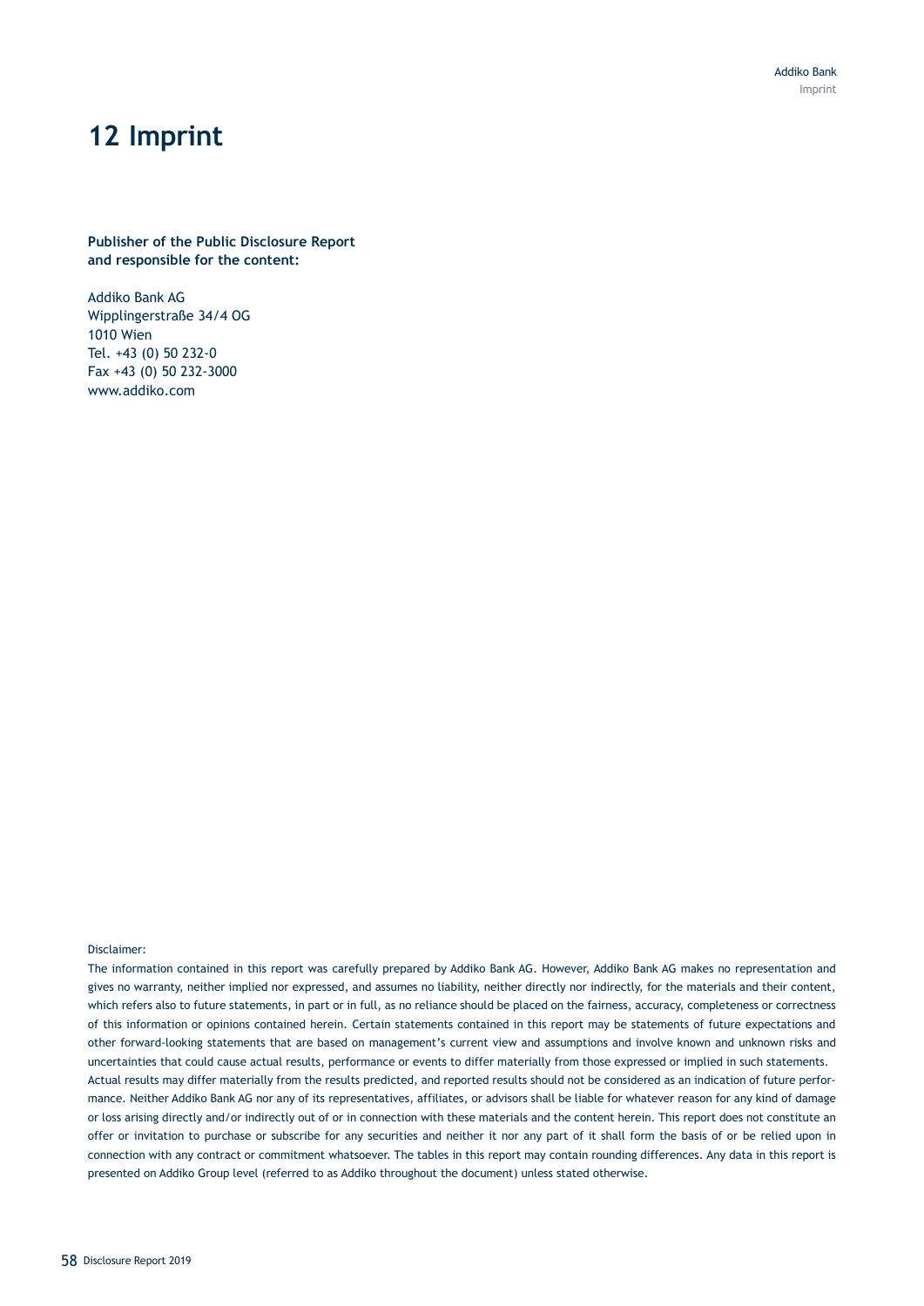# 12 Imprint

**Publisher of the Public Disclosure Report and responsible for the content:**

Addiko Bank AG
Wipplingerstraße 34/4 OG
1010 Wien
Tel. +43 (0) 50 232-0
Fax +43 (0) 50 232-3000
www.addiko.com

Disclaimer:

The information contained in this report was carefully prepared by Addiko Bank AG. However, Addiko Bank AG makes no representation and gives no warranty, neither implied nor expressed, and assumes no liability, neither directly nor indirectly, for the materials and their content, which refers also to future statements, in part or in full, as no reliance should be placed on the fairness, accuracy, completeness or correctness of this information or opinions contained herein. Certain statements contained in this report may be statements of future expectations and other forward-looking statements that are based on management's current view and assumptions and involve known and unknown risks and uncertainties that could cause actual results, performance or events to differ materially from those expressed or implied in such statements.
Actual results may differ materially from the results predicted, and reported results should not be considered as an indication of future performance. Neither Addiko Bank AG nor any of its representatives, affiliates, or advisors shall be liable for whatever reason for any kind of damage or loss arising directly and/or indirectly out of or in connection with these materials and the content herein. This report does not constitute an offer or invitation to purchase or subscribe for any securities and neither it nor any part of it shall form the basis of or be relied upon in connection with any contract or commitment whatsoever. The tables in this report may contain rounding differences. Any data in this report is presented on Addiko Group level (referred to as Addiko throughout the document) unless stated otherwise.